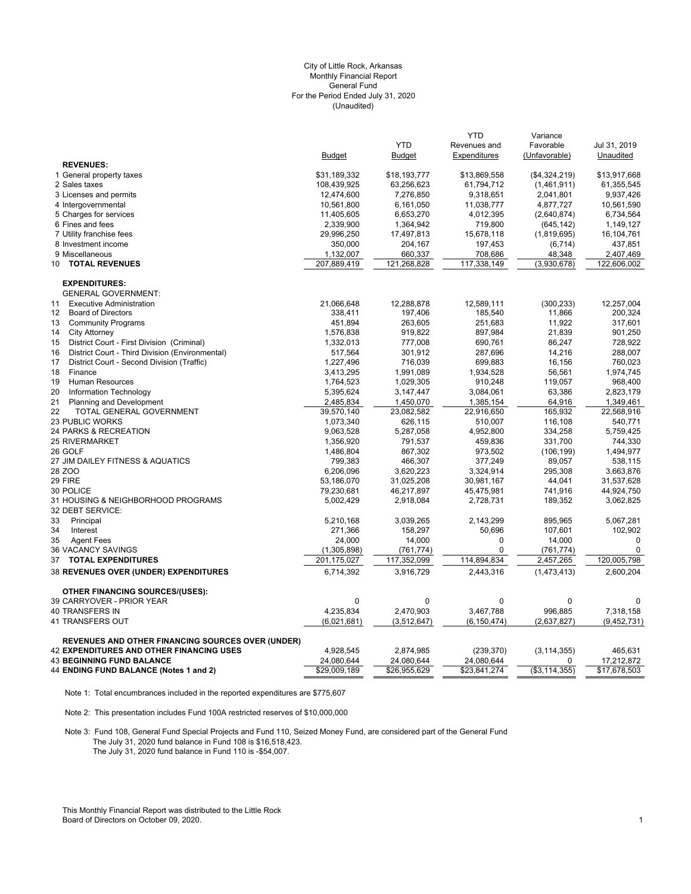City of Little Rock, Arkansas
Monthly Financial Report
General Fund
For the Period Ended July 31, 2020
(Unaudited)

| | Budget | YTD Budget | YTD Revenues and Expenditures | Variance Favorable (Unfavorable) | Jul 31, 2019 Unaudited |
|---|---|---|---|---|---|
| **REVENUES:** | | | | | |
| 1 General property taxes | $31,189,332 | $18,193,777 | $13,869,558 | ($4,324,219) | $13,917,668 |
| 2 Sales taxes | 108,439,925 | 63,256,623 | 61,794,712 | (1,461,911) | 61,355,545 |
| 3 Licenses and permits | 12,474,600 | 7,276,850 | 9,318,651 | 2,041,801 | 9,937,426 |
| 4 Intergovernmental | 10,561,800 | 6,161,050 | 11,038,777 | 4,877,727 | 10,561,590 |
| 5 Charges for services | 11,405,605 | 6,653,270 | 4,012,395 | (2,640,874) | 6,734,564 |
| 6 Fines and fees | 2,339,900 | 1,364,942 | 719,800 | (645,142) | 1,149,127 |
| 7 Utility franchise fees | 29,996,250 | 17,497,813 | 15,678,118 | (1,819,695) | 16,104,761 |
| 8 Investment income | 350,000 | 204,167 | 197,453 | (6,714) | 437,851 |
| 9 Miscellaneous | 1,132,007 | 660,337 | 708,686 | 48,348 | 2,407,469 |
| 10 **TOTAL REVENUES** | 207,889,419 | 121,268,828 | 117,338,149 | (3,930,678) | 122,606,002 |
| **EXPENDITURES:** | | | | | |
| GENERAL GOVERNMENT: | | | | | |
| 11 Executive Administration | 21,066,648 | 12,288,878 | 12,589,111 | (300,233) | 12,257,004 |
| 12 Board of Directors | 338,411 | 197,406 | 185,540 | 11,866 | 200,324 |
| 13 Community Programs | 451,894 | 263,605 | 251,683 | 11,922 | 317,601 |
| 14 City Attorney | 1,576,838 | 919,822 | 897,984 | 21,839 | 901,250 |
| 15 District Court - First Division (Criminal) | 1,332,013 | 777,008 | 690,761 | 86,247 | 728,922 |
| 16 District Court - Third Division (Environmental) | 517,564 | 301,912 | 287,696 | 14,216 | 288,007 |
| 17 District Court - Second Division (Traffic) | 1,227,496 | 716,039 | 699,883 | 16,156 | 760,023 |
| 18 Finance | 3,413,295 | 1,991,089 | 1,934,528 | 56,561 | 1,974,745 |
| 19 Human Resources | 1,764,523 | 1,029,305 | 910,248 | 119,057 | 968,400 |
| 20 Information Technology | 5,395,624 | 3,147,447 | 3,084,061 | 63,386 | 2,823,179 |
| 21 Planning and Development | 2,485,834 | 1,450,070 | 1,385,154 | 64,916 | 1,349,461 |
| 22 TOTAL GENERAL GOVERNMENT | 39,570,140 | 23,082,582 | 22,916,650 | 165,932 | 22,568,916 |
| 23 PUBLIC WORKS | 1,073,340 | 626,115 | 510,007 | 116,108 | 540,771 |
| 24 PARKS & RECREATION | 9,063,528 | 5,287,058 | 4,952,800 | 334,258 | 5,759,425 |
| 25 RIVERMARKET | 1,356,920 | 791,537 | 459,836 | 331,700 | 744,330 |
| 26 GOLF | 1,486,804 | 867,302 | 973,502 | (106,199) | 1,494,977 |
| 27 JIM DAILEY FITNESS & AQUATICS | 799,383 | 466,307 | 377,249 | 89,057 | 538,115 |
| 28 ZOO | 6,206,096 | 3,620,223 | 3,324,914 | 295,308 | 3,663,876 |
| 29 FIRE | 53,186,070 | 31,025,208 | 30,981,167 | 44,041 | 31,537,628 |
| 30 POLICE | 79,230,681 | 46,217,897 | 45,475,981 | 741,916 | 44,924,750 |
| 31 HOUSING & NEIGHBORHOOD PROGRAMS | 5,002,429 | 2,918,084 | 2,728,731 | 189,352 | 3,062,825 |
| 32 DEBT SERVICE: | | | | | |
| 33 Principal | 5,210,168 | 3,039,265 | 2,143,299 | 895,965 | 5,067,281 |
| 34 Interest | 271,366 | 158,297 | 50,696 | 107,601 | 102,902 |
| 35 Agent Fees | 24,000 | 14,000 | 0 | 14,000 | 0 |
| 36 VACANCY SAVINGS | (1,305,898) | (761,774) | 0 | (761,774) | 0 |
| 37 **TOTAL EXPENDITURES** | 201,175,027 | 117,352,099 | 114,894,834 | 2,457,265 | 120,005,798 |
| 38 **REVENUES OVER (UNDER) EXPENDITURES** | 6,714,392 | 3,916,729 | 2,443,316 | (1,473,413) | 2,600,204 |
| **OTHER FINANCING SOURCES/(USES):** | | | | | |
| 39 CARRYOVER - PRIOR YEAR | 0 | 0 | 0 | 0 | 0 |
| 40 TRANSFERS IN | 4,235,834 | 2,470,903 | 3,467,788 | 996,885 | 7,318,158 |
| 41 TRANSFERS OUT | (6,021,681) | (3,512,647) | (6,150,474) | (2,637,827) | (9,452,731) |
| **REVENUES AND OTHER FINANCING SOURCES OVER (UNDER)** | | | | | |
| 42 **EXPENDITURES AND OTHER FINANCING USES** | 4,928,545 | 2,874,985 | (239,370) | (3,114,355) | 465,631 |
| 43 **BEGINNING FUND BALANCE** | 24,080,644 | 24,080,644 | 24,080,644 | 0 | 17,212,872 |
| 44 **ENDING FUND BALANCE (Notes 1 and 2)** | $29,009,189 | $26,955,629 | $23,841,274 | ($3,114,355) | $17,678,503 |

Note 1: Total encumbrances included in the reported expenditures are $775,607

Note 2: This presentation includes Fund 100A restricted reserves of $10,000,000

Note 3: Fund 108, General Fund Special Projects and Fund 110, Seized Money Fund, are considered part of the General Fund
The July 31, 2020 fund balance in Fund 108 is $16,518,423.
The July 31, 2020 fund balance in Fund 110 is -$54,007.

This Monthly Financial Report was distributed to the Little Rock Board of Directors on October 09, 2020.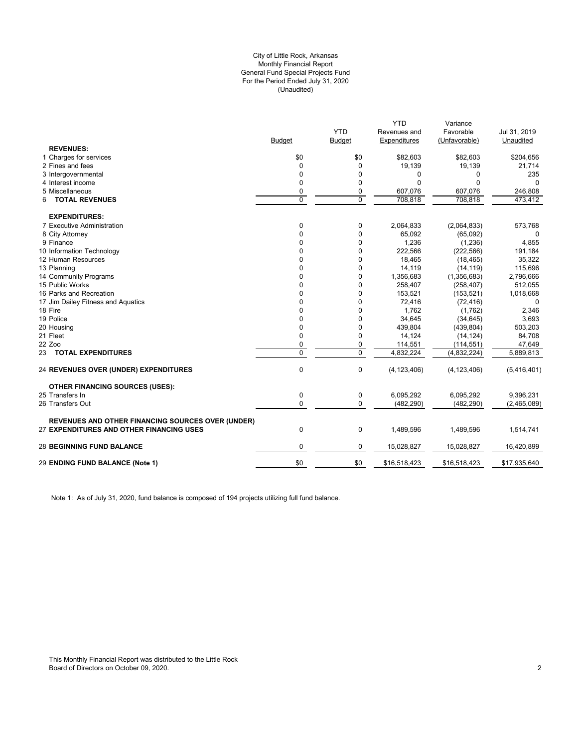City of Little Rock, Arkansas
Monthly Financial Report
General Fund Special Projects Fund
For the Period Ended July 31, 2020
(Unaudited)

| | Budget | YTD Budget | YTD Revenues and Expenditures | Variance Favorable (Unfavorable) | Jul 31, 2019 Unaudited |
|---|---|---|---|---|---|
| **REVENUES:** | | | | | |
| 1 Charges for services | $0 | $0 | $82,603 | $82,603 | $204,656 |
| 2 Fines and fees | 0 | 0 | 19,139 | 19,139 | 21,714 |
| 3 Intergovernmental | 0 | 0 | 0 | 0 | 235 |
| 4 Interest income | 0 | 0 | 0 | 0 | 0 |
| 5 Miscellaneous | 0 | 0 | 607,076 | 607,076 | 246,808 |
| 6 **TOTAL REVENUES** | 0 | 0 | 708,818 | 708,818 | 473,412 |
| **EXPENDITURES:** | | | | | |
| 7 Executive Administration | 0 | 0 | 2,064,833 | (2,064,833) | 573,768 |
| 8 City Attorney | 0 | 0 | 65,092 | (65,092) | 0 |
| 9 Finance | 0 | 0 | 1,236 | (1,236) | 4,855 |
| 10 Information Technology | 0 | 0 | 222,566 | (222,566) | 191,184 |
| 12 Human Resources | 0 | 0 | 18,465 | (18,465) | 35,322 |
| 13 Planning | 0 | 0 | 14,119 | (14,119) | 115,696 |
| 14 Community Programs | 0 | 0 | 1,356,683 | (1,356,683) | 2,796,666 |
| 15 Public Works | 0 | 0 | 258,407 | (258,407) | 512,055 |
| 16 Parks and Recreation | 0 | 0 | 153,521 | (153,521) | 1,018,668 |
| 17 Jim Dailey Fitness and Aquatics | 0 | 0 | 72,416 | (72,416) | 0 |
| 18 Fire | 0 | 0 | 1,762 | (1,762) | 2,346 |
| 19 Police | 0 | 0 | 34,645 | (34,645) | 3,693 |
| 20 Housing | 0 | 0 | 439,804 | (439,804) | 503,203 |
| 21 Fleet | 0 | 0 | 14,124 | (14,124) | 84,708 |
| 22 Zoo | 0 | 0 | 114,551 | (114,551) | 47,649 |
| 23 **TOTAL EXPENDITURES** | 0 | 0 | 4,832,224 | (4,832,224) | 5,889,813 |
| 24 **REVENUES OVER (UNDER) EXPENDITURES** | 0 | 0 | (4,123,406) | (4,123,406) | (5,416,401) |
| **OTHER FINANCING SOURCES (USES):** | | | | | |
| 25 Transfers In | 0 | 0 | 6,095,292 | 6,095,292 | 9,396,231 |
| 26 Transfers Out | 0 | 0 | (482,290) | (482,290) | (2,465,089) |
| **REVENUES AND OTHER FINANCING SOURCES OVER (UNDER)** | | | | | |
| 27 **EXPENDITURES AND OTHER FINANCING USES** | 0 | 0 | 1,489,596 | 1,489,596 | 1,514,741 |
| 28 **BEGINNING FUND BALANCE** | 0 | 0 | 15,028,827 | 15,028,827 | 16,420,899 |
| 29 **ENDING FUND BALANCE (Note 1)** | $0 | $0 | $16,518,423 | $16,518,423 | $17,935,640 |

Note 1: As of July 31, 2020, fund balance is composed of 194 projects utilizing full fund balance.

This Monthly Financial Report was distributed to the Little Rock Board of Directors on October 09, 2020.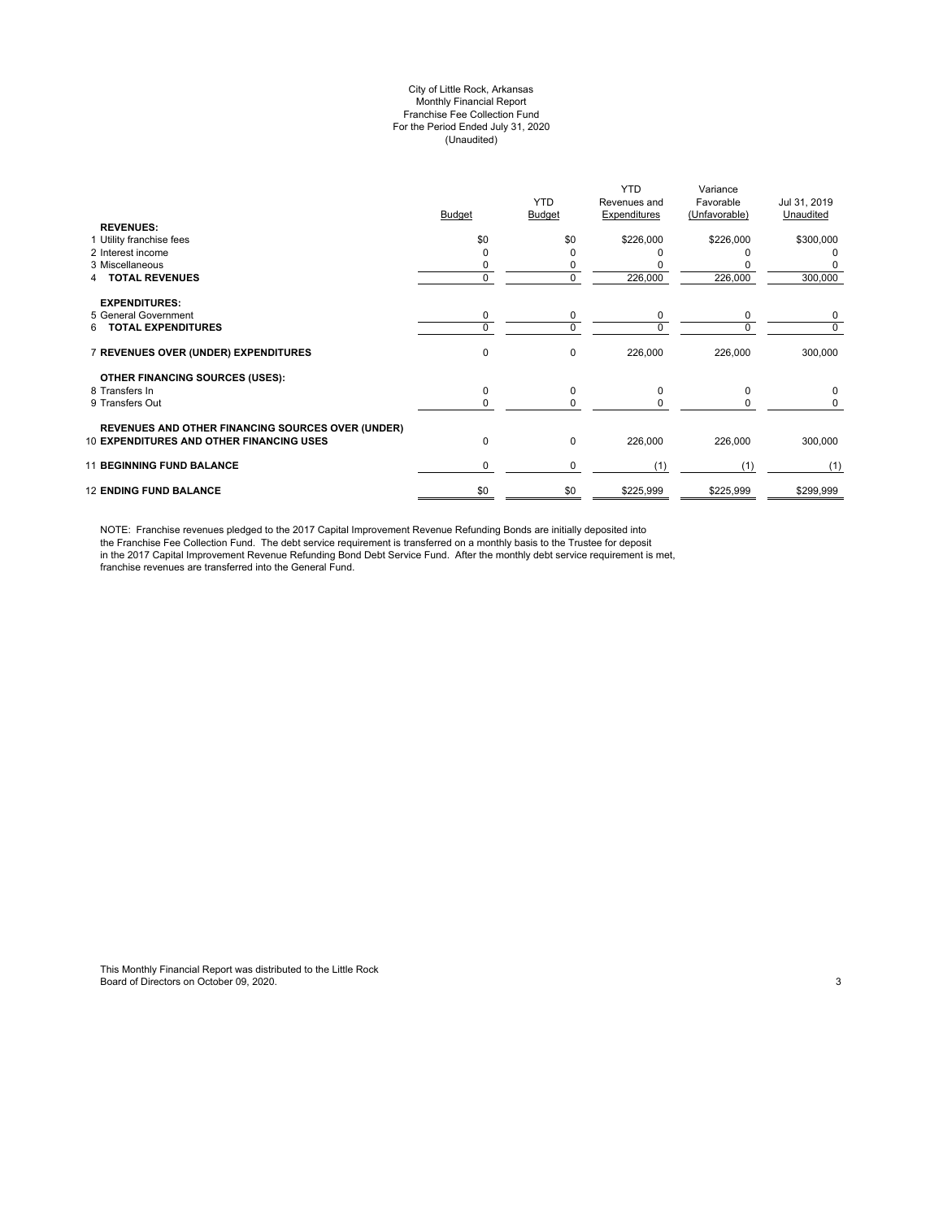City of Little Rock, Arkansas
Monthly Financial Report
Franchise Fee Collection Fund
For the Period Ended July 31, 2020
(Unaudited)

| | Budget | YTD Budget | YTD Revenues and Expenditures | Variance Favorable (Unfavorable) | Jul 31, 2019 Unaudited |
|---|---|---|---|---|---|
| **REVENUES:** | | | | | |
| 1 Utility franchise fees | $0 | $0 | $226,000 | $226,000 | $300,000 |
| 2 Interest income | 0 | 0 | 0 | 0 | 0 |
| 3 Miscellaneous | 0 | 0 | 0 | 0 | 0 |
| 4 **TOTAL REVENUES** | 0 | 0 | 226,000 | 226,000 | 300,000 |
| **EXPENDITURES:** | | | | | |
| 5 General Government | 0 | 0 | 0 | 0 | 0 |
| 6 **TOTAL EXPENDITURES** | 0 | 0 | 0 | 0 | 0 |
| 7 **REVENUES OVER (UNDER) EXPENDITURES** | 0 | 0 | 226,000 | 226,000 | 300,000 |
| **OTHER FINANCING SOURCES (USES):** | | | | | |
| 8 Transfers In | 0 | 0 | 0 | 0 | 0 |
| 9 Transfers Out | 0 | 0 | 0 | 0 | 0 |
| **REVENUES AND OTHER FINANCING SOURCES OVER (UNDER)** 10 **EXPENDITURES AND OTHER FINANCING USES** | 0 | 0 | 226,000 | 226,000 | 300,000 |
| 11 **BEGINNING FUND BALANCE** | 0 | 0 | (1) | (1) | (1) |
| 12 **ENDING FUND BALANCE** | $0 | $0 | $225,999 | $225,999 | $299,999 |

NOTE: Franchise revenues pledged to the 2017 Capital Improvement Revenue Refunding Bonds are initially deposited into the Franchise Fee Collection Fund. The debt service requirement is transferred on a monthly basis to the Trustee for deposit in the 2017 Capital Improvement Revenue Refunding Bond Debt Service Fund. After the monthly debt service requirement is met, franchise revenues are transferred into the General Fund.

This Monthly Financial Report was distributed to the Little Rock Board of Directors on October 09, 2020.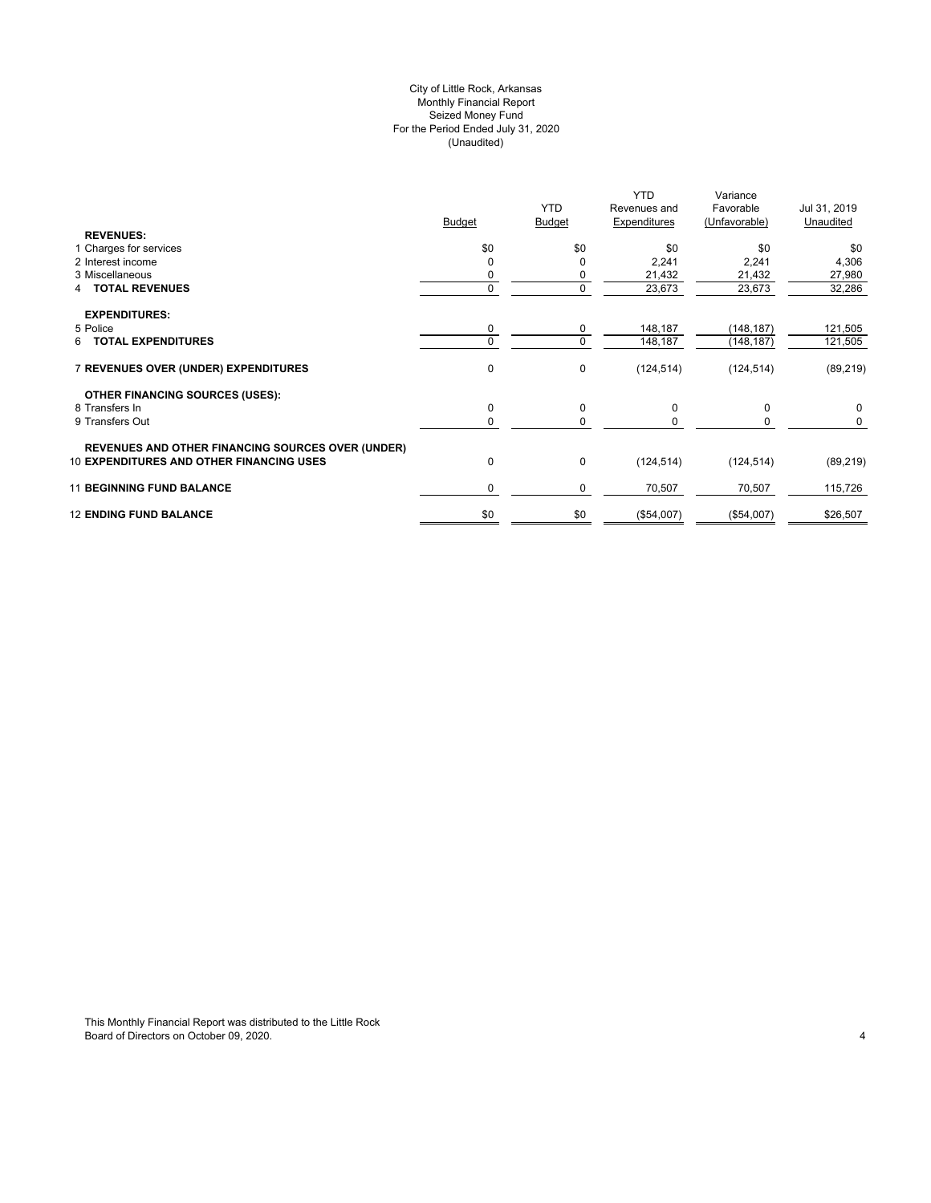City of Little Rock, Arkansas
Monthly Financial Report
Seized Money Fund
For the Period Ended July 31, 2020
(Unaudited)

| | Budget | YTD Budget | YTD Revenues and Expenditures | Variance Favorable (Unfavorable) | Jul 31, 2019 Unaudited |
|---|---|---|---|---|---|
| **REVENUES:** | | | | | |
| 1 Charges for services | $0 | $0 | $0 | $0 | $0 |
| 2 Interest income | 0 | 0 | 2,241 | 2,241 | 4,306 |
| 3 Miscellaneous | 0 | 0 | 21,432 | 21,432 | 27,980 |
| 4 **TOTAL REVENUES** | 0 | 0 | 23,673 | 23,673 | 32,286 |
| **EXPENDITURES:** | | | | | |
| 5 Police | 0 | 0 | 148,187 | (148,187) | 121,505 |
| 6 **TOTAL EXPENDITURES** | 0 | 0 | 148,187 | (148,187) | 121,505 |
| 7 **REVENUES OVER (UNDER) EXPENDITURES** | 0 | 0 | (124,514) | (124,514) | (89,219) |
| **OTHER FINANCING SOURCES (USES):** | | | | | |
| 8 Transfers In | 0 | 0 | 0 | 0 | 0 |
| 9 Transfers Out | 0 | 0 | 0 | 0 | 0 |
| 10 **REVENUES AND OTHER FINANCING SOURCES OVER (UNDER) EXPENDITURES AND OTHER FINANCING USES** | 0 | 0 | (124,514) | (124,514) | (89,219) |
| 11 **BEGINNING FUND BALANCE** | 0 | 0 | 70,507 | 70,507 | 115,726 |
| 12 **ENDING FUND BALANCE** | $0 | $0 | ($54,007) | ($54,007) | $26,507 |

This Monthly Financial Report was distributed to the Little Rock Board of Directors on October 09, 2020.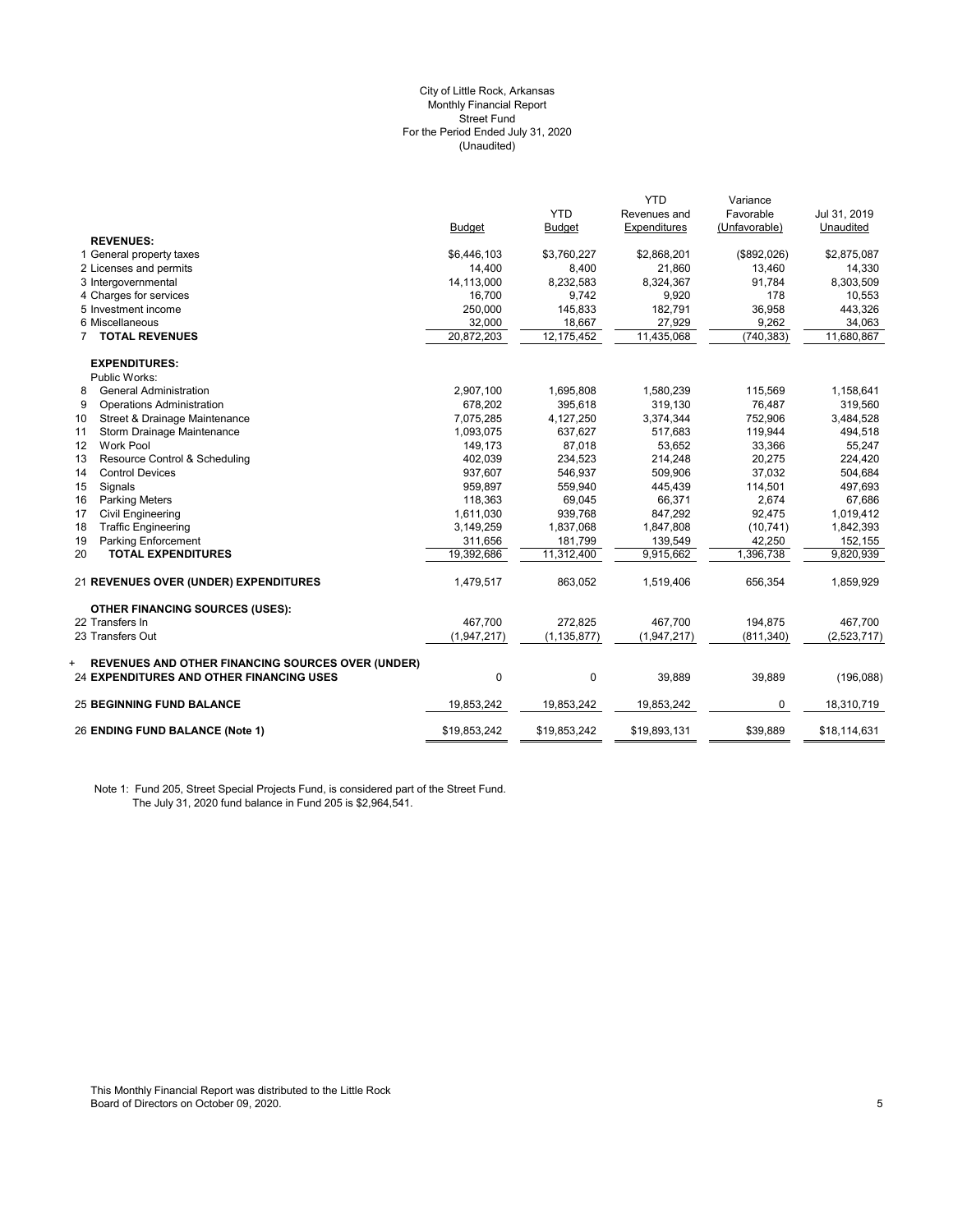City of Little Rock, Arkansas
Monthly Financial Report
Street Fund
For the Period Ended July 31, 2020
(Unaudited)

| | Budget | YTD Budget | YTD Revenues and Expenditures | Variance Favorable (Unfavorable) | Jul 31, 2019 Unaudited |
|---|---|---|---|---|---|
| **REVENUES:** | | | | | |
| 1 General property taxes | $6,446,103 | $3,760,227 | $2,868,201 | ($892,026) | $2,875,087 |
| 2 Licenses and permits | 14,400 | 8,400 | 21,860 | 13,460 | 14,330 |
| 3 Intergovernmental | 14,113,000 | 8,232,583 | 8,324,367 | 91,784 | 8,303,509 |
| 4 Charges for services | 16,700 | 9,742 | 9,920 | 178 | 10,553 |
| 5 Investment income | 250,000 | 145,833 | 182,791 | 36,958 | 443,326 |
| 6 Miscellaneous | 32,000 | 18,667 | 27,929 | 9,262 | 34,063 |
| 7 **TOTAL REVENUES** | 20,872,203 | 12,175,452 | 11,435,068 | (740,383) | 11,680,867 |
| **EXPENDITURES:** | | | | | |
| Public Works: | | | | | |
| 8 General Administration | 2,907,100 | 1,695,808 | 1,580,239 | 115,569 | 1,158,641 |
| 9 Operations Administration | 678,202 | 395,618 | 319,130 | 76,487 | 319,560 |
| 10 Street & Drainage Maintenance | 7,075,285 | 4,127,250 | 3,374,344 | 752,906 | 3,484,528 |
| 11 Storm Drainage Maintenance | 1,093,075 | 637,627 | 517,683 | 119,944 | 494,518 |
| 12 Work Pool | 149,173 | 87,018 | 53,652 | 33,366 | 55,247 |
| 13 Resource Control & Scheduling | 402,039 | 234,523 | 214,248 | 20,275 | 224,420 |
| 14 Control Devices | 937,607 | 546,937 | 509,906 | 37,032 | 504,684 |
| 15 Signals | 959,897 | 559,940 | 445,439 | 114,501 | 497,693 |
| 16 Parking Meters | 118,363 | 69,045 | 66,371 | 2,674 | 67,686 |
| 17 Civil Engineering | 1,611,030 | 939,768 | 847,292 | 92,475 | 1,019,412 |
| 18 Traffic Engineering | 3,149,259 | 1,837,068 | 1,847,808 | (10,741) | 1,842,393 |
| 19 Parking Enforcement | 311,656 | 181,799 | 139,549 | 42,250 | 152,155 |
| 20 **TOTAL EXPENDITURES** | 19,392,686 | 11,312,400 | 9,915,662 | 1,396,738 | 9,820,939 |
| 21 **REVENUES OVER (UNDER) EXPENDITURES** | 1,479,517 | 863,052 | 1,519,406 | 656,354 | 1,859,929 |
| **OTHER FINANCING SOURCES (USES):** | | | | | |
| 22 Transfers In | 467,700 | 272,825 | 467,700 | 194,875 | 467,700 |
| 23 Transfers Out | (1,947,217) | (1,135,877) | (1,947,217) | (811,340) | (2,523,717) |
| + **REVENUES AND OTHER FINANCING SOURCES OVER (UNDER)** 24 **EXPENDITURES AND OTHER FINANCING USES** | 0 | 0 | 39,889 | 39,889 | (196,088) |
| 25 **BEGINNING FUND BALANCE** | 19,853,242 | 19,853,242 | 19,853,242 | 0 | 18,310,719 |
| 26 **ENDING FUND BALANCE (Note 1)** | $19,853,242 | $19,853,242 | $19,893,131 | $39,889 | $18,114,631 |

Note 1: Fund 205, Street Special Projects Fund, is considered part of the Street Fund.
The July 31, 2020 fund balance in Fund 205 is $2,964,541.

This Monthly Financial Report was distributed to the Little Rock Board of Directors on October 09, 2020.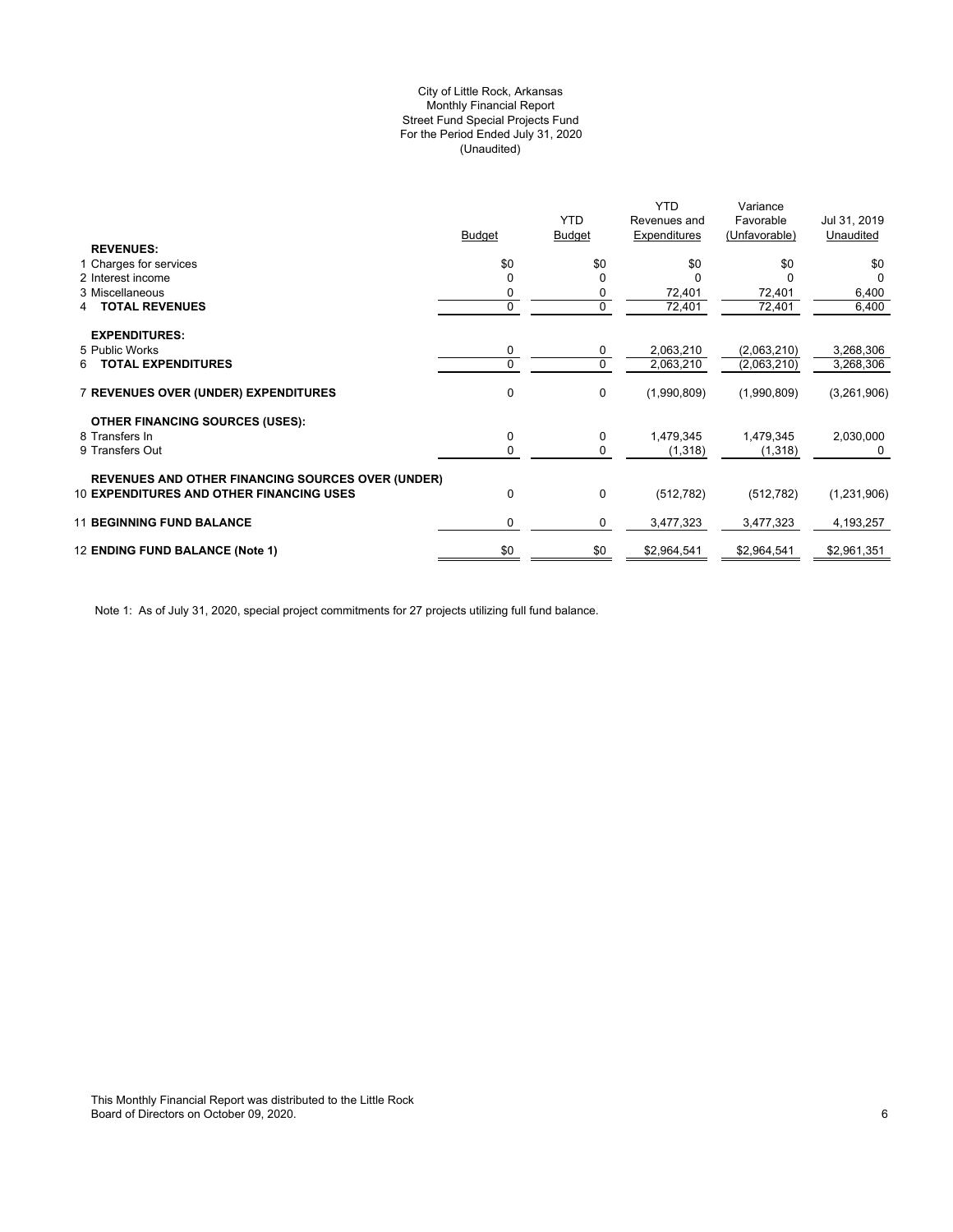City of Little Rock, Arkansas
Monthly Financial Report
Street Fund Special Projects Fund
For the Period Ended July 31, 2020
(Unaudited)

| | Budget | YTD Budget | YTD Revenues and Expenditures | Variance Favorable (Unfavorable) | Jul 31, 2019 Unaudited |
|---|---|---|---|---|---|
| **REVENUES:** | | | | | |
| 1 Charges for services | $0 | $0 | $0 | $0 | $0 |
| 2 Interest income | 0 | 0 | 0 | 0 | 0 |
| 3 Miscellaneous | 0 | 0 | 72,401 | 72,401 | 6,400 |
| 4 **TOTAL REVENUES** | 0 | 0 | 72,401 | 72,401 | 6,400 |
| **EXPENDITURES:** | | | | | |
| 5 Public Works | 0 | 0 | 2,063,210 | (2,063,210) | 3,268,306 |
| 6 **TOTAL EXPENDITURES** | 0 | 0 | 2,063,210 | (2,063,210) | 3,268,306 |
| 7 **REVENUES OVER (UNDER) EXPENDITURES** | 0 | 0 | (1,990,809) | (1,990,809) | (3,261,906) |
| **OTHER FINANCING SOURCES (USES):** | | | | | |
| 8 Transfers In | 0 | 0 | 1,479,345 | 1,479,345 | 2,030,000 |
| 9 Transfers Out | 0 | 0 | (1,318) | (1,318) | 0 |
| **REVENUES AND OTHER FINANCING SOURCES OVER (UNDER)** | | | | | |
| 10 **EXPENDITURES AND OTHER FINANCING USES** | 0 | 0 | (512,782) | (512,782) | (1,231,906) |
| 11 **BEGINNING FUND BALANCE** | 0 | 0 | 3,477,323 | 3,477,323 | 4,193,257 |
| 12 **ENDING FUND BALANCE (Note 1)** | $0 | $0 | $2,964,541 | $2,964,541 | $2,961,351 |

Note 1: As of July 31, 2020, special project commitments for 27 projects utilizing full fund balance.

This Monthly Financial Report was distributed to the Little Rock Board of Directors on October 09, 2020.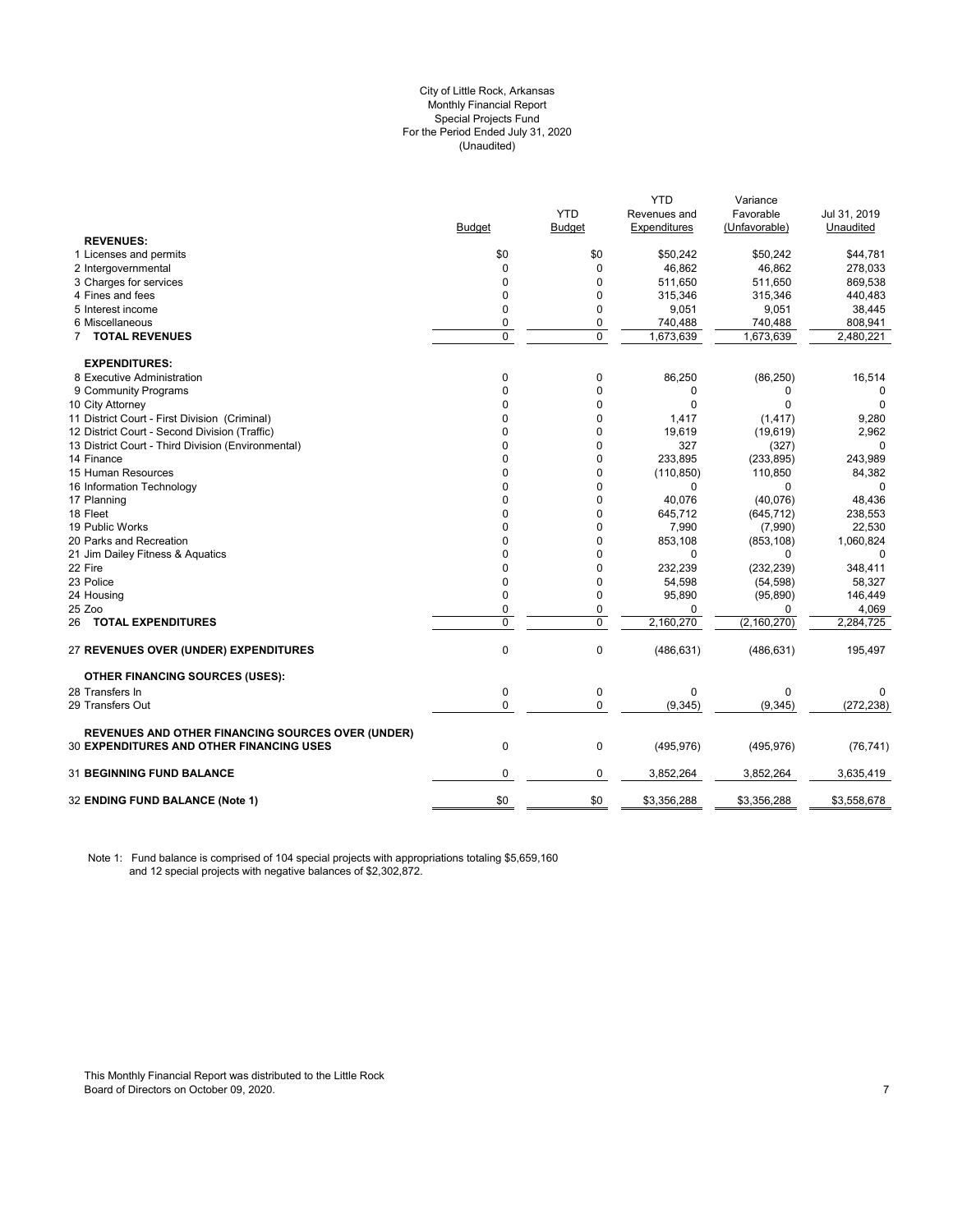City of Little Rock, Arkansas
Monthly Financial Report
Special Projects Fund
For the Period Ended July 31, 2020
(Unaudited)

| | Budget | YTD Budget | YTD Revenues and Expenditures | Variance Favorable (Unfavorable) | Jul 31, 2019 Unaudited |
|---|---|---|---|---|---|
| **REVENUES:** | | | | | |
| 1 Licenses and permits | $0 | $0 | $50,242 | $50,242 | $44,781 |
| 2 Intergovernmental | 0 | 0 | 46,862 | 46,862 | 278,033 |
| 3 Charges for services | 0 | 0 | 511,650 | 511,650 | 869,538 |
| 4 Fines and fees | 0 | 0 | 315,346 | 315,346 | 440,483 |
| 5 Interest income | 0 | 0 | 9,051 | 9,051 | 38,445 |
| 6 Miscellaneous | 0 | 0 | 740,488 | 740,488 | 808,941 |
| 7 **TOTAL REVENUES** | 0 | 0 | 1,673,639 | 1,673,639 | 2,480,221 |
| **EXPENDITURES:** | | | | | |
| 8 Executive Administration | 0 | 0 | 86,250 | (86,250) | 16,514 |
| 9 Community Programs | 0 | 0 | 0 | 0 | 0 |
| 10 City Attorney | 0 | 0 | 0 | 0 | 0 |
| 11 District Court - First Division (Criminal) | 0 | 0 | 1,417 | (1,417) | 9,280 |
| 12 District Court - Second Division (Traffic) | 0 | 0 | 19,619 | (19,619) | 2,962 |
| 13 District Court - Third Division (Environmental) | 0 | 0 | 327 | (327) | 0 |
| 14 Finance | 0 | 0 | 233,895 | (233,895) | 243,989 |
| 15 Human Resources | 0 | 0 | (110,850) | 110,850 | 84,382 |
| 16 Information Technology | 0 | 0 | 0 | 0 | 0 |
| 17 Planning | 0 | 0 | 40,076 | (40,076) | 48,436 |
| 18 Fleet | 0 | 0 | 645,712 | (645,712) | 238,553 |
| 19 Public Works | 0 | 0 | 7,990 | (7,990) | 22,530 |
| 20 Parks and Recreation | 0 | 0 | 853,108 | (853,108) | 1,060,824 |
| 21 Jim Dailey Fitness & Aquatics | 0 | 0 | 0 | 0 | 0 |
| 22 Fire | 0 | 0 | 232,239 | (232,239) | 348,411 |
| 23 Police | 0 | 0 | 54,598 | (54,598) | 58,327 |
| 24 Housing | 0 | 0 | 95,890 | (95,890) | 146,449 |
| 25 Zoo | 0 | 0 | 0 | 0 | 4,069 |
| 26 **TOTAL EXPENDITURES** | 0 | 0 | 2,160,270 | (2,160,270) | 2,284,725 |
| 27 **REVENUES OVER (UNDER) EXPENDITURES** | 0 | 0 | (486,631) | (486,631) | 195,497 |
| **OTHER FINANCING SOURCES (USES):** | | | | | |
| 28 Transfers In | 0 | 0 | 0 | 0 | 0 |
| 29 Transfers Out | 0 | 0 | (9,345) | (9,345) | (272,238) |
| **REVENUES AND OTHER FINANCING SOURCES OVER (UNDER)** 30 **EXPENDITURES AND OTHER FINANCING USES** | 0 | 0 | (495,976) | (495,976) | (76,741) |
| 31 **BEGINNING FUND BALANCE** | 0 | 0 | 3,852,264 | 3,852,264 | 3,635,419 |
| 32 **ENDING FUND BALANCE (Note 1)** | $0 | $0 | $3,356,288 | $3,356,288 | $3,558,678 |

Note 1: Fund balance is comprised of 104 special projects with appropriations totaling $5,659,160 and 12 special projects with negative balances of $2,302,872.

This Monthly Financial Report was distributed to the Little Rock Board of Directors on October 09, 2020.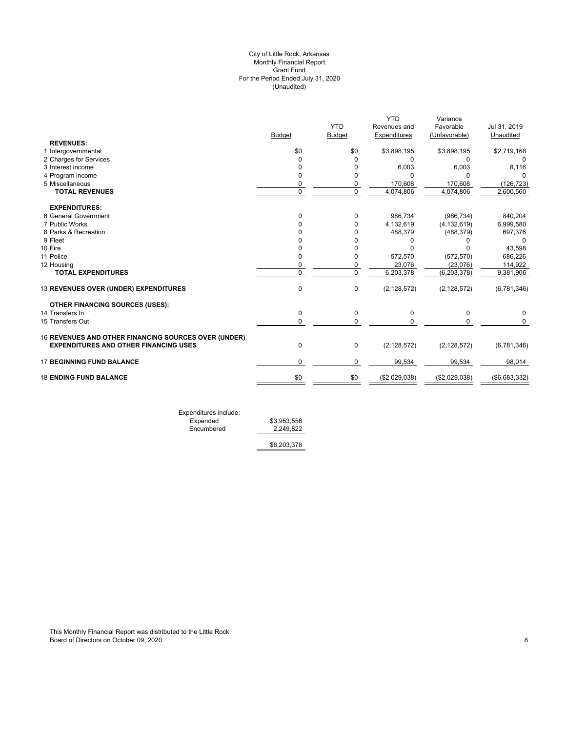City of Little Rock, Arkansas
Monthly Financial Report
Grant Fund
For the Period Ended July 31, 2020
(Unaudited)

| | Budget | YTD Budget | YTD Revenues and Expenditures | Variance Favorable (Unfavorable) | Jul 31, 2019 Unaudited |
|---|---|---|---|---|---|
| **REVENUES:** | | | | | |
| 1 Intergovernmental | $0 | $0 | $3,898,195 | $3,898,195 | $2,719,168 |
| 2 Charges for Services | 0 | 0 | 0 | 0 | 0 |
| 3 Interest income | 0 | 0 | 6,003 | 6,003 | 8,116 |
| 4 Program income | 0 | 0 | 0 | 0 | 0 |
| 5 Miscellaneous | 0 | 0 | 170,608 | 170,608 | (126,723) |
| **TOTAL REVENUES** | 0 | 0 | 4,074,806 | 4,074,806 | 2,600,560 |
| **EXPENDITURES:** | | | | | |
| 6 General Government | 0 | 0 | 986,734 | (986,734) | 840,204 |
| 7 Public Works | 0 | 0 | 4,132,619 | (4,132,619) | 6,999,580 |
| 8 Parks & Recreation | 0 | 0 | 488,379 | (488,379) | 697,376 |
| 9 Fleet | 0 | 0 | 0 | 0 | 0 |
| 10 Fire | 0 | 0 | 0 | 0 | 43,598 |
| 11 Police | 0 | 0 | 572,570 | (572,570) | 686,226 |
| 12 Housing | 0 | 0 | 23,076 | (23,076) | 114,922 |
| **TOTAL EXPENDITURES** | 0 | 0 | 6,203,378 | (6,203,378) | 9,381,906 |
| 13 **REVENUES OVER (UNDER) EXPENDITURES** | 0 | 0 | (2,128,572) | (2,128,572) | (6,781,346) |
| **OTHER FINANCING SOURCES (USES):** | | | | | |
| 14 Transfers In | 0 | 0 | 0 | 0 | 0 |
| 15 Transfers Out | 0 | 0 | 0 | 0 | 0 |
| 16 **REVENUES AND OTHER FINANCING SOURCES OVER (UNDER) EXPENDITURES AND OTHER FINANCING USES** | 0 | 0 | (2,128,572) | (2,128,572) | (6,781,346) |
| 17 **BEGINNING FUND BALANCE** | 0 | 0 | 99,534 | 99,534 | 98,014 |
| 18 **ENDING FUND BALANCE** | $0 | $0 | ($2,029,038) | ($2,029,038) | ($6,683,332) |

| Expenditures include: | |
|---|---|
| Expended | $3,953,556 |
| Encumbered | 2,249,822 |
| | $6,203,378 |

This Monthly Financial Report was distributed to the Little Rock Board of Directors on October 09, 2020.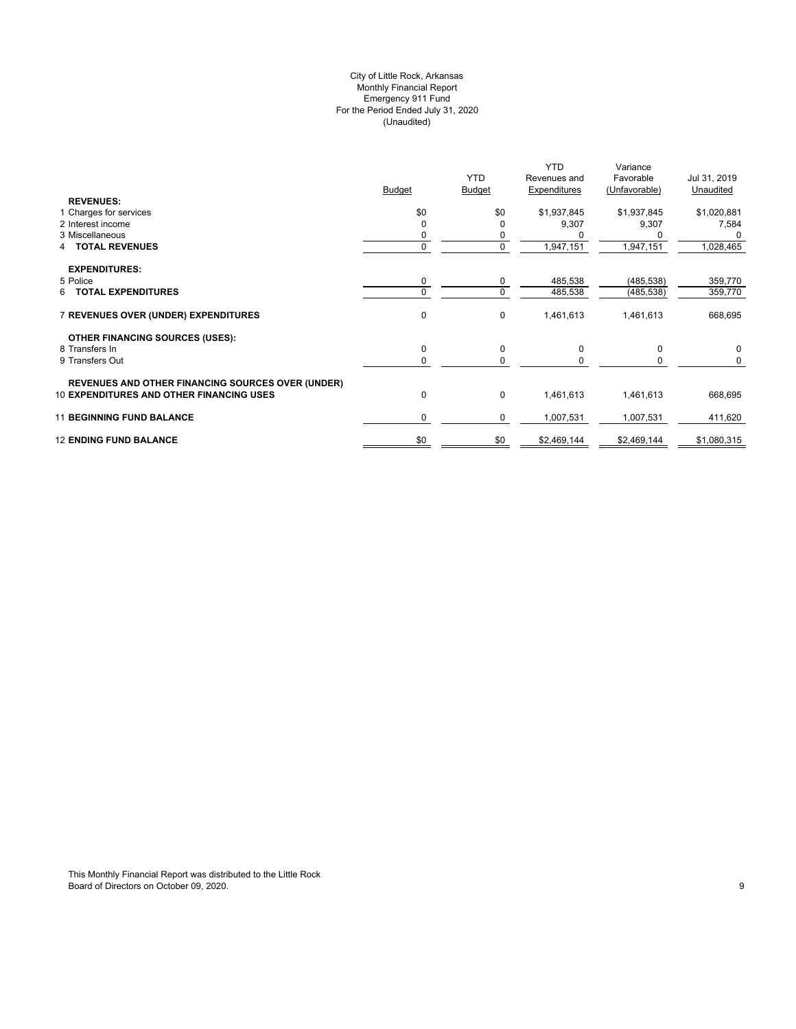City of Little Rock, Arkansas
Monthly Financial Report
Emergency 911 Fund
For the Period Ended July 31, 2020
(Unaudited)

| | Budget | YTD Budget | YTD Revenues and Expenditures | Variance Favorable (Unfavorable) | Jul 31, 2019 Unaudited |
|---|---|---|---|---|---|
| **REVENUES:** | | | | | |
| 1 Charges for services | $0 | $0 | $1,937,845 | $1,937,845 | $1,020,881 |
| 2 Interest income | 0 | 0 | 9,307 | 9,307 | 7,584 |
| 3 Miscellaneous | 0 | 0 | 0 | 0 | 0 |
| 4 **TOTAL REVENUES** | 0 | 0 | 1,947,151 | 1,947,151 | 1,028,465 |
| **EXPENDITURES:** | | | | | |
| 5 Police | 0 | 0 | 485,538 | (485,538) | 359,770 |
| 6 **TOTAL EXPENDITURES** | 0 | 0 | 485,538 | (485,538) | 359,770 |
| 7 **REVENUES OVER (UNDER) EXPENDITURES** | 0 | 0 | 1,461,613 | 1,461,613 | 668,695 |
| **OTHER FINANCING SOURCES (USES):** | | | | | |
| 8 Transfers In | 0 | 0 | 0 | 0 | 0 |
| 9 Transfers Out | 0 | 0 | 0 | 0 | 0 |
| **REVENUES AND OTHER FINANCING SOURCES OVER (UNDER)** | | | | | |
| 10 **EXPENDITURES AND OTHER FINANCING USES** | 0 | 0 | 1,461,613 | 1,461,613 | 668,695 |
| 11 **BEGINNING FUND BALANCE** | 0 | 0 | 1,007,531 | 1,007,531 | 411,620 |
| 12 **ENDING FUND BALANCE** | $0 | $0 | $2,469,144 | $2,469,144 | $1,080,315 |

This Monthly Financial Report was distributed to the Little Rock Board of Directors on October 09, 2020.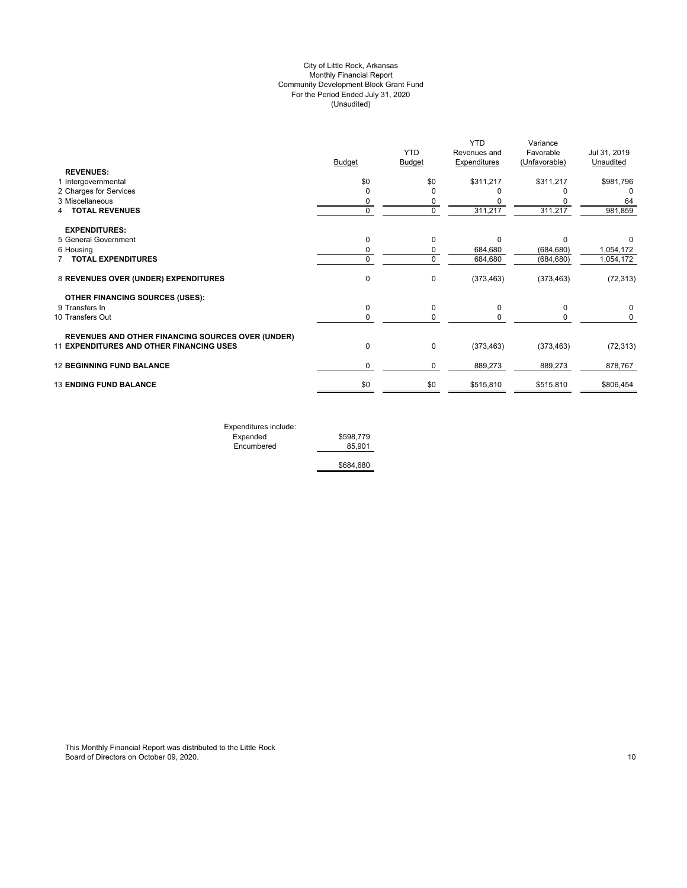City of Little Rock, Arkansas
Monthly Financial Report
Community Development Block Grant Fund
For the Period Ended July 31, 2020
(Unaudited)

| | Budget | YTD Budget | YTD Revenues and Expenditures | Variance Favorable (Unfavorable) | Jul 31, 2019 Unaudited |
|---|---|---|---|---|---|
| **REVENUES:** | | | | | |
| 1 Intergovernmental | $0 | $0 | $311,217 | $311,217 | $981,796 |
| 2 Charges for Services | 0 | 0 | 0 | 0 | 0 |
| 3 Miscellaneous | 0 | 0 | 0 | 0 | 64 |
| 4 **TOTAL REVENUES** | 0 | 0 | 311,217 | 311,217 | 981,859 |
| **EXPENDITURES:** | | | | | |
| 5 General Government | 0 | 0 | 0 | 0 | 0 |
| 6 Housing | 0 | 0 | 684,680 | (684,680) | 1,054,172 |
| 7 **TOTAL EXPENDITURES** | 0 | 0 | 684,680 | (684,680) | 1,054,172 |
| 8 **REVENUES OVER (UNDER) EXPENDITURES** | 0 | 0 | (373,463) | (373,463) | (72,313) |
| **OTHER FINANCING SOURCES (USES):** | | | | | |
| 9 Transfers In | 0 | 0 | 0 | 0 | 0 |
| 10 Transfers Out | 0 | 0 | 0 | 0 | 0 |
| 11 **REVENUES AND OTHER FINANCING SOURCES OVER (UNDER) EXPENDITURES AND OTHER FINANCING USES** | 0 | 0 | (373,463) | (373,463) | (72,313) |
| 12 **BEGINNING FUND BALANCE** | 0 | 0 | 889,273 | 889,273 | 878,767 |
| 13 **ENDING FUND BALANCE** | $0 | $0 | $515,810 | $515,810 | $806,454 |

| Expenditures include: | |
|---|---|
| Expended | $598,779 |
| Encumbered | 85,901 |
| | $684,680 |

This Monthly Financial Report was distributed to the Little Rock Board of Directors on October 09, 2020.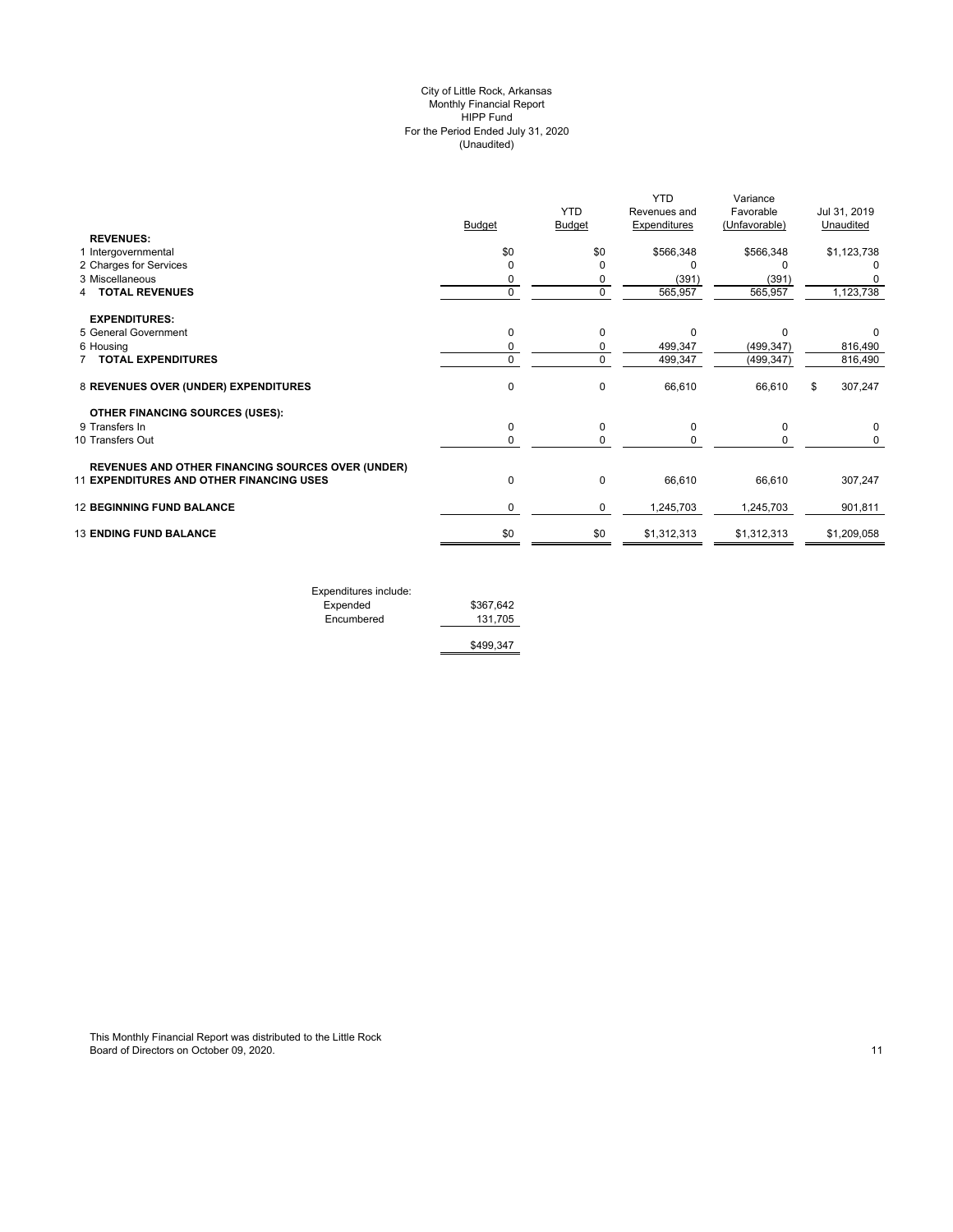City of Little Rock, Arkansas
Monthly Financial Report
HIPP Fund
For the Period Ended July 31, 2020
(Unaudited)

| | Budget | YTD Budget | YTD Revenues and Expenditures | Variance Favorable (Unfavorable) | Jul 31, 2019 Unaudited |
|---|---|---|---|---|---|
| **REVENUES:** | | | | | |
| 1 Intergovernmental | \$0 | \$0 | \$566,348 | \$566,348 | \$1,123,738 |
| 2 Charges for Services | 0 | 0 | 0 | 0 | 0 |
| 3 Miscellaneous | 0 | 0 | (391) | (391) | 0 |
| 4 **TOTAL REVENUES** | 0 | 0 | 565,957 | 565,957 | 1,123,738 |
| **EXPENDITURES:** | | | | | |
| 5 General Government | 0 | 0 | 0 | 0 | 0 |
| 6 Housing | 0 | 0 | 499,347 | (499,347) | 816,490 |
| 7 **TOTAL EXPENDITURES** | 0 | 0 | 499,347 | (499,347) | 816,490 |
| 8 **REVENUES OVER (UNDER) EXPENDITURES** | 0 | 0 | 66,610 | 66,610 | \$ 307,247 |
| **OTHER FINANCING SOURCES (USES):** | | | | | |
| 9 Transfers In | 0 | 0 | 0 | 0 | 0 |
| 10 Transfers Out | 0 | 0 | 0 | 0 | 0 |
| 11 **REVENUES AND OTHER FINANCING SOURCES OVER (UNDER) EXPENDITURES AND OTHER FINANCING USES** | 0 | 0 | 66,610 | 66,610 | 307,247 |
| 12 **BEGINNING FUND BALANCE** | 0 | 0 | 1,245,703 | 1,245,703 | 901,811 |
| 13 **ENDING FUND BALANCE** | \$0 | \$0 | \$1,312,313 | \$1,312,313 | \$1,209,058 |

| Expenditures include: | |
|---|---|
| Expended | \$367,642 |
| Encumbered | 131,705 |
| | \$499,347 |

This Monthly Financial Report was distributed to the Little Rock Board of Directors on October 09, 2020.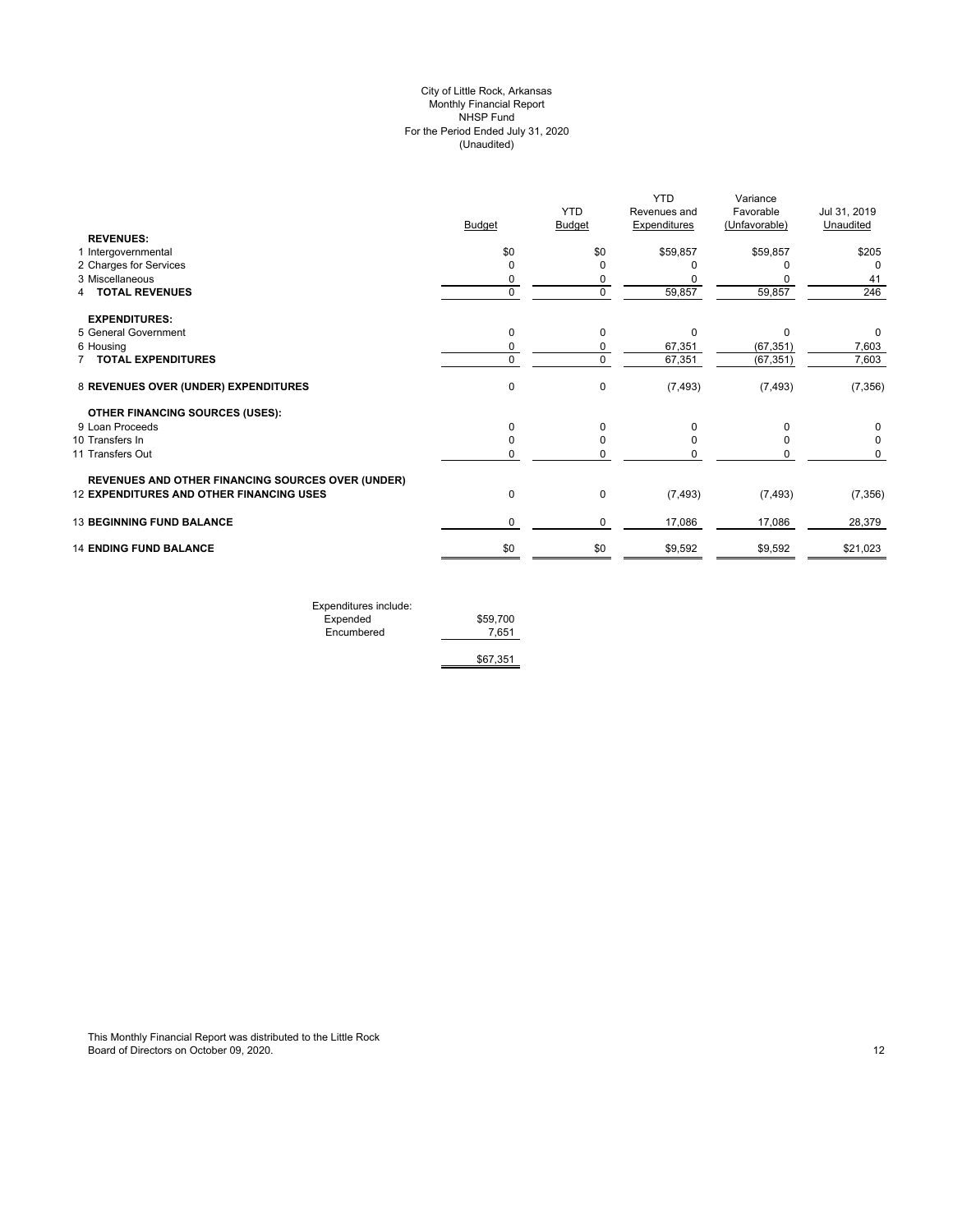City of Little Rock, Arkansas
Monthly Financial Report
NHSP Fund
For the Period Ended July 31, 2020
(Unaudited)

| | Budget | YTD Budget | YTD Revenues and Expenditures | Variance Favorable (Unfavorable) | Jul 31, 2019 Unaudited |
|---|---|---|---|---|---|
| **REVENUES:** | | | | | |
| 1 Intergovernmental | $0 | $0 | $59,857 | $59,857 | $205 |
| 2 Charges for Services | 0 | 0 | 0 | 0 | 0 |
| 3 Miscellaneous | 0 | 0 | 0 | 0 | 41 |
| 4 **TOTAL REVENUES** | 0 | 0 | 59,857 | 59,857 | 246 |
| **EXPENDITURES:** | | | | | |
| 5 General Government | 0 | 0 | 0 | 0 | 0 |
| 6 Housing | 0 | 0 | 67,351 | (67,351) | 7,603 |
| 7 **TOTAL EXPENDITURES** | 0 | 0 | 67,351 | (67,351) | 7,603 |
| 8 **REVENUES OVER (UNDER) EXPENDITURES** | 0 | 0 | (7,493) | (7,493) | (7,356) |
| **OTHER FINANCING SOURCES (USES):** | | | | | |
| 9 Loan Proceeds | 0 | 0 | 0 | 0 | 0 |
| 10 Transfers In | 0 | 0 | 0 | 0 | 0 |
| 11 Transfers Out | 0 | 0 | 0 | 0 | 0 |
| **REVENUES AND OTHER FINANCING SOURCES OVER (UNDER)** | | | | | |
| 12 **EXPENDITURES AND OTHER FINANCING USES** | 0 | 0 | (7,493) | (7,493) | (7,356) |
| 13 **BEGINNING FUND BALANCE** | 0 | 0 | 17,086 | 17,086 | 28,379 |
| 14 **ENDING FUND BALANCE** | $0 | $0 | $9,592 | $9,592 | $21,023 |

| Expenditures include: | |
|---|---|
| Expended | $59,700 |
| Encumbered | 7,651 |
| | $67,351 |

This Monthly Financial Report was distributed to the Little Rock Board of Directors on October 09, 2020.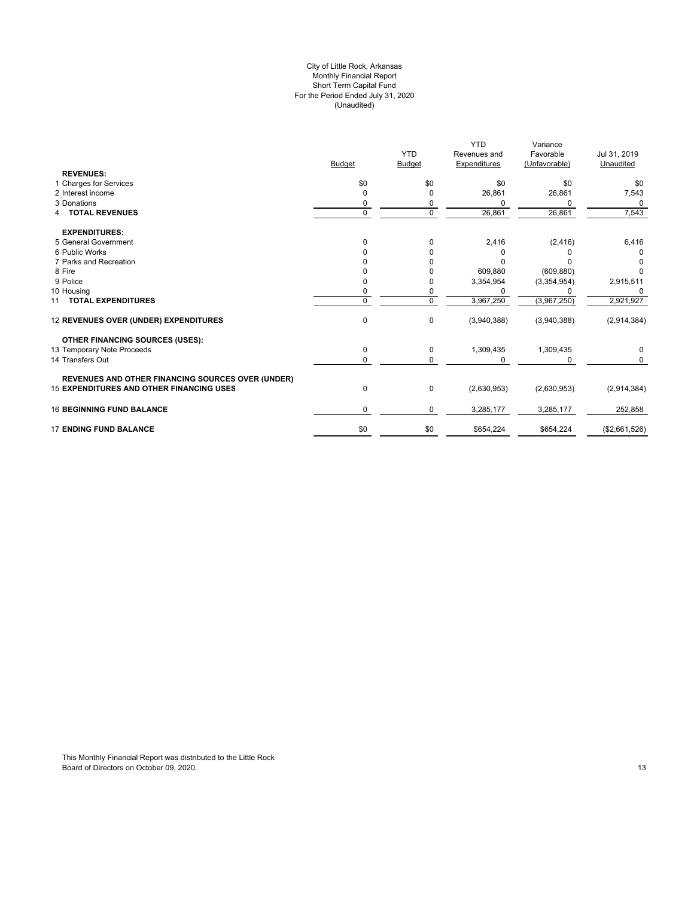City of Little Rock, Arkansas
Monthly Financial Report
Short Term Capital Fund
For the Period Ended July 31, 2020
(Unaudited)

| | Budget | YTD Budget | YTD Revenues and Expenditures | Variance Favorable (Unfavorable) | Jul 31, 2019 Unaudited |
|---|---|---|---|---|---|
| **REVENUES:** | | | | | |
| 1 Charges for Services | $0 | $0 | $0 | $0 | $0 |
| 2 Interest income | 0 | 0 | 26,861 | 26,861 | 7,543 |
| 3 Donations | 0 | 0 | 0 | 0 | 0 |
| 4 **TOTAL REVENUES** | 0 | 0 | 26,861 | 26,861 | 7,543 |
| **EXPENDITURES:** | | | | | |
| 5 General Government | 0 | 0 | 2,416 | (2,416) | 6,416 |
| 6 Public Works | 0 | 0 | 0 | 0 | 0 |
| 7 Parks and Recreation | 0 | 0 | 0 | 0 | 0 |
| 8 Fire | 0 | 0 | 609,880 | (609,880) | 0 |
| 9 Police | 0 | 0 | 3,354,954 | (3,354,954) | 2,915,511 |
| 10 Housing | 0 | 0 | 0 | 0 | 0 |
| 11 **TOTAL EXPENDITURES** | 0 | 0 | 3,967,250 | (3,967,250) | 2,921,927 |
| 12 **REVENUES OVER (UNDER) EXPENDITURES** | 0 | 0 | (3,940,388) | (3,940,388) | (2,914,384) |
| **OTHER FINANCING SOURCES (USES):** | | | | | |
| 13 Temporary Note Proceeds | 0 | 0 | 1,309,435 | 1,309,435 | 0 |
| 14 Transfers Out | 0 | 0 | 0 | 0 | 0 |
| **REVENUES AND OTHER FINANCING SOURCES OVER (UNDER)** 15 **EXPENDITURES AND OTHER FINANCING USES** | 0 | 0 | (2,630,953) | (2,630,953) | (2,914,384) |
| 16 **BEGINNING FUND BALANCE** | 0 | 0 | 3,285,177 | 3,285,177 | 252,858 |
| 17 **ENDING FUND BALANCE** | $0 | $0 | $654,224 | $654,224 | ($2,661,526) |

This Monthly Financial Report was distributed to the Little Rock Board of Directors on October 09, 2020.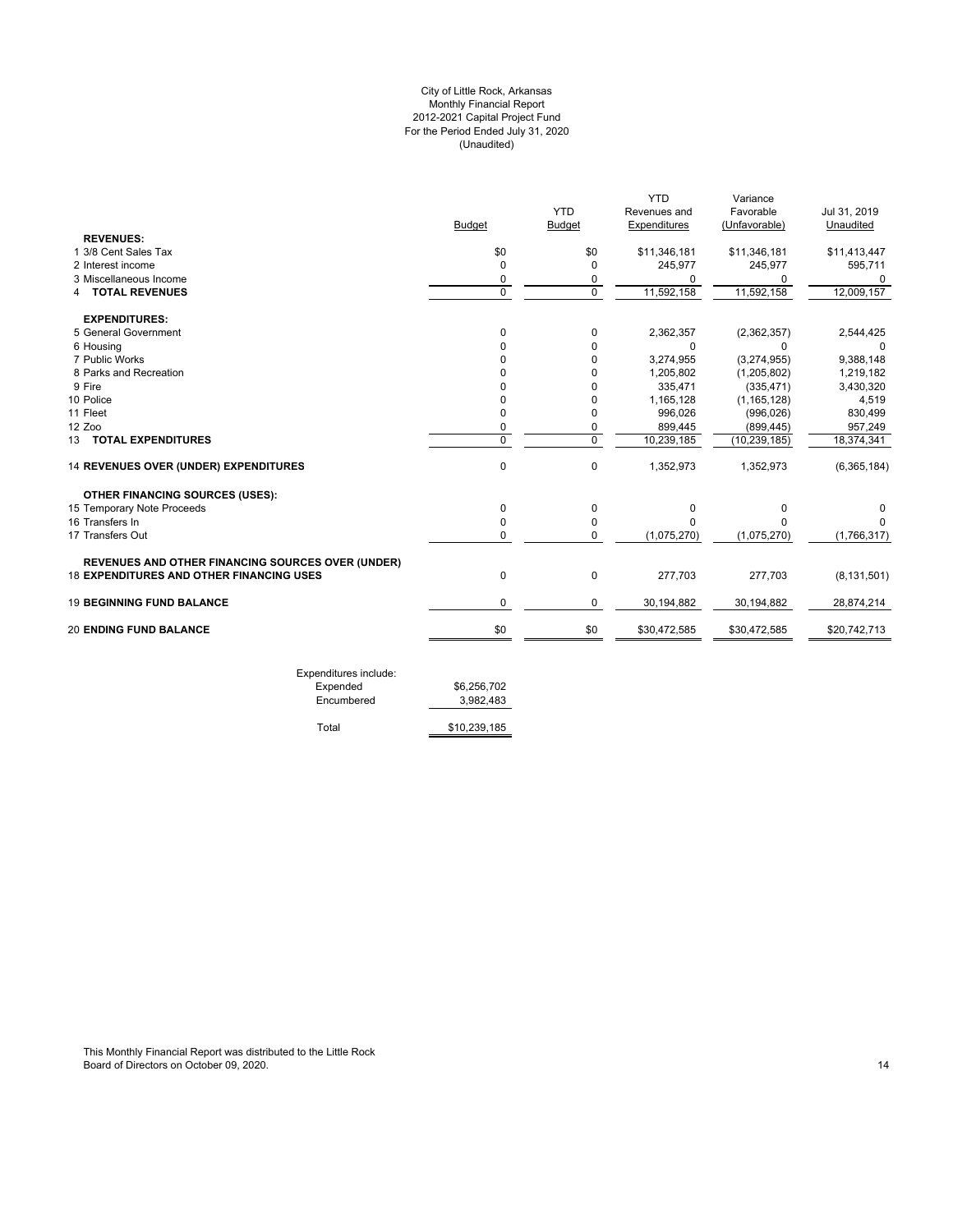City of Little Rock, Arkansas
Monthly Financial Report
2012-2021 Capital Project Fund
For the Period Ended July 31, 2020
(Unaudited)

| | Budget | YTD Budget | YTD Revenues and Expenditures | Variance Favorable (Unfavorable) | Jul 31, 2019 Unaudited |
|---|---|---|---|---|---|
| **REVENUES:** | | | | | |
| 1 3/8 Cent Sales Tax | $0 | $0 | $11,346,181 | $11,346,181 | $11,413,447 |
| 2 Interest income | 0 | 0 | 245,977 | 245,977 | 595,711 |
| 3 Miscellaneous Income | 0 | 0 | 0 | 0 | 0 |
| 4 **TOTAL REVENUES** | 0 | 0 | 11,592,158 | 11,592,158 | 12,009,157 |
| **EXPENDITURES:** | | | | | |
| 5 General Government | 0 | 0 | 2,362,357 | (2,362,357) | 2,544,425 |
| 6 Housing | 0 | 0 | 0 | 0 | 0 |
| 7 Public Works | 0 | 0 | 3,274,955 | (3,274,955) | 9,388,148 |
| 8 Parks and Recreation | 0 | 0 | 1,205,802 | (1,205,802) | 1,219,182 |
| 9 Fire | 0 | 0 | 335,471 | (335,471) | 3,430,320 |
| 10 Police | 0 | 0 | 1,165,128 | (1,165,128) | 4,519 |
| 11 Fleet | 0 | 0 | 996,026 | (996,026) | 830,499 |
| 12 Zoo | 0 | 0 | 899,445 | (899,445) | 957,249 |
| 13 **TOTAL EXPENDITURES** | 0 | 0 | 10,239,185 | (10,239,185) | 18,374,341 |
| 14 **REVENUES OVER (UNDER) EXPENDITURES** | 0 | 0 | 1,352,973 | 1,352,973 | (6,365,184) |
| **OTHER FINANCING SOURCES (USES):** | | | | | |
| 15 Temporary Note Proceeds | 0 | 0 | 0 | 0 | 0 |
| 16 Transfers In | 0 | 0 | 0 | 0 | 0 |
| 17 Transfers Out | 0 | 0 | (1,075,270) | (1,075,270) | (1,766,317) |
| **REVENUES AND OTHER FINANCING SOURCES OVER (UNDER)** 18 **EXPENDITURES AND OTHER FINANCING USES** | 0 | 0 | 277,703 | 277,703 | (8,131,501) |
| 19 **BEGINNING FUND BALANCE** | 0 | 0 | 30,194,882 | 30,194,882 | 28,874,214 |
| 20 **ENDING FUND BALANCE** | $0 | $0 | $30,472,585 | $30,472,585 | $20,742,713 |

| Expenditures include: | |
|---|---|
| Expended | $6,256,702 |
| Encumbered | 3,982,483 |
| Total | $10,239,185 |

This Monthly Financial Report was distributed to the Little Rock Board of Directors on October 09, 2020.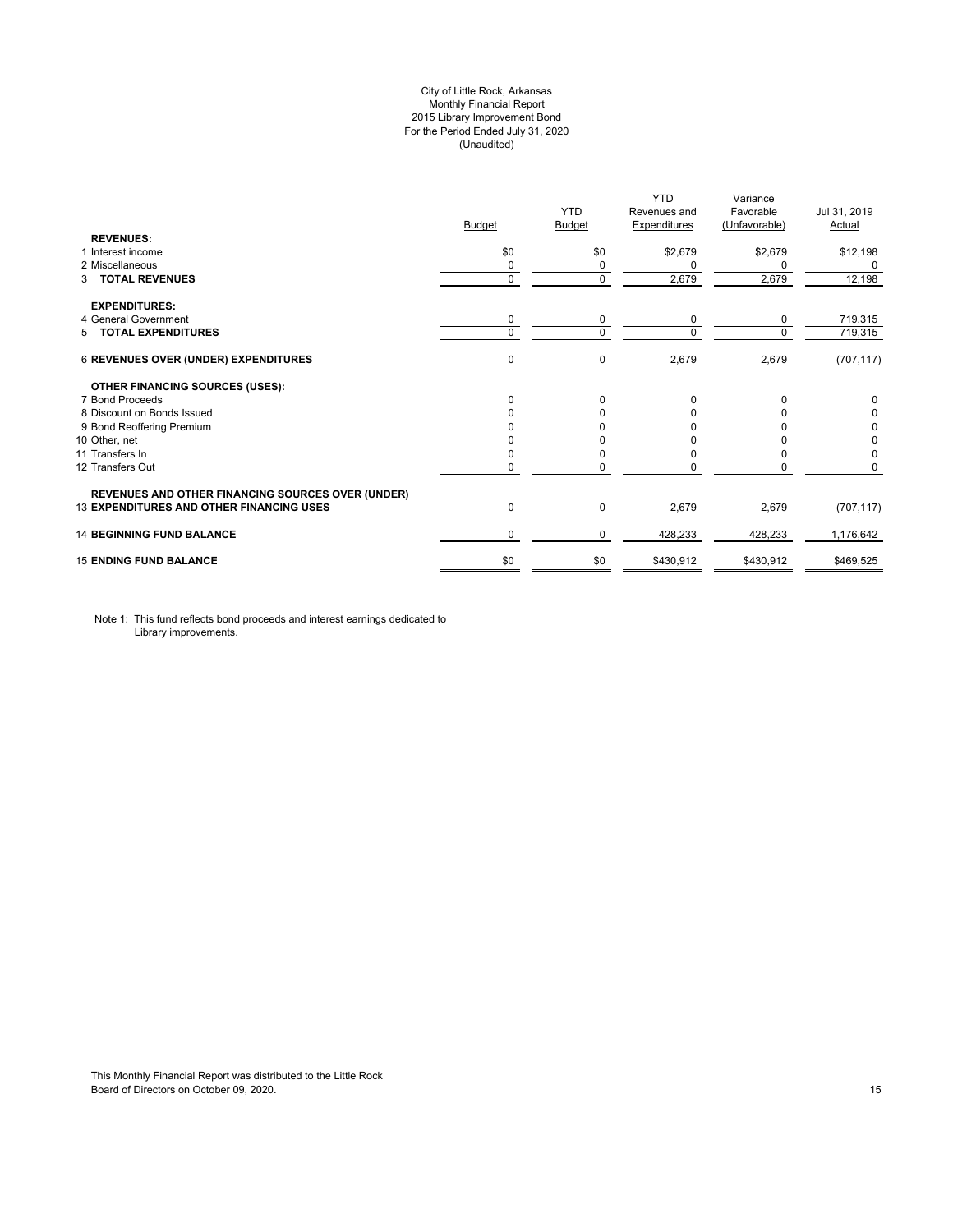City of Little Rock, Arkansas
Monthly Financial Report
2015 Library Improvement Bond
For the Period Ended July 31, 2020
(Unaudited)

| | Budget | YTD Budget | YTD Revenues and Expenditures | Variance Favorable (Unfavorable) | Jul 31, 2019 Actual |
|---|---|---|---|---|---|
| **REVENUES:** | | | | | |
| 1 Interest income | $0 | $0 | $2,679 | $2,679 | $12,198 |
| 2 Miscellaneous | 0 | 0 | 0 | 0 | 0 |
| 3 **TOTAL REVENUES** | 0 | 0 | 2,679 | 2,679 | 12,198 |
| **EXPENDITURES:** | | | | | |
| 4 General Government | 0 | 0 | 0 | 0 | 719,315 |
| 5 **TOTAL EXPENDITURES** | 0 | 0 | 0 | 0 | 719,315 |
| 6 **REVENUES OVER (UNDER) EXPENDITURES** | 0 | 0 | 2,679 | 2,679 | (707,117) |
| **OTHER FINANCING SOURCES (USES):** | | | | | |
| 7 Bond Proceeds | 0 | 0 | 0 | 0 | 0 |
| 8 Discount on Bonds Issued | 0 | 0 | 0 | 0 | 0 |
| 9 Bond Reoffering Premium | 0 | 0 | 0 | 0 | 0 |
| 10 Other, net | 0 | 0 | 0 | 0 | 0 |
| 11 Transfers In | 0 | 0 | 0 | 0 | 0 |
| 12 Transfers Out | 0 | 0 | 0 | 0 | 0 |
| **REVENUES AND OTHER FINANCING SOURCES OVER (UNDER)** 13 **EXPENDITURES AND OTHER FINANCING USES** | 0 | 0 | 2,679 | 2,679 | (707,117) |
| 14 **BEGINNING FUND BALANCE** | 0 | 0 | 428,233 | 428,233 | 1,176,642 |
| 15 **ENDING FUND BALANCE** | $0 | $0 | $430,912 | $430,912 | $469,525 |

Note 1: This fund reflects bond proceeds and interest earnings dedicated to Library improvements.

This Monthly Financial Report was distributed to the Little Rock Board of Directors on October 09, 2020.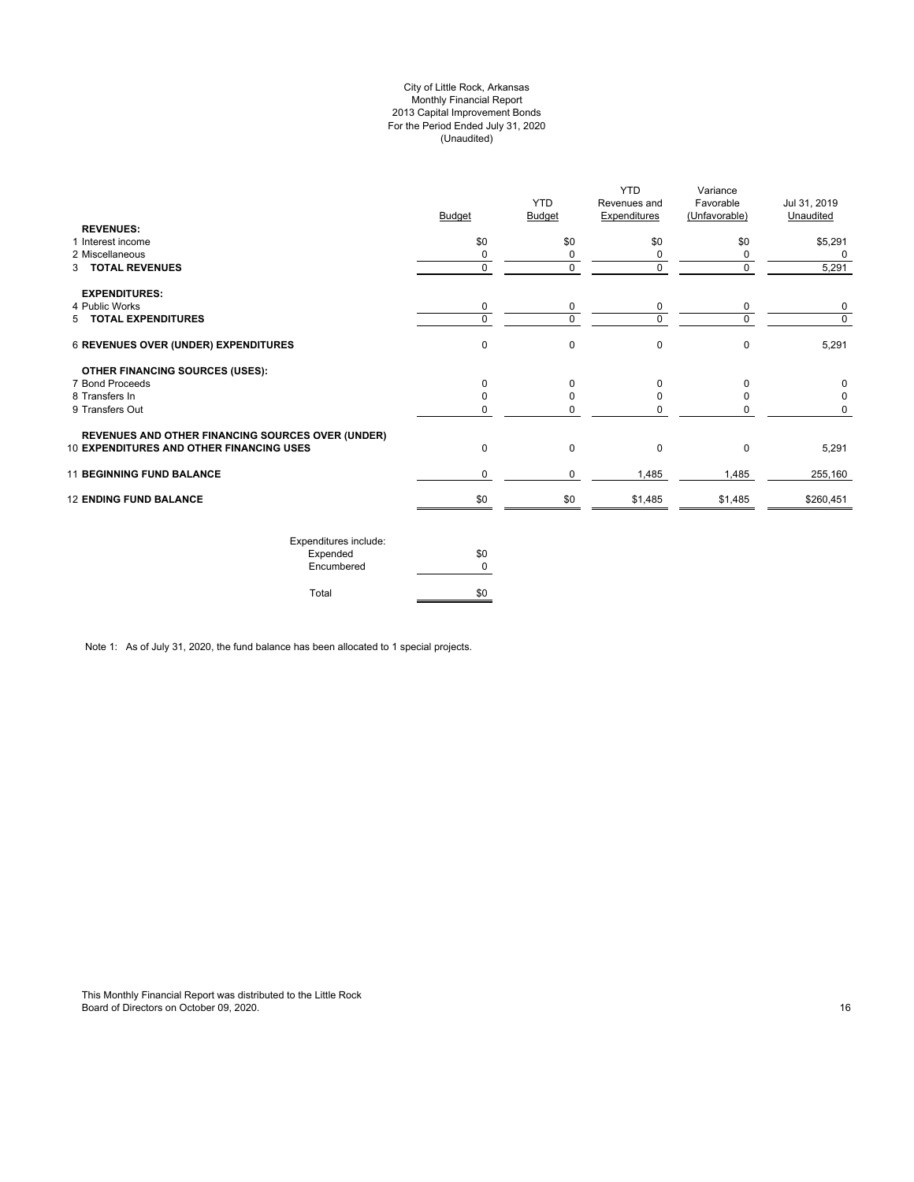City of Little Rock, Arkansas
Monthly Financial Report
2013 Capital Improvement Bonds
For the Period Ended July 31, 2020
(Unaudited)

| | Budget | YTD Budget | YTD Revenues and Expenditures | Variance Favorable (Unfavorable) | Jul 31, 2019 Unaudited |
|---|---|---|---|---|---|
| **REVENUES:** | | | | | |
| 1 Interest income | $0 | $0 | $0 | $0 | $5,291 |
| 2 Miscellaneous | 0 | 0 | 0 | 0 | 0 |
| 3 **TOTAL REVENUES** | 0 | 0 | 0 | 0 | 5,291 |
| **EXPENDITURES:** | | | | | |
| 4 Public Works | 0 | 0 | 0 | 0 | 0 |
| 5 **TOTAL EXPENDITURES** | 0 | 0 | 0 | 0 | 0 |
| 6 **REVENUES OVER (UNDER) EXPENDITURES** | 0 | 0 | 0 | 0 | 5,291 |
| **OTHER FINANCING SOURCES (USES):** | | | | | |
| 7 Bond Proceeds | 0 | 0 | 0 | 0 | 0 |
| 8 Transfers In | 0 | 0 | 0 | 0 | 0 |
| 9 Transfers Out | 0 | 0 | 0 | 0 | 0 |
| 10 **REVENUES AND OTHER FINANCING SOURCES OVER (UNDER) EXPENDITURES AND OTHER FINANCING USES** | 0 | 0 | 0 | 0 | 5,291 |
| 11 **BEGINNING FUND BALANCE** | 0 | 0 | 1,485 | 1,485 | 255,160 |
| 12 **ENDING FUND BALANCE** | $0 | $0 | $1,485 | $1,485 | $260,451 |

| Expenditures include: | |
|---|---|
| Expended | $0 |
| Encumbered | 0 |
| Total | $0 |

Note 1: As of July 31, 2020, the fund balance has been allocated to 1 special projects.

This Monthly Financial Report was distributed to the Little Rock Board of Directors on October 09, 2020.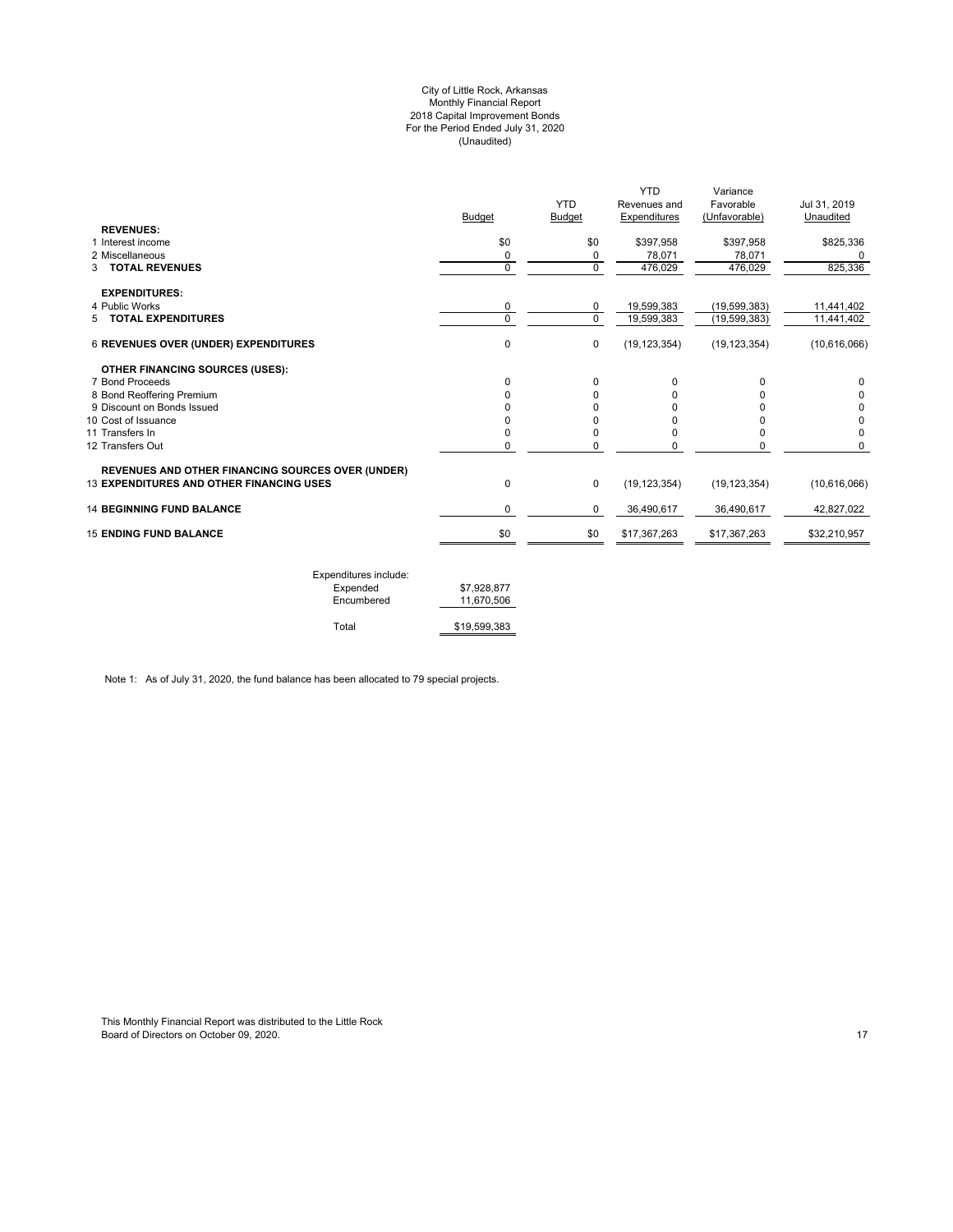City of Little Rock, Arkansas
Monthly Financial Report
2018 Capital Improvement Bonds
For the Period Ended July 31, 2020
(Unaudited)

| | Budget | YTD Budget | YTD Revenues and Expenditures | Variance Favorable (Unfavorable) | Jul 31, 2019 Unaudited |
|---|---|---|---|---|---|
| **REVENUES:** | | | | | |
| 1 Interest income | $0 | $0 | $397,958 | $397,958 | $825,336 |
| 2 Miscellaneous | 0 | 0 | 78,071 | 78,071 | 0 |
| 3 **TOTAL REVENUES** | 0 | 0 | 476,029 | 476,029 | 825,336 |
| **EXPENDITURES:** | | | | | |
| 4 Public Works | 0 | 0 | 19,599,383 | (19,599,383) | 11,441,402 |
| 5 **TOTAL EXPENDITURES** | 0 | 0 | 19,599,383 | (19,599,383) | 11,441,402 |
| 6 **REVENUES OVER (UNDER) EXPENDITURES** | 0 | 0 | (19,123,354) | (19,123,354) | (10,616,066) |
| **OTHER FINANCING SOURCES (USES):** | | | | | |
| 7 Bond Proceeds | 0 | 0 | 0 | 0 | 0 |
| 8 Bond Reoffering Premium | 0 | 0 | 0 | 0 | 0 |
| 9 Discount on Bonds Issued | 0 | 0 | 0 | 0 | 0 |
| 10 Cost of Issuance | 0 | 0 | 0 | 0 | 0 |
| 11 Transfers In | 0 | 0 | 0 | 0 | 0 |
| 12 Transfers Out | 0 | 0 | 0 | 0 | 0 |
| **REVENUES AND OTHER FINANCING SOURCES OVER (UNDER)** | | | | | |
| 13 **EXPENDITURES AND OTHER FINANCING USES** | 0 | 0 | (19,123,354) | (19,123,354) | (10,616,066) |
| 14 **BEGINNING FUND BALANCE** | 0 | 0 | 36,490,617 | 36,490,617 | 42,827,022 |
| 15 **ENDING FUND BALANCE** | $0 | $0 | $17,367,263 | $17,367,263 | $32,210,957 |

| Expenditures include: | |
|---|---|
| Expended | $7,928,877 |
| Encumbered | 11,670,506 |
| Total | $19,599,383 |

Note 1: As of July 31, 2020, the fund balance has been allocated to 79 special projects.

This Monthly Financial Report was distributed to the Little Rock Board of Directors on October 09, 2020.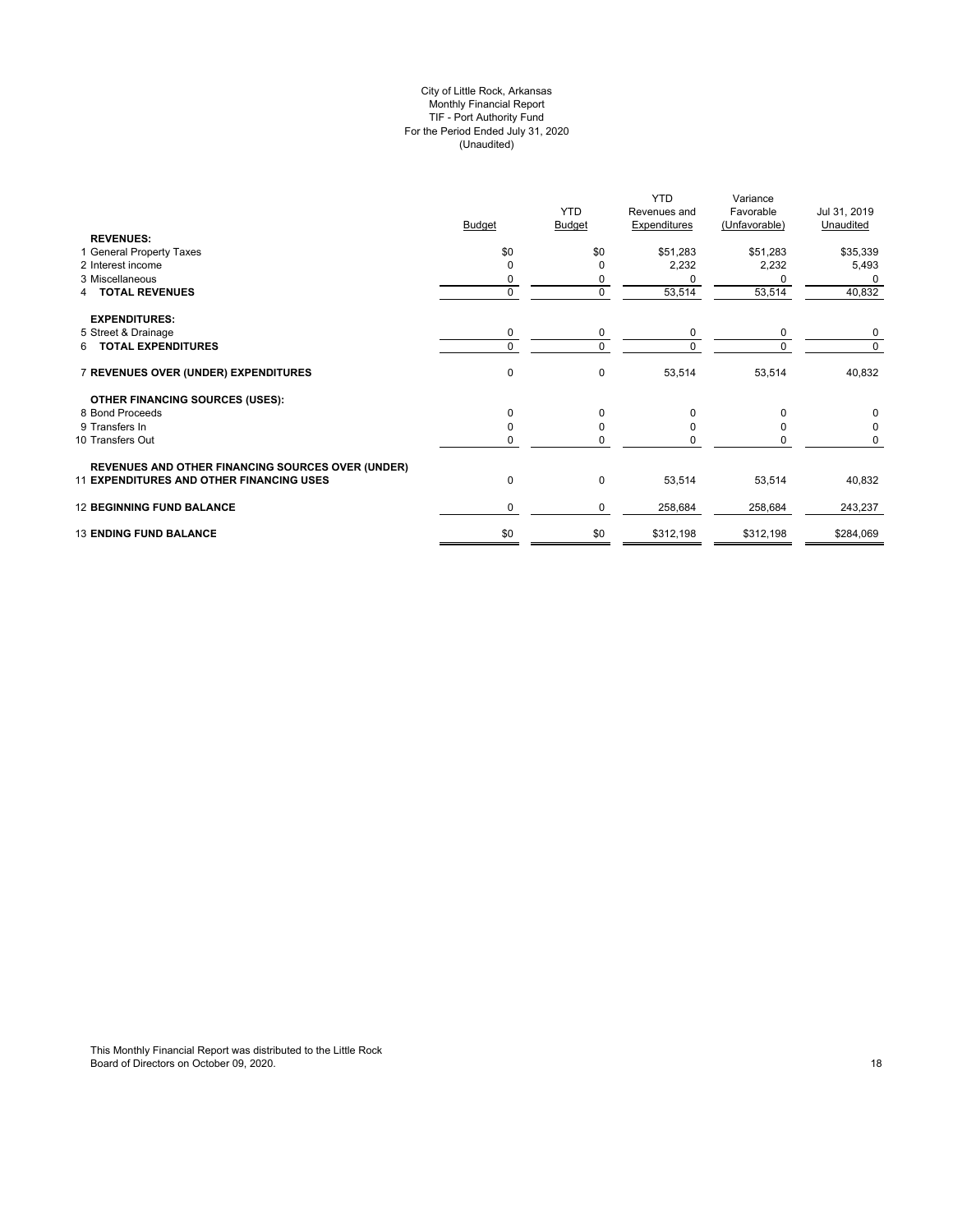City of Little Rock, Arkansas
Monthly Financial Report
TIF - Port Authority Fund
For the Period Ended July 31, 2020
(Unaudited)

| | Budget | YTD Budget | YTD Revenues and Expenditures | Variance Favorable (Unfavorable) | Jul 31, 2019 Unaudited |
|---|---|---|---|---|---|
| **REVENUES:** | | | | | |
| 1 General Property Taxes | $0 | $0 | $51,283 | $51,283 | $35,339 |
| 2 Interest income | 0 | 0 | 2,232 | 2,232 | 5,493 |
| 3 Miscellaneous | 0 | 0 | 0 | 0 | 0 |
| 4 **TOTAL REVENUES** | 0 | 0 | 53,514 | 53,514 | 40,832 |
| **EXPENDITURES:** | | | | | |
| 5 Street & Drainage | 0 | 0 | 0 | 0 | 0 |
| 6 **TOTAL EXPENDITURES** | 0 | 0 | 0 | 0 | 0 |
| 7 **REVENUES OVER (UNDER) EXPENDITURES** | 0 | 0 | 53,514 | 53,514 | 40,832 |
| **OTHER FINANCING SOURCES (USES):** | | | | | |
| 8 Bond Proceeds | 0 | 0 | 0 | 0 | 0 |
| 9 Transfers In | 0 | 0 | 0 | 0 | 0 |
| 10 Transfers Out | 0 | 0 | 0 | 0 | 0 |
| **REVENUES AND OTHER FINANCING SOURCES OVER (UNDER)** | | | | | |
| 11 **EXPENDITURES AND OTHER FINANCING USES** | 0 | 0 | 53,514 | 53,514 | 40,832 |
| 12 **BEGINNING FUND BALANCE** | 0 | 0 | 258,684 | 258,684 | 243,237 |
| 13 **ENDING FUND BALANCE** | $0 | $0 | $312,198 | $312,198 | $284,069 |

This Monthly Financial Report was distributed to the Little Rock Board of Directors on October 09, 2020.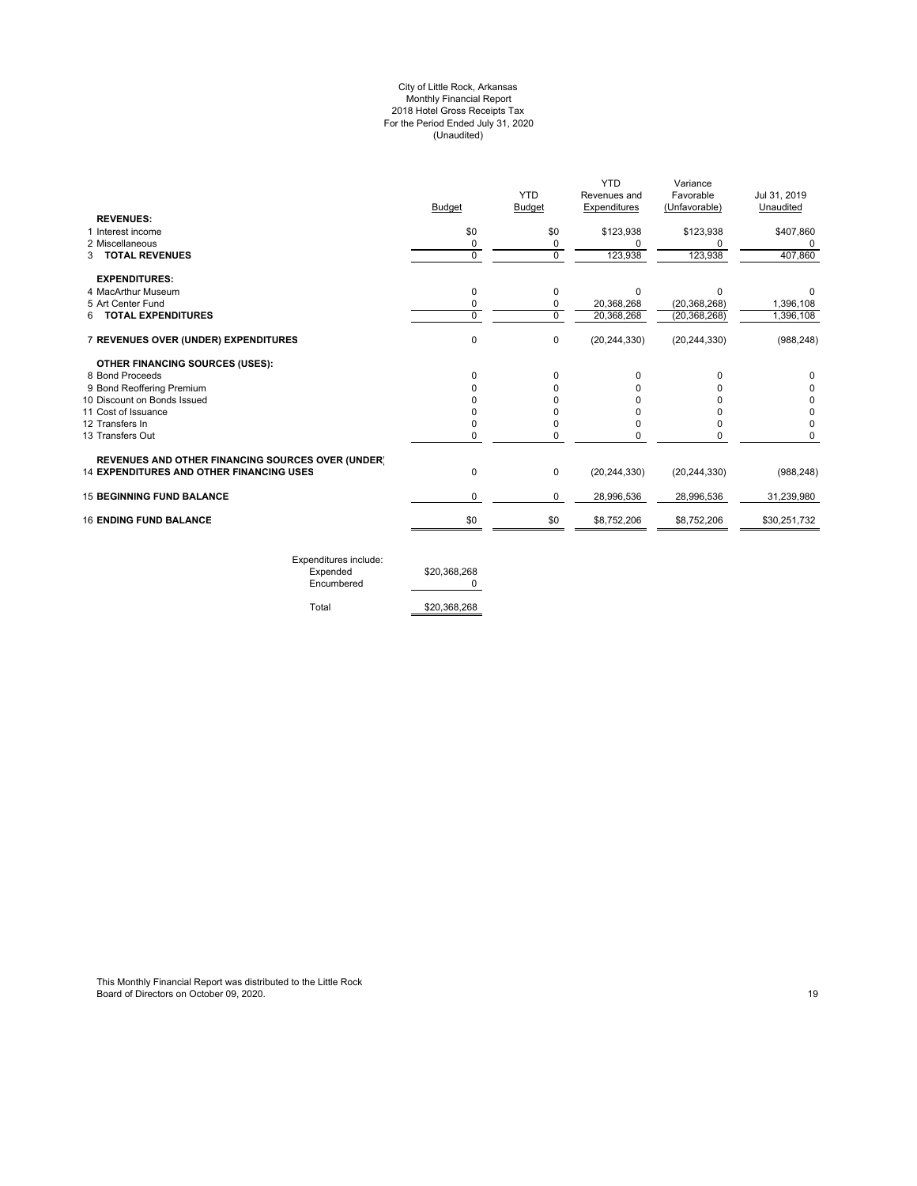# City of Little Rock, Arkansas
## Monthly Financial Report
### 2018 Hotel Gross Receipts Tax
### For the Period Ended July 31, 2020
### (Unaudited)

| | Budget | YTD Budget | YTD Revenues and Expenditures | Variance Favorable (Unfavorable) | Jul 31, 2019 Unaudited |
|---|---|---|---|---|---|
| **REVENUES:** | | | | | |
| 1 Interest income | $0 | $0 | $123,938 | $123,938 | $407,860 |
| 2 Miscellaneous | 0 | 0 | 0 | 0 | 0 |
| 3 **TOTAL REVENUES** | 0 | 0 | 123,938 | 123,938 | 407,860 |
| **EXPENDITURES:** | | | | | |
| 4 MacArthur Museum | 0 | 0 | 0 | 0 | 0 |
| 5 Art Center Fund | 0 | 0 | 20,368,268 | (20,368,268) | 1,396,108 |
| 6 **TOTAL EXPENDITURES** | 0 | 0 | 20,368,268 | (20,368,268) | 1,396,108 |
| 7 **REVENUES OVER (UNDER) EXPENDITURES** | 0 | 0 | (20,244,330) | (20,244,330) | (988,248) |
| **OTHER FINANCING SOURCES (USES):** | | | | | |
| 8 Bond Proceeds | 0 | 0 | 0 | 0 | 0 |
| 9 Bond Reoffering Premium | 0 | 0 | 0 | 0 | 0 |
| 10 Discount on Bonds Issued | 0 | 0 | 0 | 0 | 0 |
| 11 Cost of Issuance | 0 | 0 | 0 | 0 | 0 |
| 12 Transfers In | 0 | 0 | 0 | 0 | 0 |
| 13 Transfers Out | 0 | 0 | 0 | 0 | 0 |
| **REVENUES AND OTHER FINANCING SOURCES OVER (UNDER)** 14 **EXPENDITURES AND OTHER FINANCING USES** | 0 | 0 | (20,244,330) | (20,244,330) | (988,248) |
| 15 **BEGINNING FUND BALANCE** | 0 | 0 | 28,996,536 | 28,996,536 | 31,239,980 |
| 16 **ENDING FUND BALANCE** | $0 | $0 | $8,752,206 | $8,752,206 | $30,251,732 |

| Expenditures include: | |
|---|---|
| Expended | $20,368,268 |
| Encumbered | 0 |
| Total | $20,368,268 |

This Monthly Financial Report was distributed to the Little Rock Board of Directors on October 09, 2020.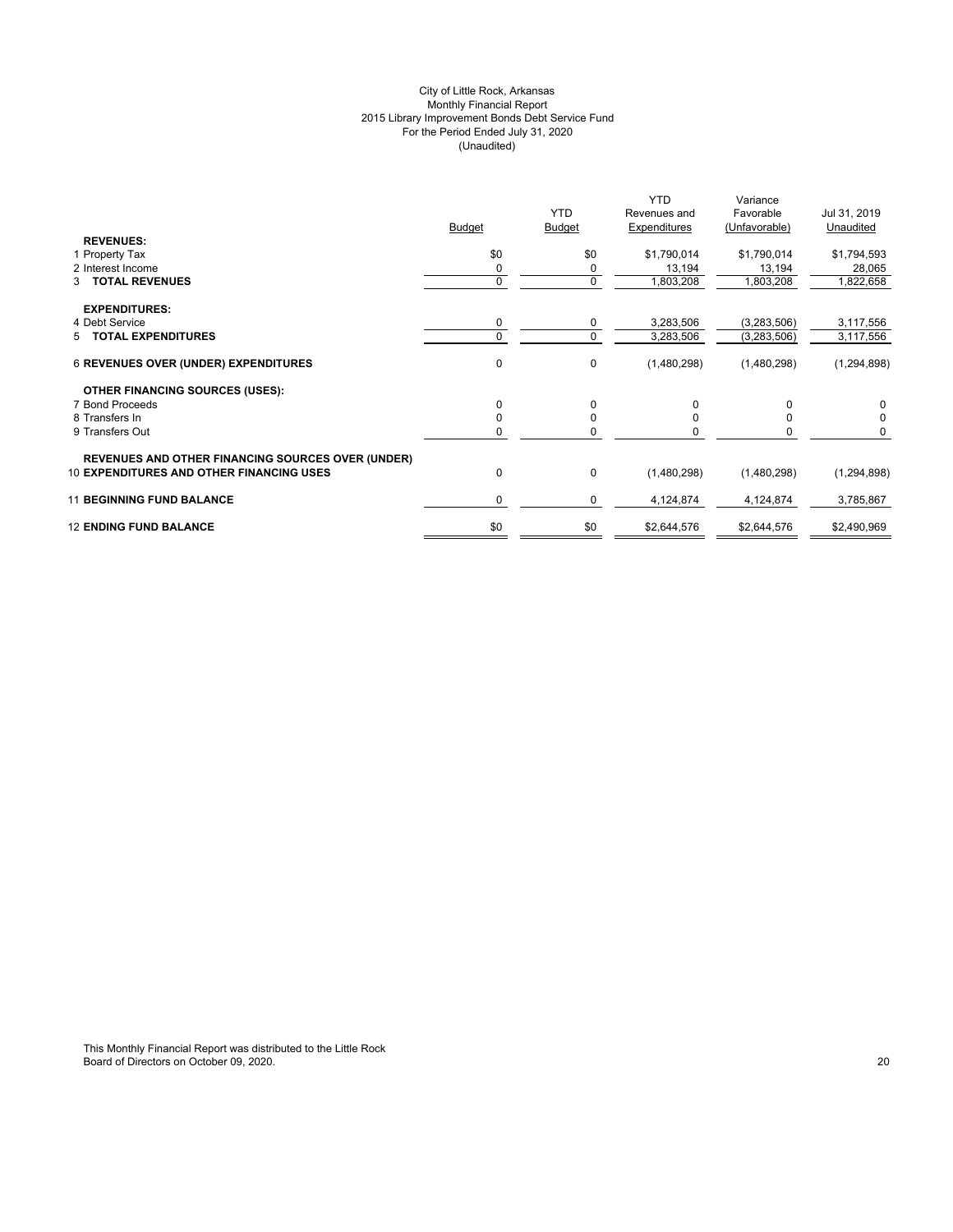City of Little Rock, Arkansas
Monthly Financial Report
2015 Library Improvement Bonds Debt Service Fund
For the Period Ended July 31, 2020
(Unaudited)

| | Budget | YTD Budget | YTD Revenues and Expenditures | Variance Favorable (Unfavorable) | Jul 31, 2019 Unaudited |
|---|---|---|---|---|---|
| **REVENUES:** | | | | | |
| 1 Property Tax | $0 | $0 | $1,790,014 | $1,790,014 | $1,794,593 |
| 2 Interest Income | 0 | 0 | 13,194 | 13,194 | 28,065 |
| 3 **TOTAL REVENUES** | 0 | 0 | 1,803,208 | 1,803,208 | 1,822,658 |
| **EXPENDITURES:** | | | | | |
| 4 Debt Service | 0 | 0 | 3,283,506 | (3,283,506) | 3,117,556 |
| 5 **TOTAL EXPENDITURES** | 0 | 0 | 3,283,506 | (3,283,506) | 3,117,556 |
| 6 **REVENUES OVER (UNDER) EXPENDITURES** | 0 | 0 | (1,480,298) | (1,480,298) | (1,294,898) |
| **OTHER FINANCING SOURCES (USES):** | | | | | |
| 7 Bond Proceeds | 0 | 0 | 0 | 0 | 0 |
| 8 Transfers In | 0 | 0 | 0 | 0 | 0 |
| 9 Transfers Out | 0 | 0 | 0 | 0 | 0 |
| **REVENUES AND OTHER FINANCING SOURCES OVER (UNDER)** 10 **EXPENDITURES AND OTHER FINANCING USES** | 0 | 0 | (1,480,298) | (1,480,298) | (1,294,898) |
| 11 **BEGINNING FUND BALANCE** | 0 | 0 | 4,124,874 | 4,124,874 | 3,785,867 |
| 12 **ENDING FUND BALANCE** | $0 | $0 | $2,644,576 | $2,644,576 | $2,490,969 |

This Monthly Financial Report was distributed to the Little Rock Board of Directors on October 09, 2020.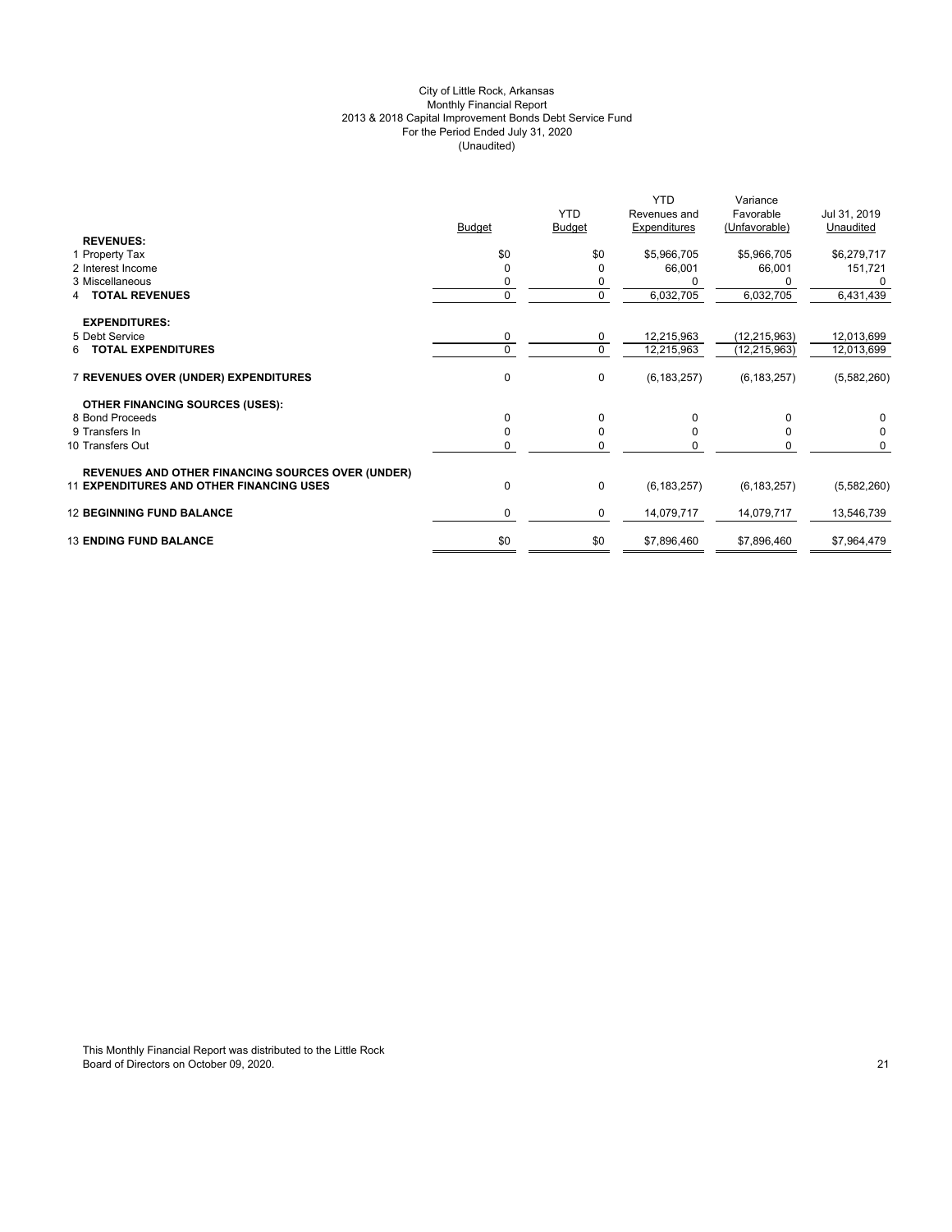City of Little Rock, Arkansas
Monthly Financial Report
2013 & 2018 Capital Improvement Bonds Debt Service Fund
For the Period Ended July 31, 2020
(Unaudited)

| | Budget | YTD Budget | YTD Revenues and Expenditures | Variance Favorable (Unfavorable) | Jul 31, 2019 Unaudited |
|---|---|---|---|---|---|
| **REVENUES:** | | | | | |
| 1 Property Tax | $0 | $0 | $5,966,705 | $5,966,705 | $6,279,717 |
| 2 Interest Income | 0 | 0 | 66,001 | 66,001 | 151,721 |
| 3 Miscellaneous | 0 | 0 | 0 | 0 | 0 |
| 4 **TOTAL REVENUES** | 0 | 0 | 6,032,705 | 6,032,705 | 6,431,439 |
| **EXPENDITURES:** | | | | | |
| 5 Debt Service | 0 | 0 | 12,215,963 | (12,215,963) | 12,013,699 |
| 6 **TOTAL EXPENDITURES** | 0 | 0 | 12,215,963 | (12,215,963) | 12,013,699 |
| 7 **REVENUES OVER (UNDER) EXPENDITURES** | 0 | 0 | (6,183,257) | (6,183,257) | (5,582,260) |
| **OTHER FINANCING SOURCES (USES):** | | | | | |
| 8 Bond Proceeds | 0 | 0 | 0 | 0 | 0 |
| 9 Transfers In | 0 | 0 | 0 | 0 | 0 |
| 10 Transfers Out | 0 | 0 | 0 | 0 | 0 |
| **REVENUES AND OTHER FINANCING SOURCES OVER (UNDER)** 11 **EXPENDITURES AND OTHER FINANCING USES** | 0 | 0 | (6,183,257) | (6,183,257) | (5,582,260) |
| 12 **BEGINNING FUND BALANCE** | 0 | 0 | 14,079,717 | 14,079,717 | 13,546,739 |
| 13 **ENDING FUND BALANCE** | $0 | $0 | $7,896,460 | $7,896,460 | $7,964,479 |

This Monthly Financial Report was distributed to the Little Rock Board of Directors on October 09, 2020.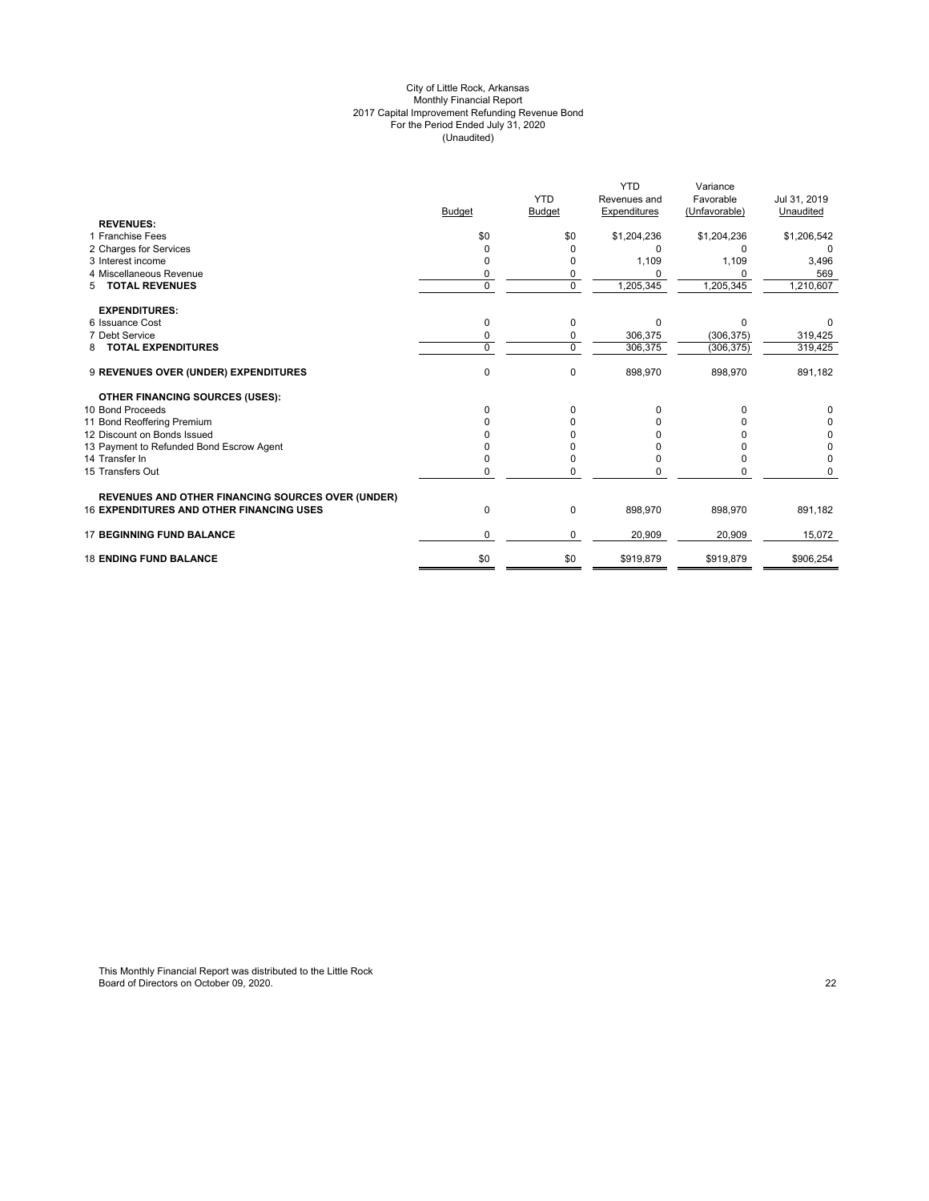City of Little Rock, Arkansas
Monthly Financial Report
2017 Capital Improvement Refunding Revenue Bond
For the Period Ended July 31, 2020
(Unaudited)

| | Budget | YTD Budget | YTD Revenues and Expenditures | Variance Favorable (Unfavorable) | Jul 31, 2019 Unaudited |
|---|---|---|---|---|---|
| **REVENUES:** | | | | | |
| 1 Franchise Fees | $0 | $0 | $1,204,236 | $1,204,236 | $1,206,542 |
| 2 Charges for Services | 0 | 0 | 0 | 0 | 0 |
| 3 Interest income | 0 | 0 | 1,109 | 1,109 | 3,496 |
| 4 Miscellaneous Revenue | 0 | 0 | 0 | 0 | 569 |
| 5 **TOTAL REVENUES** | 0 | 0 | 1,205,345 | 1,205,345 | 1,210,607 |
| **EXPENDITURES:** | | | | | |
| 6 Issuance Cost | 0 | 0 | 0 | 0 | 0 |
| 7 Debt Service | 0 | 0 | 306,375 | (306,375) | 319,425 |
| 8 **TOTAL EXPENDITURES** | 0 | 0 | 306,375 | (306,375) | 319,425 |
| 9 **REVENUES OVER (UNDER) EXPENDITURES** | 0 | 0 | 898,970 | 898,970 | 891,182 |
| **OTHER FINANCING SOURCES (USES):** | | | | | |
| 10 Bond Proceeds | 0 | 0 | 0 | 0 | 0 |
| 11 Bond Reoffering Premium | 0 | 0 | 0 | 0 | 0 |
| 12 Discount on Bonds Issued | 0 | 0 | 0 | 0 | 0 |
| 13 Payment to Refunded Bond Escrow Agent | 0 | 0 | 0 | 0 | 0 |
| 14 Transfer In | 0 | 0 | 0 | 0 | 0 |
| 15 Transfers Out | 0 | 0 | 0 | 0 | 0 |
| **REVENUES AND OTHER FINANCING SOURCES OVER (UNDER)** 16 **EXPENDITURES AND OTHER FINANCING USES** | 0 | 0 | 898,970 | 898,970 | 891,182 |
| 17 **BEGINNING FUND BALANCE** | 0 | 0 | 20,909 | 20,909 | 15,072 |
| 18 **ENDING FUND BALANCE** | $0 | $0 | $919,879 | $919,879 | $906,254 |

This Monthly Financial Report was distributed to the Little Rock Board of Directors on October 09, 2020.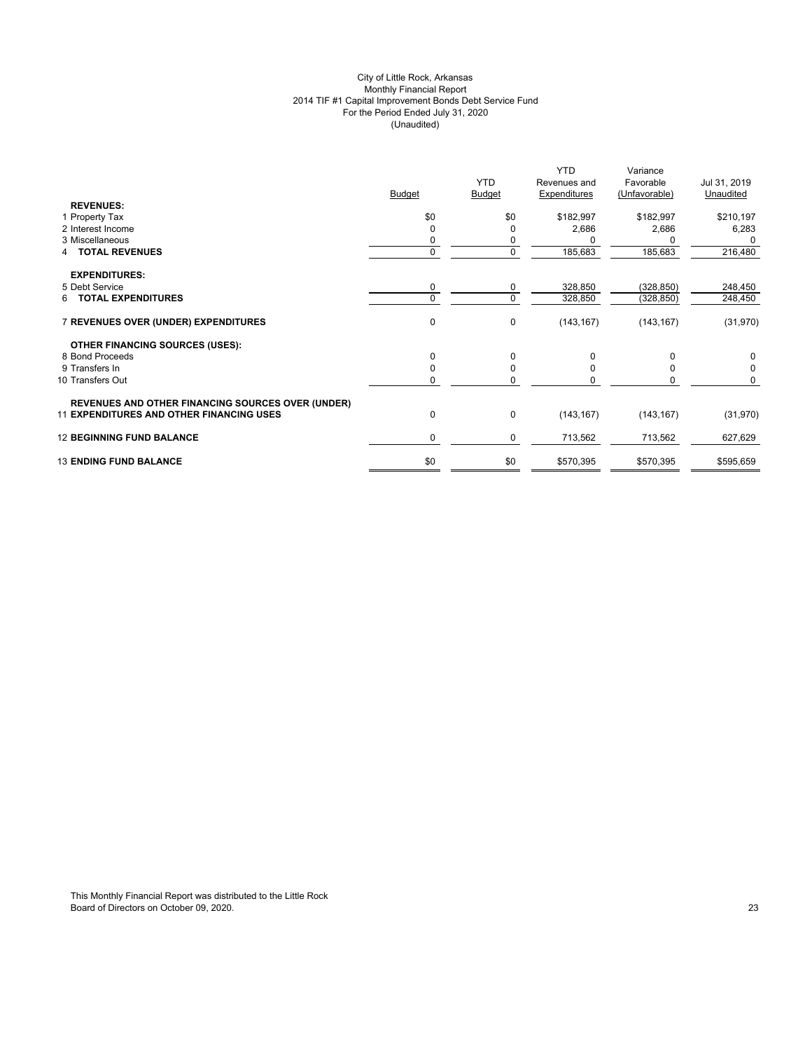City of Little Rock, Arkansas
Monthly Financial Report
2014 TIF #1 Capital Improvement Bonds Debt Service Fund
For the Period Ended July 31, 2020
(Unaudited)

| | Budget | YTD Budget | YTD Revenues and Expenditures | Variance Favorable (Unfavorable) | Jul 31, 2019 Unaudited |
|---|---|---|---|---|---|
| **REVENUES:** | | | | | |
| 1 Property Tax | $0 | $0 | $182,997 | $182,997 | $210,197 |
| 2 Interest Income | 0 | 0 | 2,686 | 2,686 | 6,283 |
| 3 Miscellaneous | 0 | 0 | 0 | 0 | 0 |
| 4 **TOTAL REVENUES** | 0 | 0 | 185,683 | 185,683 | 216,480 |
| **EXPENDITURES:** | | | | | |
| 5 Debt Service | 0 | 0 | 328,850 | (328,850) | 248,450 |
| 6 **TOTAL EXPENDITURES** | 0 | 0 | 328,850 | (328,850) | 248,450 |
| 7 **REVENUES OVER (UNDER) EXPENDITURES** | 0 | 0 | (143,167) | (143,167) | (31,970) |
| **OTHER FINANCING SOURCES (USES):** | | | | | |
| 8 Bond Proceeds | 0 | 0 | 0 | 0 | 0 |
| 9 Transfers In | 0 | 0 | 0 | 0 | 0 |
| 10 Transfers Out | 0 | 0 | 0 | 0 | 0 |
| **REVENUES AND OTHER FINANCING SOURCES OVER (UNDER)** 11 **EXPENDITURES AND OTHER FINANCING USES** | 0 | 0 | (143,167) | (143,167) | (31,970) |
| 12 **BEGINNING FUND BALANCE** | 0 | 0 | 713,562 | 713,562 | 627,629 |
| 13 **ENDING FUND BALANCE** | $0 | $0 | $570,395 | $570,395 | $595,659 |

This Monthly Financial Report was distributed to the Little Rock Board of Directors on October 09, 2020.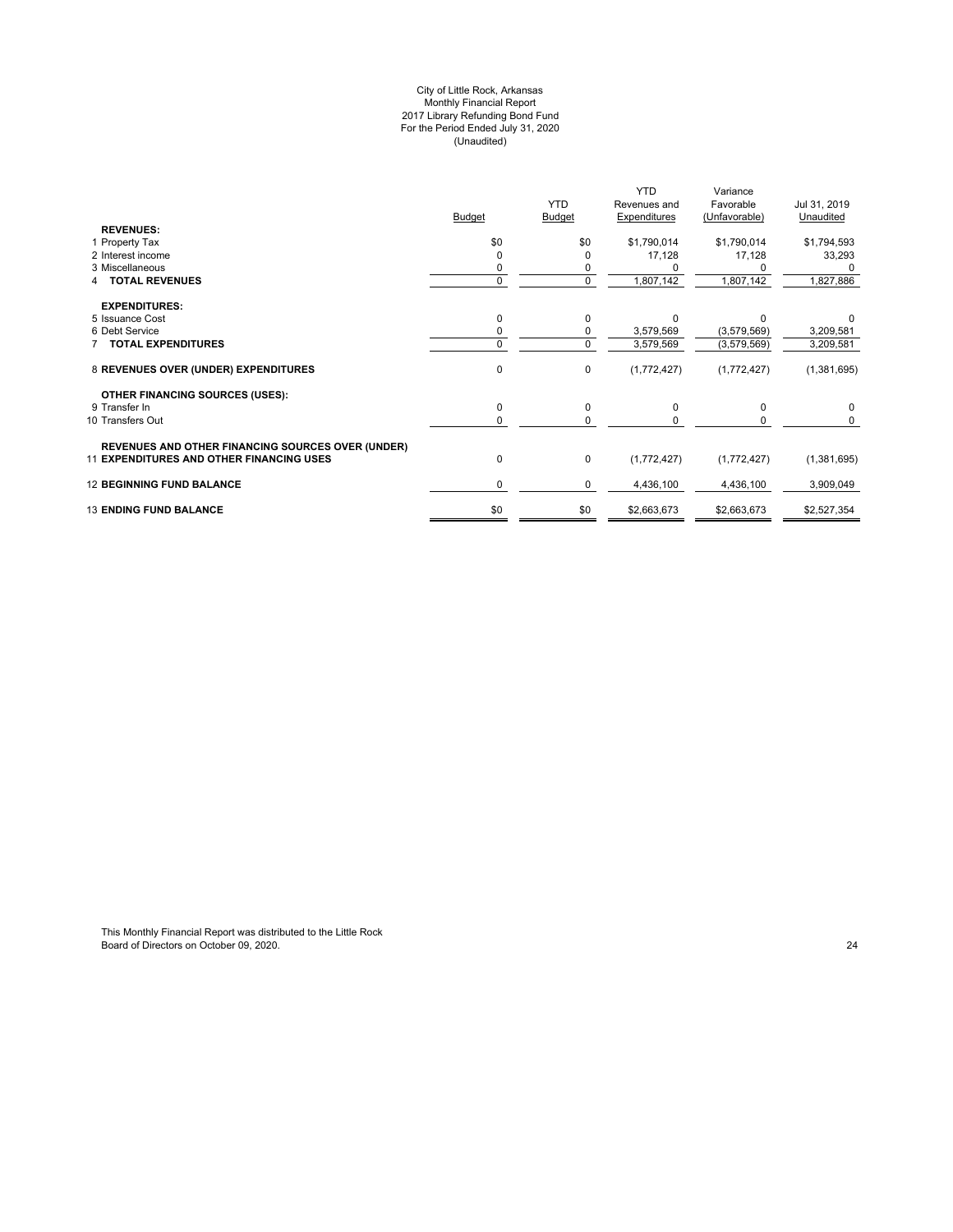City of Little Rock, Arkansas
Monthly Financial Report
2017 Library Refunding Bond Fund
For the Period Ended July 31, 2020
(Unaudited)

| | Budget | YTD Budget | YTD Revenues and Expenditures | Variance Favorable (Unfavorable) | Jul 31, 2019 Unaudited |
|---|---|---|---|---|---|
| **REVENUES:** | | | | | |
| 1 Property Tax | $0 | $0 | $1,790,014 | $1,790,014 | $1,794,593 |
| 2 Interest income | 0 | 0 | 17,128 | 17,128 | 33,293 |
| 3 Miscellaneous | 0 | 0 | 0 | 0 | 0 |
| 4 **TOTAL REVENUES** | 0 | 0 | 1,807,142 | 1,807,142 | 1,827,886 |
| **EXPENDITURES:** | | | | | |
| 5 Issuance Cost | 0 | 0 | 0 | 0 | 0 |
| 6 Debt Service | 0 | 0 | 3,579,569 | (3,579,569) | 3,209,581 |
| 7 **TOTAL EXPENDITURES** | 0 | 0 | 3,579,569 | (3,579,569) | 3,209,581 |
| 8 **REVENUES OVER (UNDER) EXPENDITURES** | 0 | 0 | (1,772,427) | (1,772,427) | (1,381,695) |
| **OTHER FINANCING SOURCES (USES):** | | | | | |
| 9 Transfer In | 0 | 0 | 0 | 0 | 0 |
| 10 Transfers Out | 0 | 0 | 0 | 0 | 0 |
| 11 **REVENUES AND OTHER FINANCING SOURCES OVER (UNDER) EXPENDITURES AND OTHER FINANCING USES** | 0 | 0 | (1,772,427) | (1,772,427) | (1,381,695) |
| 12 **BEGINNING FUND BALANCE** | 0 | 0 | 4,436,100 | 4,436,100 | 3,909,049 |
| 13 **ENDING FUND BALANCE** | $0 | $0 | $2,663,673 | $2,663,673 | $2,527,354 |

This Monthly Financial Report was distributed to the Little Rock Board of Directors on October 09, 2020.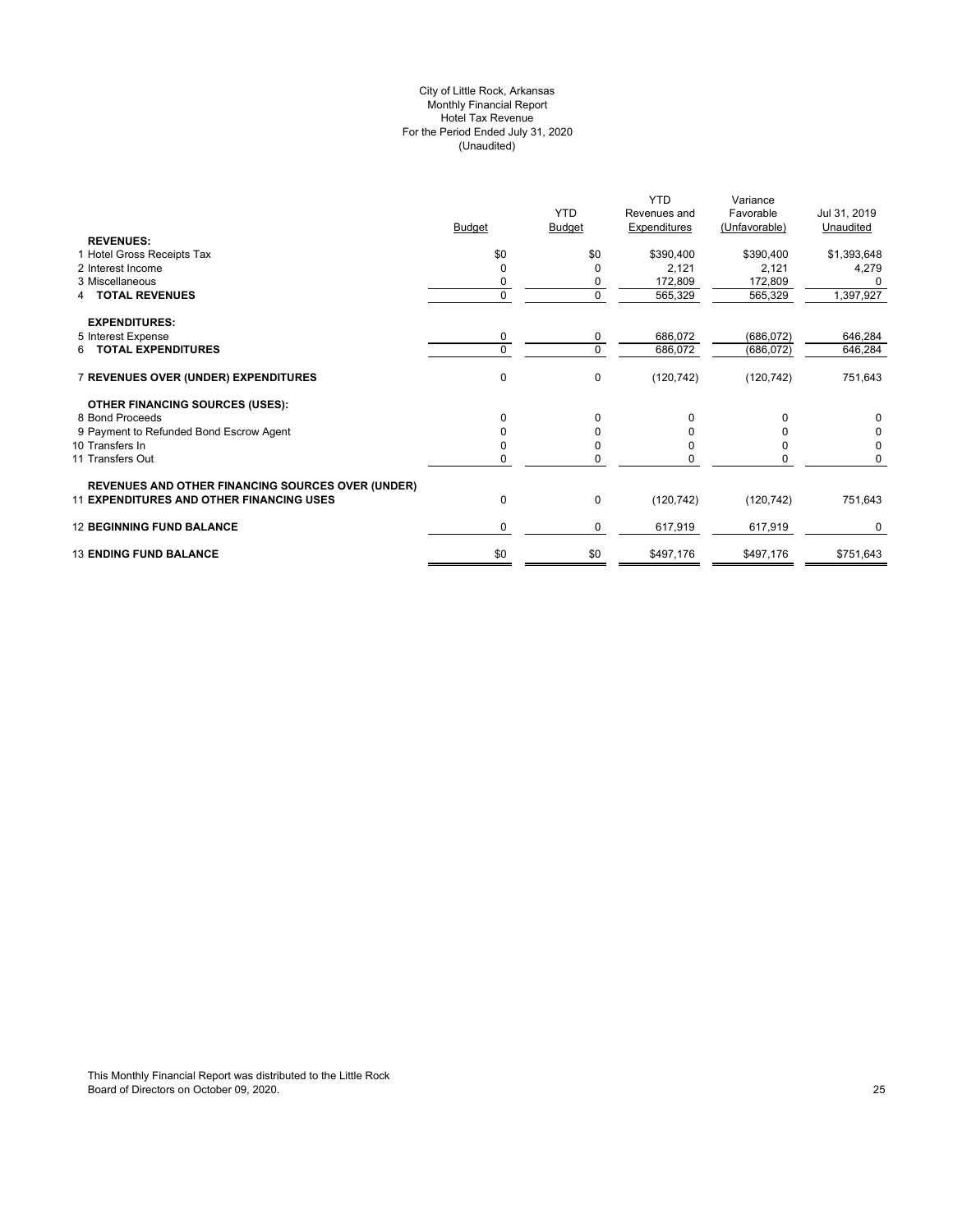City of Little Rock, Arkansas
Monthly Financial Report
Hotel Tax Revenue
For the Period Ended July 31, 2020
(Unaudited)

| | Budget | YTD Budget | YTD Revenues and Expenditures | Variance Favorable (Unfavorable) | Jul 31, 2019 Unaudited |
|---|---|---|---|---|---|
| **REVENUES:** | | | | | |
| 1 Hotel Gross Receipts Tax | $0 | $0 | $390,400 | $390,400 | $1,393,648 |
| 2 Interest Income | 0 | 0 | 2,121 | 2,121 | 4,279 |
| 3 Miscellaneous | 0 | 0 | 172,809 | 172,809 | 0 |
| 4 **TOTAL REVENUES** | 0 | 0 | 565,329 | 565,329 | 1,397,927 |
| **EXPENDITURES:** | | | | | |
| 5 Interest Expense | 0 | 0 | 686,072 | (686,072) | 646,284 |
| 6 **TOTAL EXPENDITURES** | 0 | 0 | 686,072 | (686,072) | 646,284 |
| 7 **REVENUES OVER (UNDER) EXPENDITURES** | 0 | 0 | (120,742) | (120,742) | 751,643 |
| **OTHER FINANCING SOURCES (USES):** | | | | | |
| 8 Bond Proceeds | 0 | 0 | 0 | 0 | 0 |
| 9 Payment to Refunded Bond Escrow Agent | 0 | 0 | 0 | 0 | 0 |
| 10 Transfers In | 0 | 0 | 0 | 0 | 0 |
| 11 Transfers Out | 0 | 0 | 0 | 0 | 0 |
| **REVENUES AND OTHER FINANCING SOURCES OVER (UNDER)** 11 **EXPENDITURES AND OTHER FINANCING USES** | 0 | 0 | (120,742) | (120,742) | 751,643 |
| 12 **BEGINNING FUND BALANCE** | 0 | 0 | 617,919 | 617,919 | 0 |
| 13 **ENDING FUND BALANCE** | $0 | $0 | $497,176 | $497,176 | $751,643 |

This Monthly Financial Report was distributed to the Little Rock Board of Directors on October 09, 2020.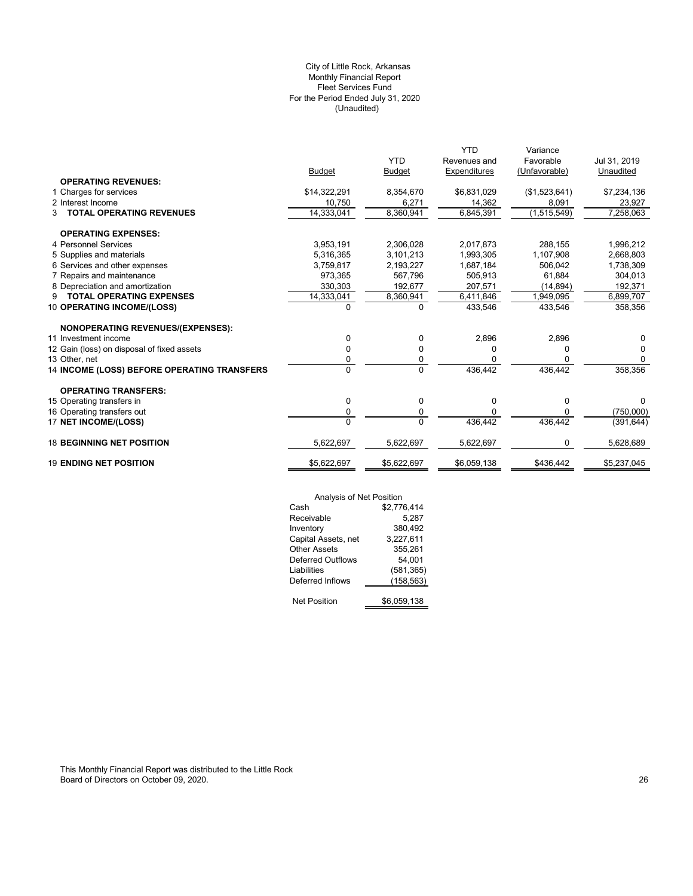City of Little Rock, Arkansas
Monthly Financial Report
Fleet Services Fund
For the Period Ended July 31, 2020
(Unaudited)

| | Budget | YTD Budget | YTD Revenues and Expenditures | Variance Favorable (Unfavorable) | Jul 31, 2019 Unaudited |
|---|---|---|---|---|---|
| **OPERATING REVENUES:** | | | | | |
| 1 Charges for services | $14,322,291 | 8,354,670 | $6,831,029 | ($1,523,641) | $7,234,136 |
| 2 Interest Income | 10,750 | 6,271 | 14,362 | 8,091 | 23,927 |
| 3 **TOTAL OPERATING REVENUES** | 14,333,041 | 8,360,941 | 6,845,391 | (1,515,549) | 7,258,063 |
| **OPERATING EXPENSES:** | | | | | |
| 4 Personnel Services | 3,953,191 | 2,306,028 | 2,017,873 | 288,155 | 1,996,212 |
| 5 Supplies and materials | 5,316,365 | 3,101,213 | 1,993,305 | 1,107,908 | 2,668,803 |
| 6 Services and other expenses | 3,759,817 | 2,193,227 | 1,687,184 | 506,042 | 1,738,309 |
| 7 Repairs and maintenance | 973,365 | 567,796 | 505,913 | 61,884 | 304,013 |
| 8 Depreciation and amortization | 330,303 | 192,677 | 207,571 | (14,894) | 192,371 |
| 9 **TOTAL OPERATING EXPENSES** | 14,333,041 | 8,360,941 | 6,411,846 | 1,949,095 | 6,899,707 |
| 10 **OPERATING INCOME/(LOSS)** | 0 | 0 | 433,546 | 433,546 | 358,356 |
| **NONOPERATING REVENUES/(EXPENSES):** | | | | | |
| 11 Investment income | 0 | 0 | 2,896 | 2,896 | 0 |
| 12 Gain (loss) on disposal of fixed assets | 0 | 0 | 0 | 0 | 0 |
| 13 Other, net | 0 | 0 | 0 | 0 | 0 |
| 14 **INCOME (LOSS) BEFORE OPERATING TRANSFERS** | 0 | 0 | 436,442 | 436,442 | 358,356 |
| **OPERATING TRANSFERS:** | | | | | |
| 15 Operating transfers in | 0 | 0 | 0 | 0 | 0 |
| 16 Operating transfers out | 0 | 0 | 0 | 0 | (750,000) |
| 17 **NET INCOME/(LOSS)** | 0 | 0 | 436,442 | 436,442 | (391,644) |
| 18 **BEGINNING NET POSITION** | 5,622,697 | 5,622,697 | 5,622,697 | 0 | 5,628,689 |
| 19 **ENDING NET POSITION** | $5,622,697 | $5,622,697 | $6,059,138 | $436,442 | $5,237,045 |

| Analysis of Net Position | |
|---|---|
| Cash | $2,776,414 |
| Receivable | 5,287 |
| Inventory | 380,492 |
| Capital Assets, net | 3,227,611 |
| Other Assets | 355,261 |
| Deferred Outflows | 54,001 |
| Liabilities | (581,365) |
| Deferred Inflows | (158,563) |
| Net Position | $6,059,138 |

This Monthly Financial Report was distributed to the Little Rock Board of Directors on October 09, 2020.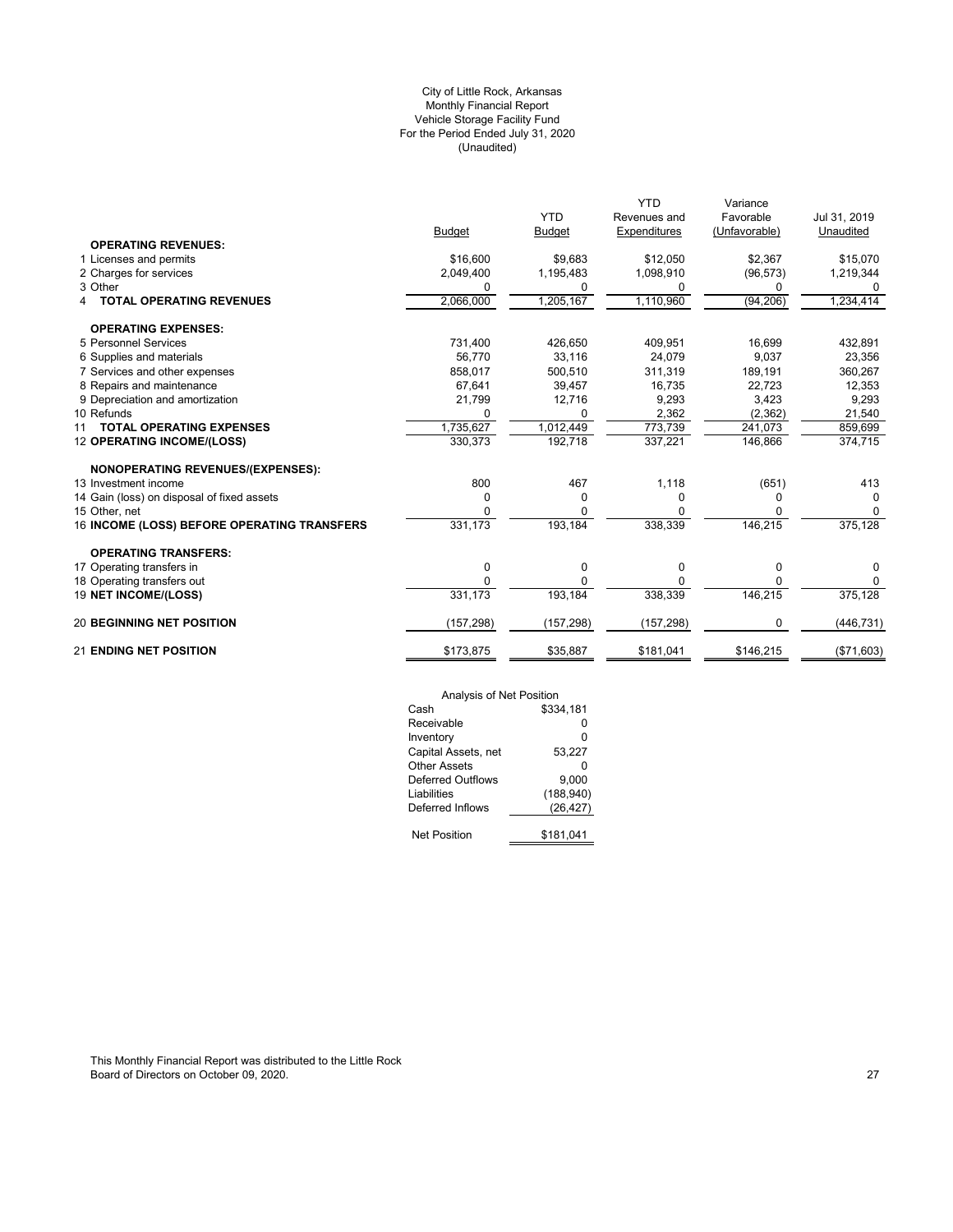City of Little Rock, Arkansas
Monthly Financial Report
Vehicle Storage Facility Fund
For the Period Ended July 31, 2020
(Unaudited)

| | Budget | YTD Budget | YTD Revenues and Expenditures | Variance Favorable (Unfavorable) | Jul 31, 2019 Unaudited |
|---|---|---|---|---|---|
| **OPERATING REVENUES:** | | | | | |
| 1 Licenses and permits | $16,600 | $9,683 | $12,050 | $2,367 | $15,070 |
| 2 Charges for services | 2,049,400 | 1,195,483 | 1,098,910 | (96,573) | 1,219,344 |
| 3 Other | 0 | 0 | 0 | 0 | 0 |
| 4 **TOTAL OPERATING REVENUES** | 2,066,000 | 1,205,167 | 1,110,960 | (94,206) | 1,234,414 |
| **OPERATING EXPENSES:** | | | | | |
| 5 Personnel Services | 731,400 | 426,650 | 409,951 | 16,699 | 432,891 |
| 6 Supplies and materials | 56,770 | 33,116 | 24,079 | 9,037 | 23,356 |
| 7 Services and other expenses | 858,017 | 500,510 | 311,319 | 189,191 | 360,267 |
| 8 Repairs and maintenance | 67,641 | 39,457 | 16,735 | 22,723 | 12,353 |
| 9 Depreciation and amortization | 21,799 | 12,716 | 9,293 | 3,423 | 9,293 |
| 10 Refunds | 0 | 0 | 2,362 | (2,362) | 21,540 |
| 11 **TOTAL OPERATING EXPENSES** | 1,735,627 | 1,012,449 | 773,739 | 241,073 | 859,699 |
| 12 **OPERATING INCOME/(LOSS)** | 330,373 | 192,718 | 337,221 | 146,866 | 374,715 |
| **NONOPERATING REVENUES/(EXPENSES):** | | | | | |
| 13 Investment income | 800 | 467 | 1,118 | (651) | 413 |
| 14 Gain (loss) on disposal of fixed assets | 0 | 0 | 0 | 0 | 0 |
| 15 Other, net | 0 | 0 | 0 | 0 | 0 |
| 16 **INCOME (LOSS) BEFORE OPERATING TRANSFERS** | 331,173 | 193,184 | 338,339 | 146,215 | 375,128 |
| **OPERATING TRANSFERS:** | | | | | |
| 17 Operating transfers in | 0 | 0 | 0 | 0 | 0 |
| 18 Operating transfers out | 0 | 0 | 0 | 0 | 0 |
| 19 **NET INCOME/(LOSS)** | 331,173 | 193,184 | 338,339 | 146,215 | 375,128 |
| 20 **BEGINNING NET POSITION** | (157,298) | (157,298) | (157,298) | 0 | (446,731) |
| 21 **ENDING NET POSITION** | $173,875 | $35,887 | $181,041 | $146,215 | ($71,603) |

| Analysis of Net Position | |
|---|---|
| Cash | $334,181 |
| Receivable | 0 |
| Inventory | 0 |
| Capital Assets, net | 53,227 |
| Other Assets | 0 |
| Deferred Outflows | 9,000 |
| Liabilities | (188,940) |
| Deferred Inflows | (26,427) |
| Net Position | $181,041 |

This Monthly Financial Report was distributed to the Little Rock Board of Directors on October 09, 2020.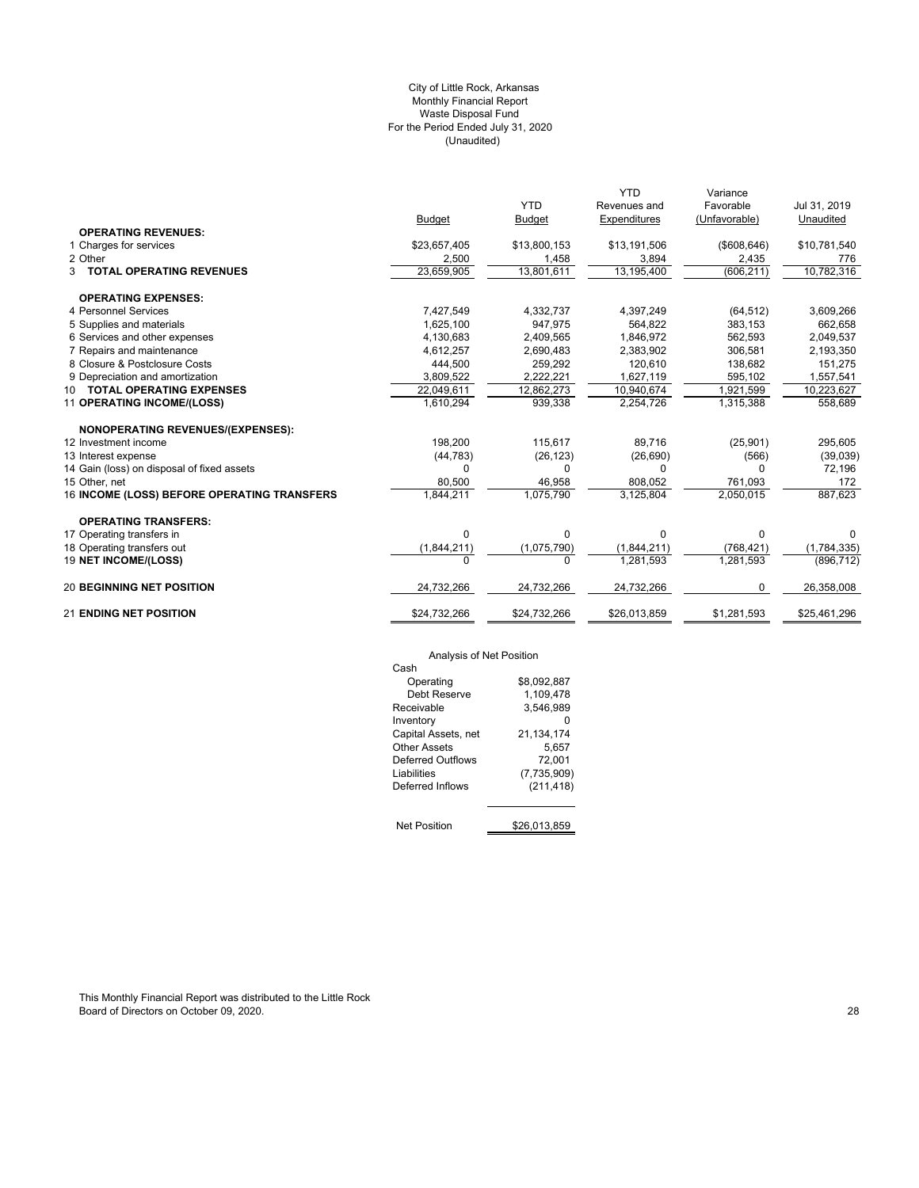City of Little Rock, Arkansas
Monthly Financial Report
Waste Disposal Fund
For the Period Ended July 31, 2020
(Unaudited)

| | Budget | YTD Budget | YTD Revenues and Expenditures | Variance Favorable (Unfavorable) | Jul 31, 2019 Unaudited |
|---|---|---|---|---|---|
| **OPERATING REVENUES:** | | | | | |
| 1 Charges for services | $23,657,405 | $13,800,153 | $13,191,506 | ($608,646) | $10,781,540 |
| 2 Other | 2,500 | 1,458 | 3,894 | 2,435 | 776 |
| 3 **TOTAL OPERATING REVENUES** | 23,659,905 | 13,801,611 | 13,195,400 | (606,211) | 10,782,316 |
| **OPERATING EXPENSES:** | | | | | |
| 4 Personnel Services | 7,427,549 | 4,332,737 | 4,397,249 | (64,512) | 3,609,266 |
| 5 Supplies and materials | 1,625,100 | 947,975 | 564,822 | 383,153 | 662,658 |
| 6 Services and other expenses | 4,130,683 | 2,409,565 | 1,846,972 | 562,593 | 2,049,537 |
| 7 Repairs and maintenance | 4,612,257 | 2,690,483 | 2,383,902 | 306,581 | 2,193,350 |
| 8 Closure & Postclosure Costs | 444,500 | 259,292 | 120,610 | 138,682 | 151,275 |
| 9 Depreciation and amortization | 3,809,522 | 2,222,221 | 1,627,119 | 595,102 | 1,557,541 |
| 10 **TOTAL OPERATING EXPENSES** | 22,049,611 | 12,862,273 | 10,940,674 | 1,921,599 | 10,223,627 |
| 11 **OPERATING INCOME/(LOSS)** | 1,610,294 | 939,338 | 2,254,726 | 1,315,388 | 558,689 |
| **NONOPERATING REVENUES/(EXPENSES):** | | | | | |
| 12 Investment income | 198,200 | 115,617 | 89,716 | (25,901) | 295,605 |
| 13 Interest expense | (44,783) | (26,123) | (26,690) | (566) | (39,039) |
| 14 Gain (loss) on disposal of fixed assets | 0 | 0 | 0 | 0 | 72,196 |
| 15 Other, net | 80,500 | 46,958 | 808,052 | 761,093 | 172 |
| 16 **INCOME (LOSS) BEFORE OPERATING TRANSFERS** | 1,844,211 | 1,075,790 | 3,125,804 | 2,050,015 | 887,623 |
| **OPERATING TRANSFERS:** | | | | | |
| 17 Operating transfers in | 0 | 0 | 0 | 0 | 0 |
| 18 Operating transfers out | (1,844,211) | (1,075,790) | (1,844,211) | (768,421) | (1,784,335) |
| 19 **NET INCOME/(LOSS)** | 0 | 0 | 1,281,593 | 1,281,593 | (896,712) |
| 20 **BEGINNING NET POSITION** | 24,732,266 | 24,732,266 | 24,732,266 | 0 | 26,358,008 |
| 21 **ENDING NET POSITION** | $24,732,266 | $24,732,266 | $26,013,859 | $1,281,593 | $25,461,296 |

Analysis of Net Position

| | |
|---|---|
| Cash | |
| Operating | $8,092,887 |
| Debt Reserve | 1,109,478 |
| Receivable | 3,546,989 |
| Inventory | 0 |
| Capital Assets, net | 21,134,174 |
| Other Assets | 5,657 |
| Deferred Outflows | 72,001 |
| Liabilities | (7,735,909) |
| Deferred Inflows | (211,418) |
| Net Position | $26,013,859 |

This Monthly Financial Report was distributed to the Little Rock Board of Directors on October 09, 2020.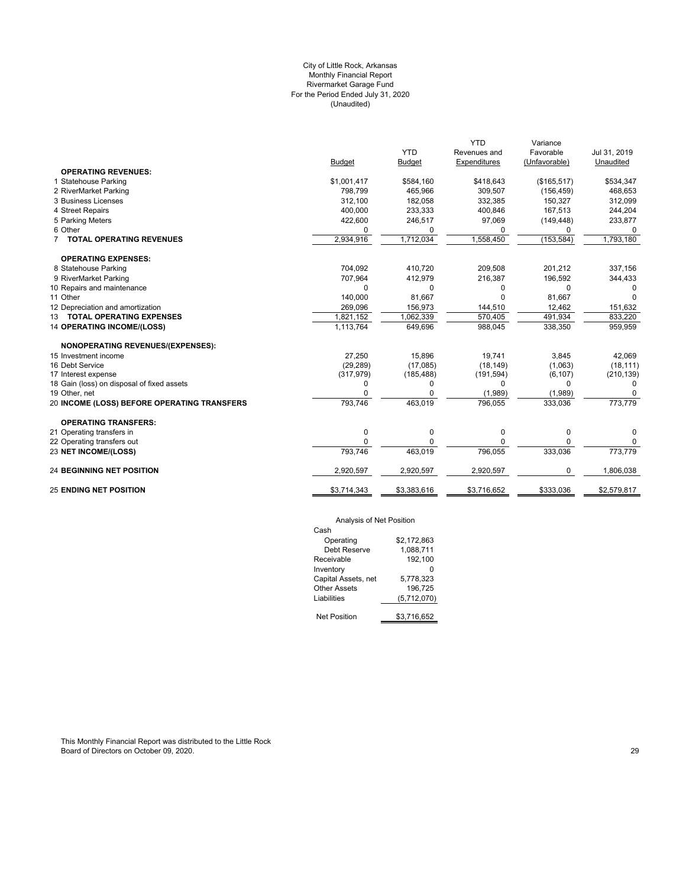City of Little Rock, Arkansas
Monthly Financial Report
Rivermarket Garage Fund
For the Period Ended July 31, 2020
(Unaudited)

| | Budget | YTD Budget | YTD Revenues and Expenditures | Variance Favorable (Unfavorable) | Jul 31, 2019 Unaudited |
|---|---|---|---|---|---|
| **OPERATING REVENUES:** | | | | | |
| 1 Statehouse Parking | $1,001,417 | $584,160 | $418,643 | ($165,517) | $534,347 |
| 2 RiverMarket Parking | 798,799 | 465,966 | 309,507 | (156,459) | 468,653 |
| 3 Business Licenses | 312,100 | 182,058 | 332,385 | 150,327 | 312,099 |
| 4 Street Repairs | 400,000 | 233,333 | 400,846 | 167,513 | 244,204 |
| 5 Parking Meters | 422,600 | 246,517 | 97,069 | (149,448) | 233,877 |
| 6 Other | 0 | 0 | 0 | 0 | 0 |
| 7 **TOTAL OPERATING REVENUES** | 2,934,916 | 1,712,034 | 1,558,450 | (153,584) | 1,793,180 |
| **OPERATING EXPENSES:** | | | | | |
| 8 Statehouse Parking | 704,092 | 410,720 | 209,508 | 201,212 | 337,156 |
| 9 RiverMarket Parking | 707,964 | 412,979 | 216,387 | 196,592 | 344,433 |
| 10 Repairs and maintenance | 0 | 0 | 0 | 0 | 0 |
| 11 Other | 140,000 | 81,667 | 0 | 81,667 | 0 |
| 12 Depreciation and amortization | 269,096 | 156,973 | 144,510 | 12,462 | 151,632 |
| 13 **TOTAL OPERATING EXPENSES** | 1,821,152 | 1,062,339 | 570,405 | 491,934 | 833,220 |
| 14 **OPERATING INCOME/(LOSS)** | 1,113,764 | 649,696 | 988,045 | 338,350 | 959,959 |
| **NONOPERATING REVENUES/(EXPENSES):** | | | | | |
| 15 Investment income | 27,250 | 15,896 | 19,741 | 3,845 | 42,069 |
| 16 Debt Service | (29,289) | (17,085) | (18,149) | (1,063) | (18,111) |
| 17 Interest expense | (317,979) | (185,488) | (191,594) | (6,107) | (210,139) |
| 18 Gain (loss) on disposal of fixed assets | 0 | 0 | 0 | 0 | 0 |
| 19 Other, net | 0 | 0 | (1,989) | (1,989) | 0 |
| 20 **INCOME (LOSS) BEFORE OPERATING TRANSFERS** | 793,746 | 463,019 | 796,055 | 333,036 | 773,779 |
| **OPERATING TRANSFERS:** | | | | | |
| 21 Operating transfers in | 0 | 0 | 0 | 0 | 0 |
| 22 Operating transfers out | 0 | 0 | 0 | 0 | 0 |
| 23 **NET INCOME/(LOSS)** | 793,746 | 463,019 | 796,055 | 333,036 | 773,779 |
| 24 **BEGINNING NET POSITION** | 2,920,597 | 2,920,597 | 2,920,597 | 0 | 1,806,038 |
| 25 **ENDING NET POSITION** | $3,714,343 | $3,383,616 | $3,716,652 | $333,036 | $2,579,817 |

Analysis of Net Position

| | |
|---|---|
| Cash | |
| Operating | $2,172,863 |
| Debt Reserve | 1,088,711 |
| Receivable | 192,100 |
| Inventory | 0 |
| Capital Assets, net | 5,778,323 |
| Other Assets | 196,725 |
| Liabilities | (5,712,070) |
| Net Position | $3,716,652 |

This Monthly Financial Report was distributed to the Little Rock Board of Directors on October 09, 2020.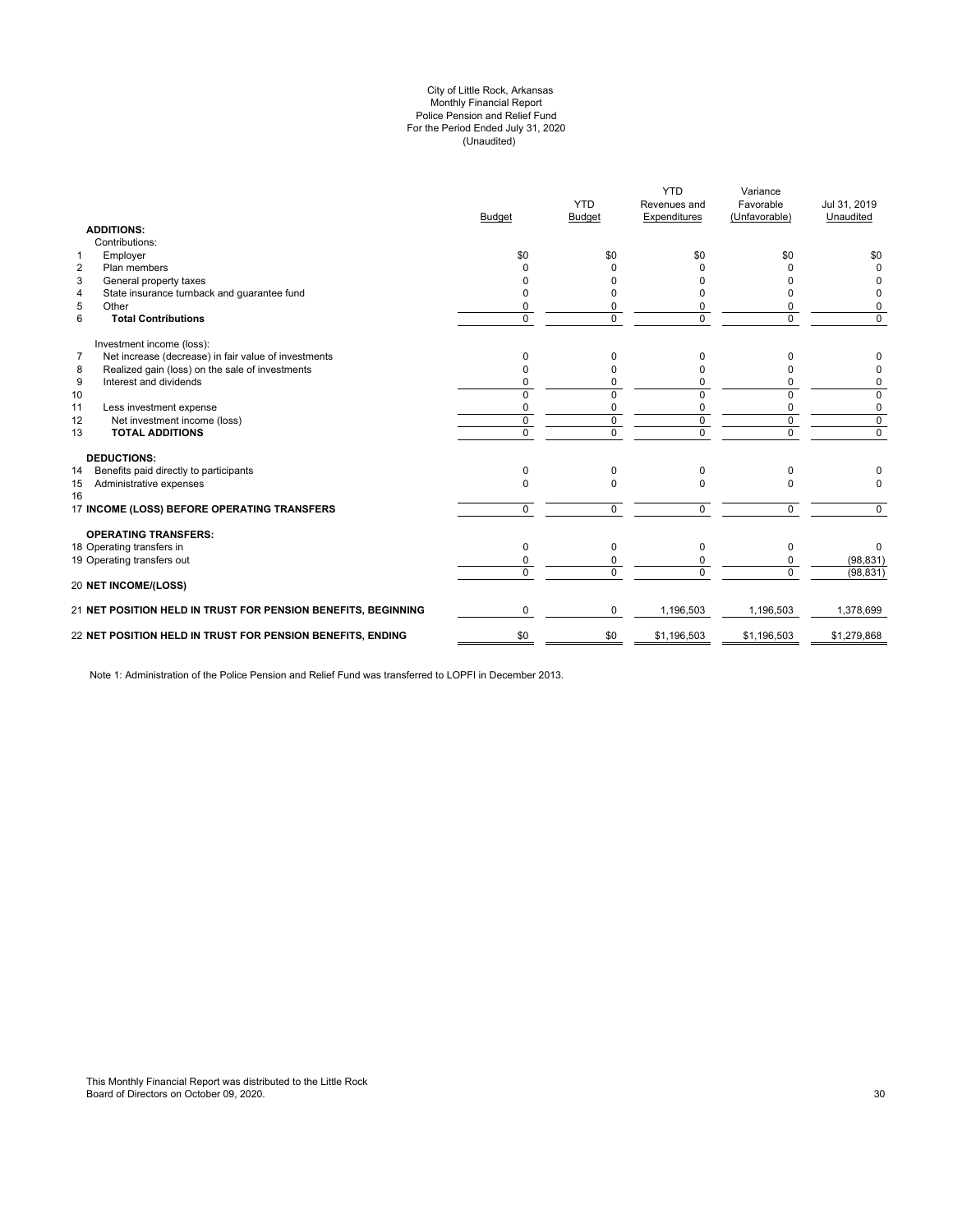City of Little Rock, Arkansas
Monthly Financial Report
Police Pension and Relief Fund
For the Period Ended July 31, 2020
(Unaudited)

| | | Budget | YTD Budget | YTD Revenues and Expenditures | Variance Favorable (Unfavorable) | Jul 31, 2019 Unaudited |
|---|---|---|---|---|---|---|
| | **ADDITIONS:** | | | | | |
| | Contributions: | | | | | |
| 1 | Employer | $0 | $0 | $0 | $0 | $0 |
| 2 | Plan members | 0 | 0 | 0 | 0 | 0 |
| 3 | General property taxes | 0 | 0 | 0 | 0 | 0 |
| 4 | State insurance turnback and guarantee fund | 0 | 0 | 0 | 0 | 0 |
| 5 | Other | 0 | 0 | 0 | 0 | 0 |
| 6 | **Total Contributions** | 0 | 0 | 0 | 0 | 0 |
| | Investment income (loss): | | | | | |
| 7 | Net increase (decrease) in fair value of investments | 0 | 0 | 0 | 0 | 0 |
| 8 | Realized gain (loss) on the sale of investments | 0 | 0 | 0 | 0 | 0 |
| 9 | Interest and dividends | 0 | 0 | 0 | 0 | 0 |
| 10 | | 0 | 0 | 0 | 0 | 0 |
| 11 | Less investment expense | 0 | 0 | 0 | 0 | 0 |
| 12 | Net investment income (loss) | 0 | 0 | 0 | 0 | 0 |
| 13 | **TOTAL ADDITIONS** | 0 | 0 | 0 | 0 | 0 |
| | **DEDUCTIONS:** | | | | | |
| 14 | Benefits paid directly to participants | 0 | 0 | 0 | 0 | 0 |
| 15 | Administrative expenses | 0 | 0 | 0 | 0 | 0 |
| 16 | | | | | | |
| 17 | **INCOME (LOSS) BEFORE OPERATING TRANSFERS** | 0 | 0 | 0 | 0 | 0 |
| | **OPERATING TRANSFERS:** | | | | | |
| 18 | Operating transfers in | 0 | 0 | 0 | 0 | 0 |
| 19 | Operating transfers out | 0 | 0 | 0 | 0 | (98,831) |
| | | 0 | 0 | 0 | 0 | (98,831) |
| 20 | **NET INCOME/(LOSS)** | | | | | |
| 21 | **NET POSITION HELD IN TRUST FOR PENSION BENEFITS, BEGINNING** | 0 | 0 | 1,196,503 | 1,196,503 | 1,378,699 |
| 22 | **NET POSITION HELD IN TRUST FOR PENSION BENEFITS, ENDING** | $0 | $0 | $1,196,503 | $1,196,503 | $1,279,868 |

Note 1: Administration of the Police Pension and Relief Fund was transferred to LOPFI in December 2013.

This Monthly Financial Report was distributed to the Little Rock Board of Directors on October 09, 2020.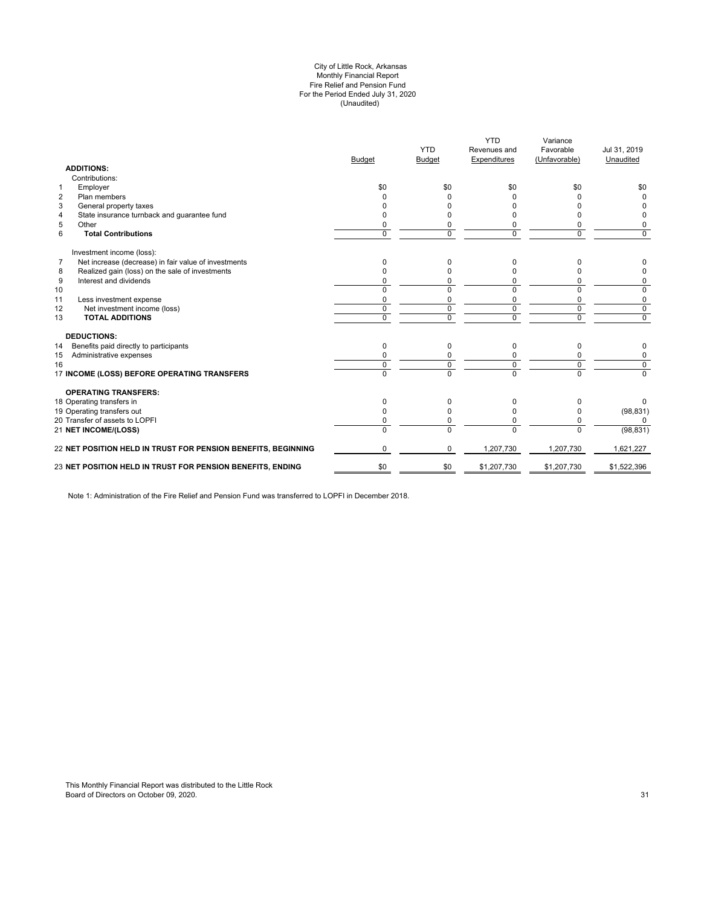# City of Little Rock, Arkansas
## Monthly Financial Report
## Fire Relief and Pension Fund
## For the Period Ended July 31, 2020
## (Unaudited)

| | | Budget | YTD Budget | YTD Revenues and Expenditures | Variance Favorable (Unfavorable) | Jul 31, 2019 Unaudited |
|---|---|---|---|---|---|---|
| | **ADDITIONS:** | | | | | |
| | Contributions: | | | | | |
| 1 | Employer | $0 | $0 | $0 | $0 | $0 |
| 2 | Plan members | 0 | 0 | 0 | 0 | 0 |
| 3 | General property taxes | 0 | 0 | 0 | 0 | 0 |
| 4 | State insurance turnback and guarantee fund | 0 | 0 | 0 | 0 | 0 |
| 5 | Other | 0 | 0 | 0 | 0 | 0 |
| 6 | **Total Contributions** | 0 | 0 | 0 | 0 | 0 |
| | Investment income (loss): | | | | | |
| 7 | Net increase (decrease) in fair value of investments | 0 | 0 | 0 | 0 | 0 |
| 8 | Realized gain (loss) on the sale of investments | 0 | 0 | 0 | 0 | 0 |
| 9 | Interest and dividends | 0 | 0 | 0 | 0 | 0 |
| 10 | | 0 | 0 | 0 | 0 | 0 |
| 11 | Less investment expense | 0 | 0 | 0 | 0 | 0 |
| 12 | Net investment income (loss) | 0 | 0 | 0 | 0 | 0 |
| 13 | **TOTAL ADDITIONS** | 0 | 0 | 0 | 0 | 0 |
| | **DEDUCTIONS:** | | | | | |
| 14 | Benefits paid directly to participants | 0 | 0 | 0 | 0 | 0 |
| 15 | Administrative expenses | 0 | 0 | 0 | 0 | 0 |
| 16 | | 0 | 0 | 0 | 0 | 0 |
| 17 | **INCOME (LOSS) BEFORE OPERATING TRANSFERS** | 0 | 0 | 0 | 0 | 0 |
| | **OPERATING TRANSFERS:** | | | | | |
| 18 | Operating transfers in | 0 | 0 | 0 | 0 | 0 |
| 19 | Operating transfers out | 0 | 0 | 0 | 0 | (98,831) |
| 20 | Transfer of assets to LOPFI | 0 | 0 | 0 | 0 | 0 |
| 21 | **NET INCOME/(LOSS)** | 0 | 0 | 0 | 0 | (98,831) |
| 22 | **NET POSITION HELD IN TRUST FOR PENSION BENEFITS, BEGINNING** | 0 | 0 | 1,207,730 | 1,207,730 | 1,621,227 |
| 23 | **NET POSITION HELD IN TRUST FOR PENSION BENEFITS, ENDING** | $0 | $0 | $1,207,730 | $1,207,730 | $1,522,396 |

Note 1: Administration of the Fire Relief and Pension Fund was transferred to LOPFI in December 2018.

This Monthly Financial Report was distributed to the Little Rock Board of Directors on October 09, 2020.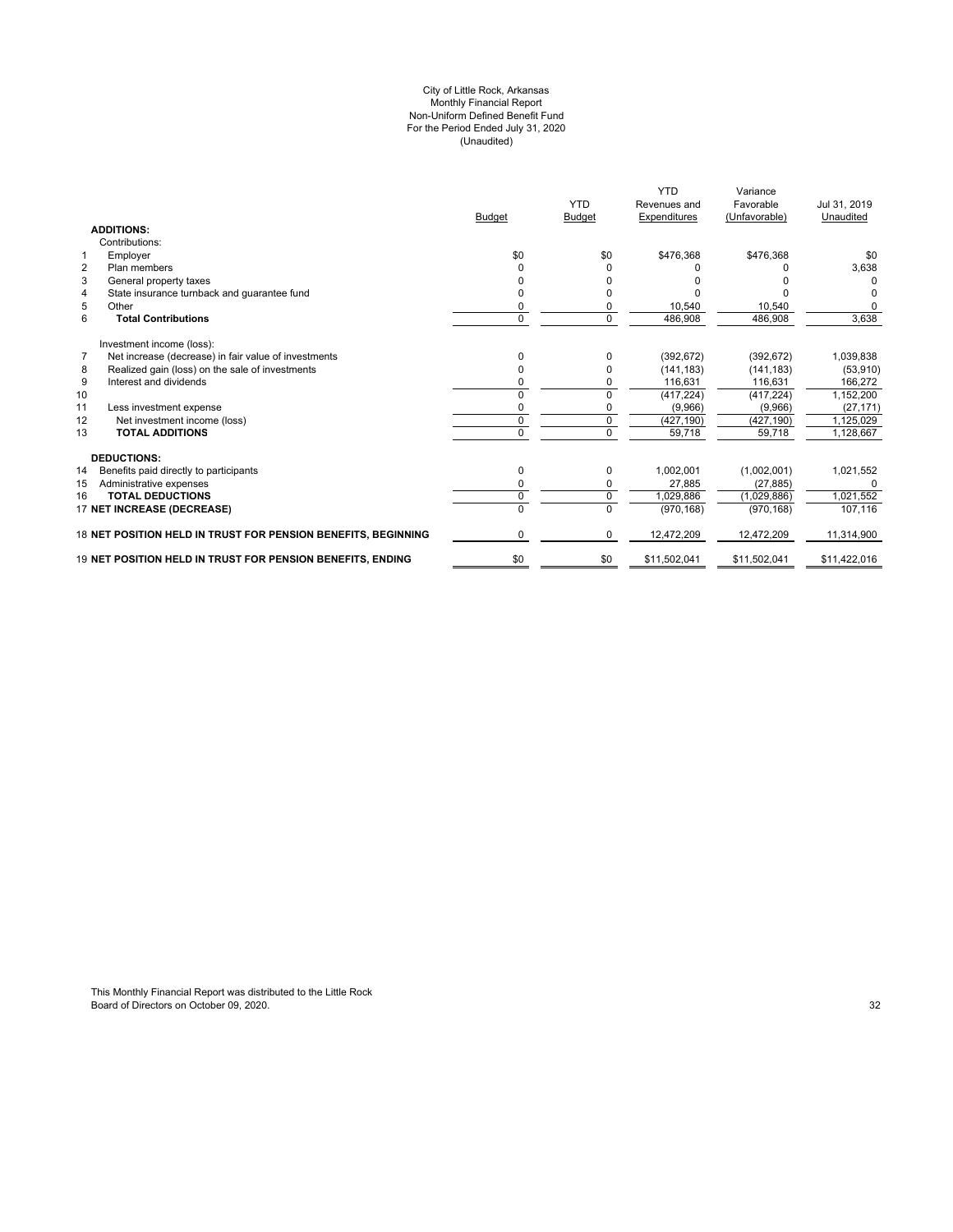City of Little Rock, Arkansas
Monthly Financial Report
Non-Uniform Defined Benefit Fund
For the Period Ended July 31, 2020
(Unaudited)

| | | Budget | YTD Budget | YTD Revenues and Expenditures | Variance Favorable (Unfavorable) | Jul 31, 2019 Unaudited |
|---|---|---|---|---|---|---|
| | **ADDITIONS:** | | | | | |
| | Contributions: | | | | | |
| 1 | Employer | $0 | $0 | $476,368 | $476,368 | $0 |
| 2 | Plan members | 0 | 0 | 0 | 0 | 3,638 |
| 3 | General property taxes | 0 | 0 | 0 | 0 | 0 |
| 4 | State insurance turnback and guarantee fund | 0 | 0 | 0 | 0 | 0 |
| 5 | Other | 0 | 0 | 10,540 | 10,540 | 0 |
| 6 | **Total Contributions** | 0 | 0 | 486,908 | 486,908 | 3,638 |
| | Investment income (loss): | | | | | |
| 7 | Net increase (decrease) in fair value of investments | 0 | 0 | (392,672) | (392,672) | 1,039,838 |
| 8 | Realized gain (loss) on the sale of investments | 0 | 0 | (141,183) | (141,183) | (53,910) |
| 9 | Interest and dividends | 0 | 0 | 116,631 | 116,631 | 166,272 |
| 10 | | 0 | 0 | (417,224) | (417,224) | 1,152,200 |
| 11 | Less investment expense | 0 | 0 | (9,966) | (9,966) | (27,171) |
| 12 | Net investment income (loss) | 0 | 0 | (427,190) | (427,190) | 1,125,029 |
| 13 | **TOTAL ADDITIONS** | 0 | 0 | 59,718 | 59,718 | 1,128,667 |
| | **DEDUCTIONS:** | | | | | |
| 14 | Benefits paid directly to participants | 0 | 0 | 1,002,001 | (1,002,001) | 1,021,552 |
| 15 | Administrative expenses | 0 | 0 | 27,885 | (27,885) | 0 |
| 16 | **TOTAL DEDUCTIONS** | 0 | 0 | 1,029,886 | (1,029,886) | 1,021,552 |
| 17 | **NET INCREASE (DECREASE)** | 0 | 0 | (970,168) | (970,168) | 107,116 |
| 18 | **NET POSITION HELD IN TRUST FOR PENSION BENEFITS, BEGINNING** | 0 | 0 | 12,472,209 | 12,472,209 | 11,314,900 |
| 19 | **NET POSITION HELD IN TRUST FOR PENSION BENEFITS, ENDING** | $0 | $0 | $11,502,041 | $11,502,041 | $11,422,016 |

This Monthly Financial Report was distributed to the Little Rock Board of Directors on October 09, 2020.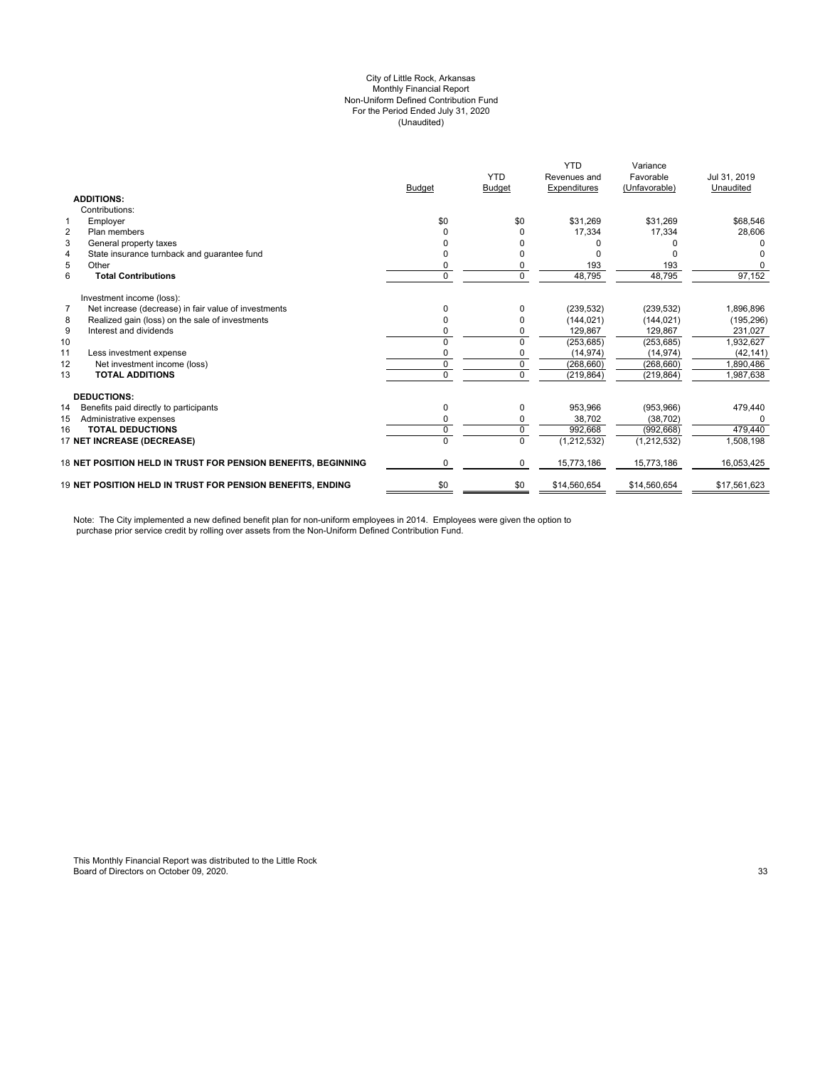City of Little Rock, Arkansas
Monthly Financial Report
Non-Uniform Defined Contribution Fund
For the Period Ended July 31, 2020
(Unaudited)

| | | Budget | YTD Budget | YTD Revenues and Expenditures | Variance Favorable (Unfavorable) | Jul 31, 2019 Unaudited |
|---|---|---|---|---|---|---|
| | **ADDITIONS:** | | | | | |
| | Contributions: | | | | | |
| 1 | Employer | $0 | $0 | $31,269 | $31,269 | $68,546 |
| 2 | Plan members | 0 | 0 | 17,334 | 17,334 | 28,606 |
| 3 | General property taxes | 0 | 0 | 0 | 0 | 0 |
| 4 | State insurance turnback and guarantee fund | 0 | 0 | 0 | 0 | 0 |
| 5 | Other | 0 | 0 | 193 | 193 | 0 |
| 6 | **Total Contributions** | 0 | 0 | 48,795 | 48,795 | 97,152 |
| | Investment income (loss): | | | | | |
| 7 | Net increase (decrease) in fair value of investments | 0 | 0 | (239,532) | (239,532) | 1,896,896 |
| 8 | Realized gain (loss) on the sale of investments | 0 | 0 | (144,021) | (144,021) | (195,296) |
| 9 | Interest and dividends | 0 | 0 | 129,867 | 129,867 | 231,027 |
| 10 | | 0 | 0 | (253,685) | (253,685) | 1,932,627 |
| 11 | Less investment expense | 0 | 0 | (14,974) | (14,974) | (42,141) |
| 12 | Net investment income (loss) | 0 | 0 | (268,660) | (268,660) | 1,890,486 |
| 13 | **TOTAL ADDITIONS** | 0 | 0 | (219,864) | (219,864) | 1,987,638 |
| | **DEDUCTIONS:** | | | | | |
| 14 | Benefits paid directly to participants | 0 | 0 | 953,966 | (953,966) | 479,440 |
| 15 | Administrative expenses | 0 | 0 | 38,702 | (38,702) | 0 |
| 16 | **TOTAL DEDUCTIONS** | 0 | 0 | 992,668 | (992,668) | 479,440 |
| 17 | **NET INCREASE (DECREASE)** | 0 | 0 | (1,212,532) | (1,212,532) | 1,508,198 |
| 18 | **NET POSITION HELD IN TRUST FOR PENSION BENEFITS, BEGINNING** | 0 | 0 | 15,773,186 | 15,773,186 | 16,053,425 |
| 19 | **NET POSITION HELD IN TRUST FOR PENSION BENEFITS, ENDING** | $0 | $0 | $14,560,654 | $14,560,654 | $17,561,623 |

Note: The City implemented a new defined benefit plan for non-uniform employees in 2014. Employees were given the option to purchase prior service credit by rolling over assets from the Non-Uniform Defined Contribution Fund.

This Monthly Financial Report was distributed to the Little Rock Board of Directors on October 09, 2020.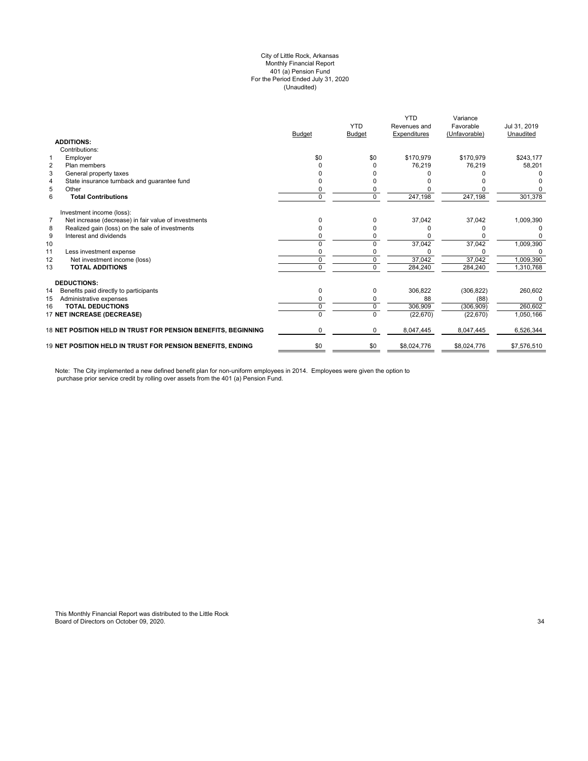City of Little Rock, Arkansas
Monthly Financial Report
401 (a) Pension Fund
For the Period Ended July 31, 2020
(Unaudited)

| | | Budget | YTD Budget | YTD Revenues and Expenditures | Variance Favorable (Unfavorable) | Jul 31, 2019 Unaudited |
|---|---|---|---|---|---|---|
| | **ADDITIONS:** | | | | | |
| | Contributions: | | | | | |
| 1 | Employer | $0 | $0 | $170,979 | $170,979 | $243,177 |
| 2 | Plan members | 0 | 0 | 76,219 | 76,219 | 58,201 |
| 3 | General property taxes | 0 | 0 | 0 | 0 | 0 |
| 4 | State insurance turnback and guarantee fund | 0 | 0 | 0 | 0 | 0 |
| 5 | Other | 0 | 0 | 0 | 0 | 0 |
| 6 | **Total Contributions** | 0 | 0 | 247,198 | 247,198 | 301,378 |
| | Investment income (loss): | | | | | |
| 7 | Net increase (decrease) in fair value of investments | 0 | 0 | 37,042 | 37,042 | 1,009,390 |
| 8 | Realized gain (loss) on the sale of investments | 0 | 0 | 0 | 0 | 0 |
| 9 | Interest and dividends | 0 | 0 | 0 | 0 | 0 |
| 10 | | 0 | 0 | 37,042 | 37,042 | 1,009,390 |
| 11 | Less investment expense | 0 | 0 | 0 | 0 | 0 |
| 12 | Net investment income (loss) | 0 | 0 | 37,042 | 37,042 | 1,009,390 |
| 13 | **TOTAL ADDITIONS** | 0 | 0 | 284,240 | 284,240 | 1,310,768 |
| | **DEDUCTIONS:** | | | | | |
| 14 | Benefits paid directly to participants | 0 | 0 | 306,822 | (306,822) | 260,602 |
| 15 | Administrative expenses | 0 | 0 | 88 | (88) | 0 |
| 16 | **TOTAL DEDUCTIONS** | 0 | 0 | 306,909 | (306,909) | 260,602 |
| 17 | **NET INCREASE (DECREASE)** | 0 | 0 | (22,670) | (22,670) | 1,050,166 |
| 18 | **NET POSITION HELD IN TRUST FOR PENSION BENEFITS, BEGINNING** | 0 | 0 | 8,047,445 | 8,047,445 | 6,526,344 |
| 19 | **NET POSITION HELD IN TRUST FOR PENSION BENEFITS, ENDING** | $0 | $0 | $8,024,776 | $8,024,776 | $7,576,510 |

Note: The City implemented a new defined benefit plan for non-uniform employees in 2014. Employees were given the option to purchase prior service credit by rolling over assets from the 401 (a) Pension Fund.

This Monthly Financial Report was distributed to the Little Rock Board of Directors on October 09, 2020.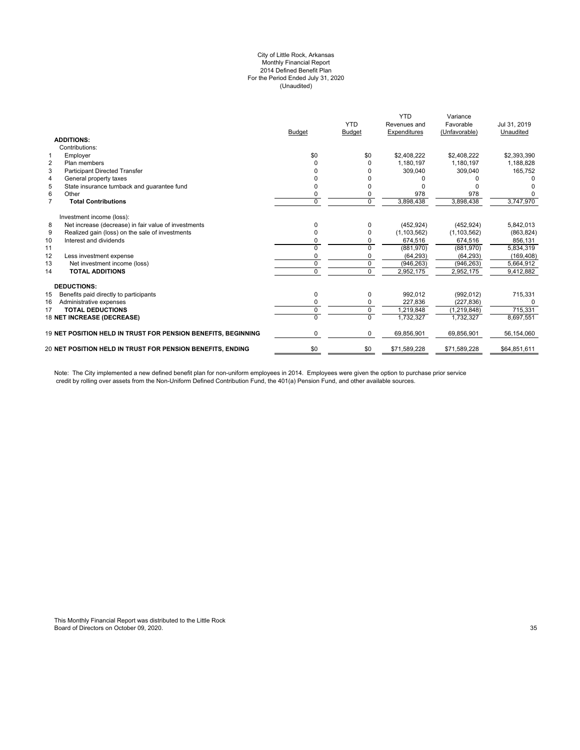City of Little Rock, Arkansas
Monthly Financial Report
2014 Defined Benefit Plan
For the Period Ended July 31, 2020
(Unaudited)

| | | Budget | YTD Budget | YTD Revenues and Expenditures | Variance Favorable (Unfavorable) | Jul 31, 2019 Unaudited |
|---|---|---|---|---|---|---|
| | **ADDITIONS:** | | | | | |
| | Contributions: | | | | | |
| 1 | Employer | $0 | $0 | $2,408,222 | $2,408,222 | $2,393,390 |
| 2 | Plan members | 0 | 0 | 1,180,197 | 1,180,197 | 1,188,828 |
| 3 | Participant Directed Transfer | 0 | 0 | 309,040 | 309,040 | 165,752 |
| 4 | General property taxes | 0 | 0 | 0 | 0 | 0 |
| 5 | State insurance turnback and guarantee fund | 0 | 0 | 0 | 0 | 0 |
| 6 | Other | 0 | 0 | 978 | 978 | 0 |
| 7 | **Total Contributions** | 0 | 0 | 3,898,438 | 3,898,438 | 3,747,970 |
| | Investment income (loss): | | | | | |
| 8 | Net increase (decrease) in fair value of investments | 0 | 0 | (452,924) | (452,924) | 5,842,013 |
| 9 | Realized gain (loss) on the sale of investments | 0 | 0 | (1,103,562) | (1,103,562) | (863,824) |
| 10 | Interest and dividends | 0 | 0 | 674,516 | 674,516 | 856,131 |
| 11 | | 0 | 0 | (881,970) | (881,970) | 5,834,319 |
| 12 | Less investment expense | 0 | 0 | (64,293) | (64,293) | (169,408) |
| 13 | Net investment income (loss) | 0 | 0 | (946,263) | (946,263) | 5,664,912 |
| 14 | **TOTAL ADDITIONS** | 0 | 0 | 2,952,175 | 2,952,175 | 9,412,882 |
| | **DEDUCTIONS:** | | | | | |
| 15 | Benefits paid directly to participants | 0 | 0 | 992,012 | (992,012) | 715,331 |
| 16 | Administrative expenses | 0 | 0 | 227,836 | (227,836) | 0 |
| 17 | **TOTAL DEDUCTIONS** | 0 | 0 | 1,219,848 | (1,219,848) | 715,331 |
| 18 | **NET INCREASE (DECREASE)** | 0 | 0 | 1,732,327 | 1,732,327 | 8,697,551 |
| 19 | **NET POSITION HELD IN TRUST FOR PENSION BENEFITS, BEGINNING** | 0 | 0 | 69,856,901 | 69,856,901 | 56,154,060 |
| 20 | **NET POSITION HELD IN TRUST FOR PENSION BENEFITS, ENDING** | $0 | $0 | $71,589,228 | $71,589,228 | $64,851,611 |

Note: The City implemented a new defined benefit plan for non-uniform employees in 2014. Employees were given the option to purchase prior service credit by rolling over assets from the Non-Uniform Defined Contribution Fund, the 401(a) Pension Fund, and other available sources.

This Monthly Financial Report was distributed to the Little Rock Board of Directors on October 09, 2020.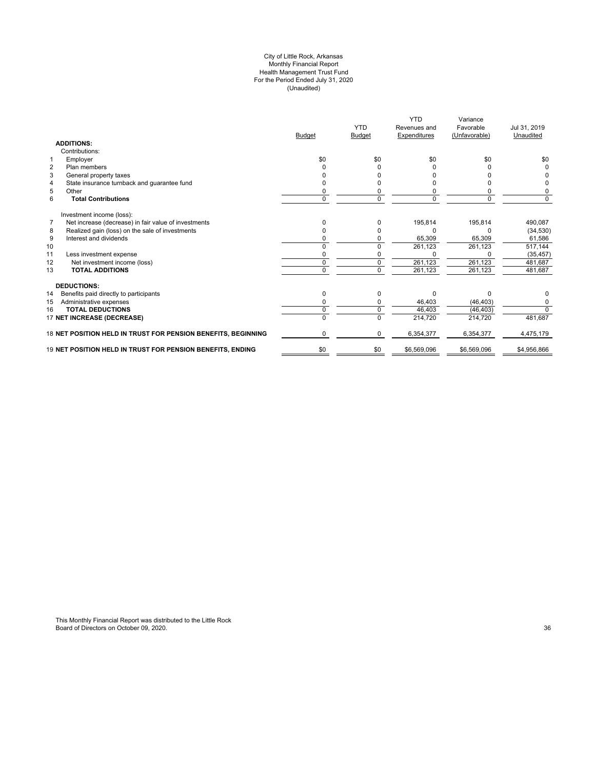City of Little Rock, Arkansas
Monthly Financial Report
Health Management Trust Fund
For the Period Ended July 31, 2020
(Unaudited)

| | | Budget | YTD Budget | YTD Revenues and Expenditures | Variance Favorable (Unfavorable) | Jul 31, 2019 Unaudited |
|---|---|---|---|---|---|---|
| | **ADDITIONS:** | | | | | |
| | Contributions: | | | | | |
| 1 | Employer | $0 | $0 | $0 | $0 | $0 |
| 2 | Plan members | 0 | 0 | 0 | 0 | 0 |
| 3 | General property taxes | 0 | 0 | 0 | 0 | 0 |
| 4 | State insurance turnback and guarantee fund | 0 | 0 | 0 | 0 | 0 |
| 5 | Other | 0 | 0 | 0 | 0 | 0 |
| 6 | **Total Contributions** | 0 | 0 | 0 | 0 | 0 |
| | Investment income (loss): | | | | | |
| 7 | Net increase (decrease) in fair value of investments | 0 | 0 | 195,814 | 195,814 | 490,087 |
| 8 | Realized gain (loss) on the sale of investments | 0 | 0 | 0 | 0 | (34,530) |
| 9 | Interest and dividends | 0 | 0 | 65,309 | 65,309 | 61,586 |
| 10 | | 0 | 0 | 261,123 | 261,123 | 517,144 |
| 11 | Less investment expense | 0 | 0 | 0 | 0 | (35,457) |
| 12 | Net investment income (loss) | 0 | 0 | 261,123 | 261,123 | 481,687 |
| 13 | **TOTAL ADDITIONS** | 0 | 0 | 261,123 | 261,123 | 481,687 |
| | **DEDUCTIONS:** | | | | | |
| 14 | Benefits paid directly to participants | 0 | 0 | 0 | 0 | 0 |
| 15 | Administrative expenses | 0 | 0 | 46,403 | (46,403) | 0 |
| 16 | **TOTAL DEDUCTIONS** | 0 | 0 | 46,403 | (46,403) | 0 |
| 17 | **NET INCREASE (DECREASE)** | 0 | 0 | 214,720 | 214,720 | 481,687 |
| 18 | **NET POSITION HELD IN TRUST FOR PENSION BENEFITS, BEGINNING** | 0 | 0 | 6,354,377 | 6,354,377 | 4,475,179 |
| 19 | **NET POSITION HELD IN TRUST FOR PENSION BENEFITS, ENDING** | $0 | $0 | $6,569,096 | $6,569,096 | $4,956,866 |

This Monthly Financial Report was distributed to the Little Rock Board of Directors on October 09, 2020.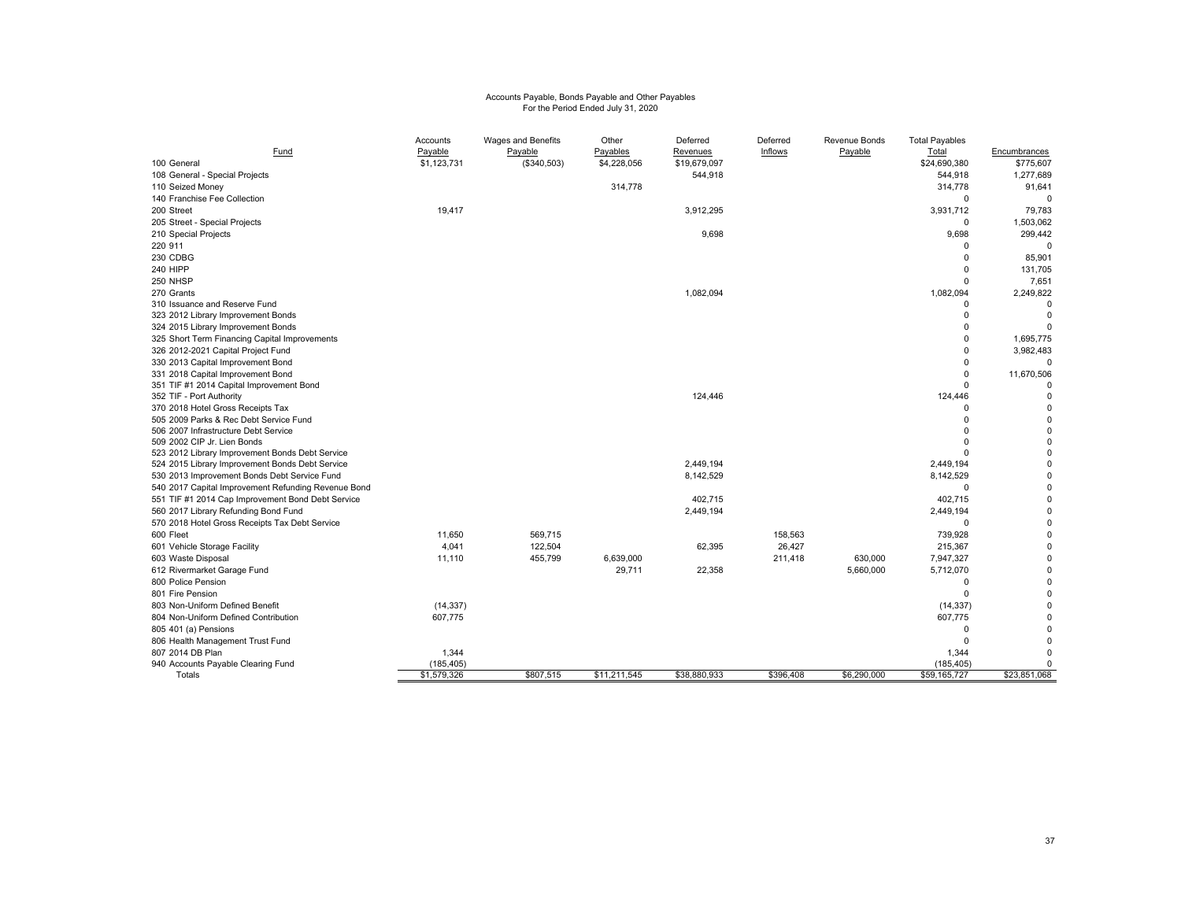# Accounts Payable, Bonds Payable and Other Payables
For the Period Ended July 31, 2020

| Fund | Accounts Payable | Wages and Benefits Payable | Other Payables | Deferred Revenues | Deferred Inflows | Revenue Bonds Payable | Total Payables Total | Encumbrances |
|---|---|---|---|---|---|---|---|---|
| 100 General | $1,123,731 | ($340,503) | $4,228,056 | $19,679,097 | | | $24,690,380 | $775,607 |
| 108 General - Special Projects | | | | 544,918 | | | 544,918 | 1,277,689 |
| 110 Seized Money | | | 314,778 | | | | 314,778 | 91,641 |
| 140 Franchise Fee Collection | | | | | | | 0 | 0 |
| 200 Street | 19,417 | | | 3,912,295 | | | 3,931,712 | 79,783 |
| 205 Street - Special Projects | | | | | | | 0 | 1,503,062 |
| 210 Special Projects | | | | 9,698 | | | 9,698 | 299,442 |
| 220 911 | | | | | | | 0 | 0 |
| 230 CDBG | | | | | | | 0 | 85,901 |
| 240 HIPP | | | | | | | 0 | 131,705 |
| 250 NHSP | | | | | | | 0 | 7,651 |
| 270 Grants | | | | 1,082,094 | | | 1,082,094 | 2,249,822 |
| 310 Issuance and Reserve Fund | | | | | | | 0 | 0 |
| 323 2012 Library Improvement Bonds | | | | | | | 0 | 0 |
| 324 2015 Library Improvement Bonds | | | | | | | 0 | 0 |
| 325 Short Term Financing Capital Improvements | | | | | | | 0 | 1,695,775 |
| 326 2012-2021 Capital Project Fund | | | | | | | 0 | 3,982,483 |
| 330 2013 Capital Improvement Bond | | | | | | | 0 | 0 |
| 331 2018 Capital Improvement Bond | | | | | | | 0 | 11,670,506 |
| 351 TIF #1 2014 Capital Improvement Bond | | | | | | | 0 | 0 |
| 352 TIF - Port Authority | | | | 124,446 | | | 124,446 | 0 |
| 370 2018 Hotel Gross Receipts Tax | | | | | | | 0 | 0 |
| 505 2009 Parks & Rec Debt Service Fund | | | | | | | 0 | 0 |
| 506 2007 Infrastructure Debt Service | | | | | | | 0 | 0 |
| 509 2002 CIP Jr. Lien Bonds | | | | | | | 0 | 0 |
| 523 2012 Library Improvement Bonds Debt Service | | | | | | | 0 | 0 |
| 524 2015 Library Improvement Bonds Debt Service | | | | 2,449,194 | | | 2,449,194 | 0 |
| 530 2013 Improvement Bonds Debt Service Fund | | | | 8,142,529 | | | 8,142,529 | 0 |
| 540 2017 Capital Improvement Refunding Revenue Bond | | | | | | | 0 | 0 |
| 551 TIF #1 2014 Cap Improvement Bond Debt Service | | | | 402,715 | | | 402,715 | 0 |
| 560 2017 Library Refunding Bond Fund | | | | 2,449,194 | | | 2,449,194 | 0 |
| 570 2018 Hotel Gross Receipts Tax Debt Service | | | | | | | 0 | 0 |
| 600 Fleet | 11,650 | 569,715 | | | 158,563 | | 739,928 | 0 |
| 601 Vehicle Storage Facility | 4,041 | 122,504 | | 62,395 | 26,427 | | 215,367 | 0 |
| 603 Waste Disposal | 11,110 | 455,799 | 6,639,000 | | 211,418 | 630,000 | 7,947,327 | 0 |
| 612 Rivermarket Garage Fund | | | 29,711 | 22,358 | | 5,660,000 | 5,712,070 | 0 |
| 800 Police Pension | | | | | | | 0 | 0 |
| 801 Fire Pension | | | | | | | 0 | 0 |
| 803 Non-Uniform Defined Benefit | (14,337) | | | | | | (14,337) | 0 |
| 804 Non-Uniform Defined Contribution | 607,775 | | | | | | 607,775 | 0 |
| 805 401 (a) Pensions | | | | | | | 0 | 0 |
| 806 Health Management Trust Fund | | | | | | | 0 | 0 |
| 807 2014 DB Plan | 1,344 | | | | | | 1,344 | 0 |
| 940 Accounts Payable Clearing Fund | (185,405) | | | | | | (185,405) | 0 |
| Totals | $1,579,326 | $807,515 | $11,211,545 | $38,880,933 | $396,408 | $6,290,000 | $59,165,727 | $23,851,068 |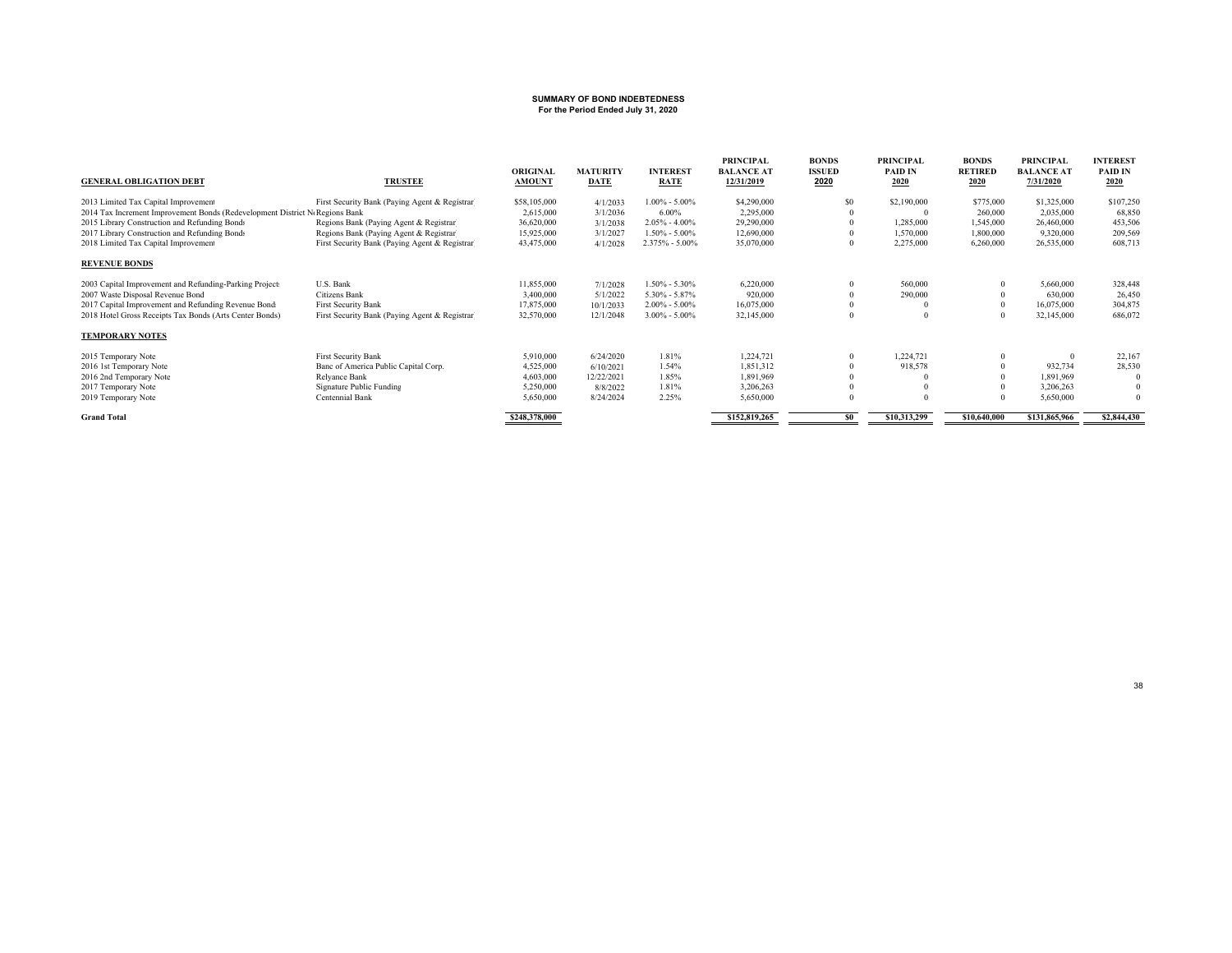# SUMMARY OF BOND INDEBTEDNESS
## For the Period Ended July 31, 2020

| GENERAL OBLIGATION DEBT | TRUSTEE | ORIGINAL AMOUNT | MATURITY DATE | INTEREST RATE | PRINCIPAL BALANCE AT 12/31/2019 | BONDS ISSUED 2020 | PRINCIPAL PAID IN 2020 | BONDS RETIRED 2020 | PRINCIPAL BALANCE AT 7/31/2020 | INTEREST PAID IN 2020 |
|---|---|---|---|---|---|---|---|---|---|---|
| 2013 Limited Tax Capital Improvement | First Security Bank (Paying Agent & Registrar | $58,105,000 | 4/1/2033 | 1.00% - 5.00% | $4,290,000 | $0 | $2,190,000 | $775,000 | $1,325,000 | $107,250 |
| 2014 Tax Increment Improvement Bonds (Redevelopment District N | Regions Bank | 2,615,000 | 3/1/2036 | 6.00% | 2,295,000 | 0 | 0 | 260,000 | 2,035,000 | 68,850 |
| 2015 Library Construction and Refunding Bonds | Regions Bank (Paying Agent & Registrar | 36,620,000 | 3/1/2038 | 2.05% - 4.00% | 29,290,000 | 0 | 1,285,000 | 1,545,000 | 26,460,000 | 453,506 |
| 2017 Library Construction and Refunding Bonds | Regions Bank (Paying Agent & Registrar | 15,925,000 | 3/1/2027 | 1.50% - 5.00% | 12,690,000 | 0 | 1,570,000 | 1,800,000 | 9,320,000 | 209,569 |
| 2018 Limited Tax Capital Improvement | First Security Bank (Paying Agent & Registrar | 43,475,000 | 4/1/2028 | 2.375% - 5.00% | 35,070,000 | 0 | 2,275,000 | 6,260,000 | 26,535,000 | 608,713 |
| **REVENUE BONDS** | | | | | | | | | | |
| 2003 Capital Improvement and Refunding-Parking Projects | U.S. Bank | 11,855,000 | 7/1/2028 | 1.50% - 5.30% | 6,220,000 | 0 | 560,000 | 0 | 5,660,000 | 328,448 |
| 2007 Waste Disposal Revenue Bond | Citizens Bank | 3,400,000 | 5/1/2022 | 5.30% - 5.87% | 920,000 | 0 | 290,000 | 0 | 630,000 | 26,450 |
| 2017 Capital Improvement and Refunding Revenue Bond | First Security Bank | 17,875,000 | 10/1/2033 | 2.00% - 5.00% | 16,075,000 | 0 | 0 | 0 | 16,075,000 | 304,875 |
| 2018 Hotel Gross Receipts Tax Bonds (Arts Center Bonds) | First Security Bank (Paying Agent & Registrar | 32,570,000 | 12/1/2048 | 3.00% - 5.00% | 32,145,000 | 0 | 0 | 0 | 32,145,000 | 686,072 |
| **TEMPORARY NOTES** | | | | | | | | | | |
| 2015 Temporary Note | First Security Bank | 5,910,000 | 6/24/2020 | 1.81% | 1,224,721 | 0 | 1,224,721 | 0 | 0 | 22,167 |
| 2016 1st Temporary Note | Banc of America Public Capital Corp. | 4,525,000 | 6/10/2021 | 1.54% | 1,851,312 | 0 | 918,578 | 0 | 932,734 | 28,530 |
| 2016 2nd Temporary Note | Relyance Bank | 4,603,000 | 12/22/2021 | 1.85% | 1,891,969 | 0 | 0 | 0 | 1,891,969 | 0 |
| 2017 Temporary Note | Signature Public Funding | 5,250,000 | 8/8/2022 | 1.81% | 3,206,263 | 0 | 0 | 0 | 3,206,263 | 0 |
| 2019 Temporary Note | Centennial Bank | 5,650,000 | 8/24/2024 | 2.25% | 5,650,000 | 0 | 0 | 0 | 5,650,000 | 0 |
| **Grand Total** | | $248,378,000 | | | $152,819,265 | $0 | $10,313,299 | $10,640,000 | $131,865,966 | $2,844,430 |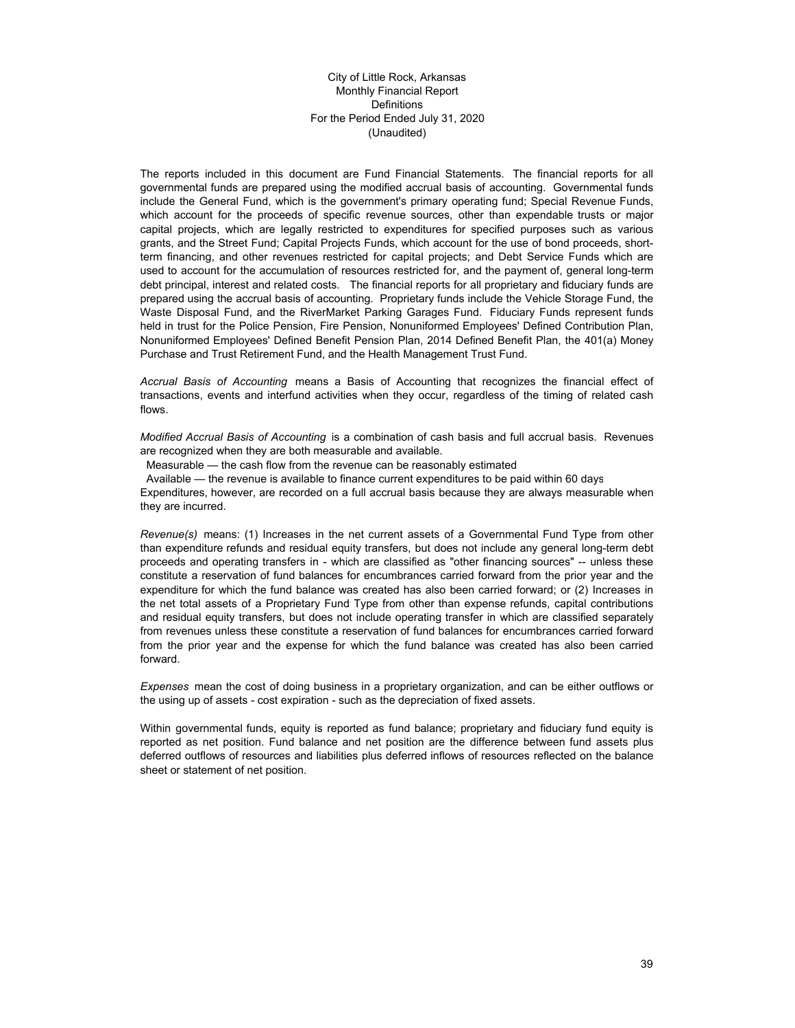City of Little Rock, Arkansas
Monthly Financial Report
Definitions
For the Period Ended July 31, 2020
(Unaudited)

The reports included in this document are Fund Financial Statements. The financial reports for all governmental funds are prepared using the modified accrual basis of accounting. Governmental funds include the General Fund, which is the government's primary operating fund; Special Revenue Funds, which account for the proceeds of specific revenue sources, other than expendable trusts or major capital projects, which are legally restricted to expenditures for specified purposes such as various grants, and the Street Fund; Capital Projects Funds, which account for the use of bond proceeds, short-term financing, and other revenues restricted for capital projects; and Debt Service Funds which are used to account for the accumulation of resources restricted for, and the payment of, general long-term debt principal, interest and related costs. The financial reports for all proprietary and fiduciary funds are prepared using the accrual basis of accounting. Proprietary funds include the Vehicle Storage Fund, the Waste Disposal Fund, and the RiverMarket Parking Garages Fund. Fiduciary Funds represent funds held in trust for the Police Pension, Fire Pension, Nonuniformed Employees' Defined Contribution Plan, Nonuniformed Employees' Defined Benefit Pension Plan, 2014 Defined Benefit Plan, the 401(a) Money Purchase and Trust Retirement Fund, and the Health Management Trust Fund.

*Accrual Basis of Accounting* means a Basis of Accounting that recognizes the financial effect of transactions, events and interfund activities when they occur, regardless of the timing of related cash flows.

*Modified Accrual Basis of Accounting* is a combination of cash basis and full accrual basis. Revenues are recognized when they are both measurable and available.

Measurable — the cash flow from the revenue can be reasonably estimated

Available — the revenue is available to finance current expenditures to be paid within 60 days

Expenditures, however, are recorded on a full accrual basis because they are always measurable when they are incurred.

*Revenue(s)* means: (1) Increases in the net current assets of a Governmental Fund Type from other than expenditure refunds and residual equity transfers, but does not include any general long-term debt proceeds and operating transfers in - which are classified as "other financing sources" -- unless these constitute a reservation of fund balances for encumbrances carried forward from the prior year and the expenditure for which the fund balance was created has also been carried forward; or (2) Increases in the net total assets of a Proprietary Fund Type from other than expense refunds, capital contributions and residual equity transfers, but does not include operating transfer in which are classified separately from revenues unless these constitute a reservation of fund balances for encumbrances carried forward from the prior year and the expense for which the fund balance was created has also been carried forward.

*Expenses* mean the cost of doing business in a proprietary organization, and can be either outflows or the using up of assets - cost expiration - such as the depreciation of fixed assets.

Within governmental funds, equity is reported as fund balance; proprietary and fiduciary fund equity is reported as net position. Fund balance and net position are the difference between fund assets plus deferred outflows of resources and liabilities plus deferred inflows of resources reflected on the balance sheet or statement of net position.